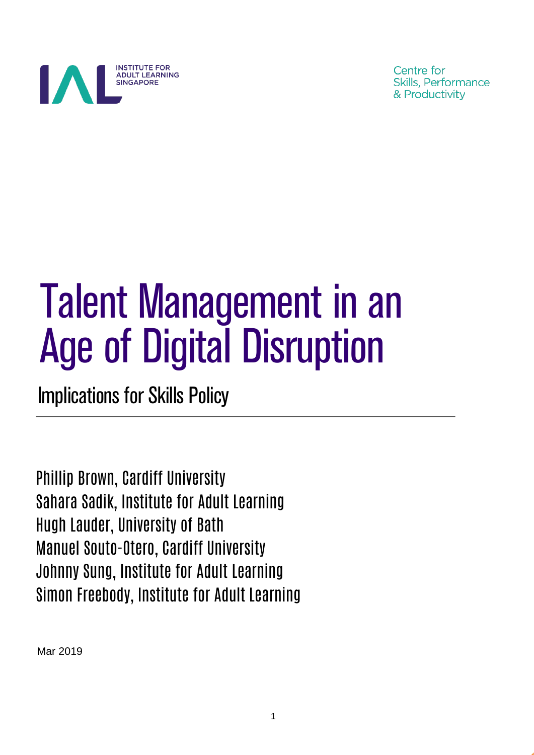INSTITUTE FOR ADULT LEARNING SINGAPORE

Centre for Skills, Performance & Productivity

# Talent Management in an Age of Digital Disruption

## Implications for Skills Policy

Phillip Brown, Cardiff University
Sahara Sadik, Institute for Adult Learning
Hugh Lauder, University of Bath
Manuel Souto-Otero, Cardiff University
Johnny Sung, Institute for Adult Learning
Simon Freebody, Institute for Adult Learning

Mar 2019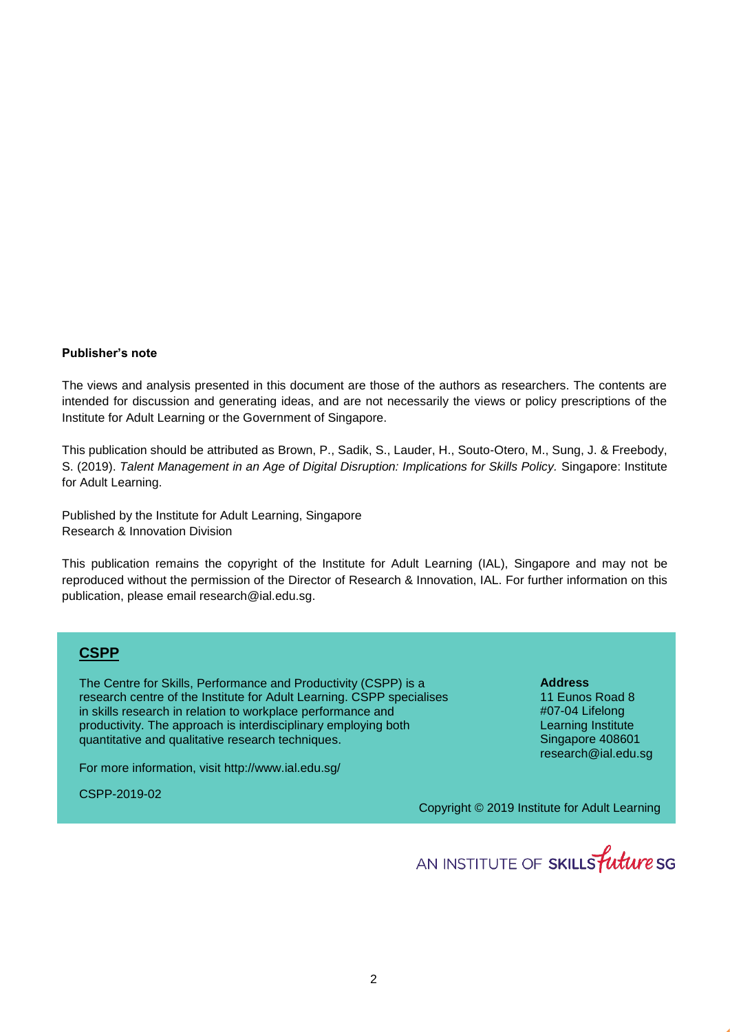**Publisher's note**

The views and analysis presented in this document are those of the authors as researchers. The contents are intended for discussion and generating ideas, and are not necessarily the views or policy prescriptions of the Institute for Adult Learning or the Government of Singapore.

This publication should be attributed as Brown, P., Sadik, S., Lauder, H., Souto-Otero, M., Sung, J. & Freebody, S. (2019). *Talent Management in an Age of Digital Disruption: Implications for Skills Policy.* Singapore: Institute for Adult Learning.

Published by the Institute for Adult Learning, Singapore
Research & Innovation Division

This publication remains the copyright of the Institute for Adult Learning (IAL), Singapore and may not be reproduced without the permission of the Director of Research & Innovation, IAL. For further information on this publication, please email research@ial.edu.sg.

## CSPP

The Centre for Skills, Performance and Productivity (CSPP) is a research centre of the Institute for Adult Learning. CSPP specialises in skills research in relation to workplace performance and productivity. The approach is interdisciplinary employing both quantitative and qualitative research techniques.

For more information, visit http://www.ial.edu.sg/

CSPP-2019-02

**Address**
11 Eunos Road 8
#07-04 Lifelong Learning Institute
Singapore 408601
research@ial.edu.sg

Copyright © 2019 Institute for Adult Learning

AN INSTITUTE OF SKILLSFuture SG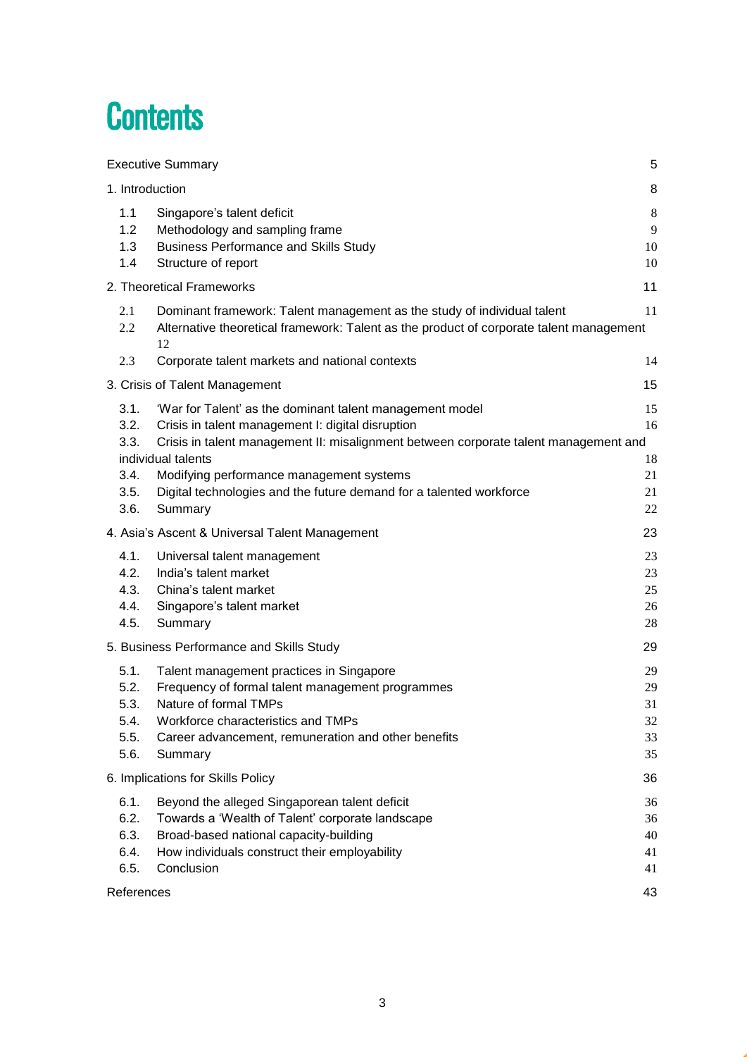# Contents

| | | |
|---|---|---|
| Executive Summary | | 5 |
| 1. Introduction | | 8 |
| 1.1 | Singapore's talent deficit | 8 |
| 1.2 | Methodology and sampling frame | 9 |
| 1.3 | Business Performance and Skills Study | 10 |
| 1.4 | Structure of report | 10 |
| 2. Theoretical Frameworks | | 11 |
| 2.1 | Dominant framework: Talent management as the study of individual talent | 11 |
| 2.2 | Alternative theoretical framework: Talent as the product of corporate talent management | 12 |
| 2.3 | Corporate talent markets and national contexts | 14 |
| 3. Crisis of Talent Management | | 15 |
| 3.1. | 'War for Talent' as the dominant talent management model | 15 |
| 3.2. | Crisis in talent management I: digital disruption | 16 |
| 3.3. | Crisis in talent management II: misalignment between corporate talent management and individual talents | 18 |
| 3.4. | Modifying performance management systems | 21 |
| 3.5. | Digital technologies and the future demand for a talented workforce | 21 |
| 3.6. | Summary | 22 |
| 4. Asia's Ascent & Universal Talent Management | | 23 |
| 4.1. | Universal talent management | 23 |
| 4.2. | India's talent market | 23 |
| 4.3. | China's talent market | 25 |
| 4.4. | Singapore's talent market | 26 |
| 4.5. | Summary | 28 |
| 5. Business Performance and Skills Study | | 29 |
| 5.1. | Talent management practices in Singapore | 29 |
| 5.2. | Frequency of formal talent management programmes | 29 |
| 5.3. | Nature of formal TMPs | 31 |
| 5.4. | Workforce characteristics and TMPs | 32 |
| 5.5. | Career advancement, remuneration and other benefits | 33 |
| 5.6. | Summary | 35 |
| 6. Implications for Skills Policy | | 36 |
| 6.1. | Beyond the alleged Singaporean talent deficit | 36 |
| 6.2. | Towards a 'Wealth of Talent' corporate landscape | 36 |
| 6.3. | Broad-based national capacity-building | 40 |
| 6.4. | How individuals construct their employability | 41 |
| 6.5. | Conclusion | 41 |
| References | | 43 |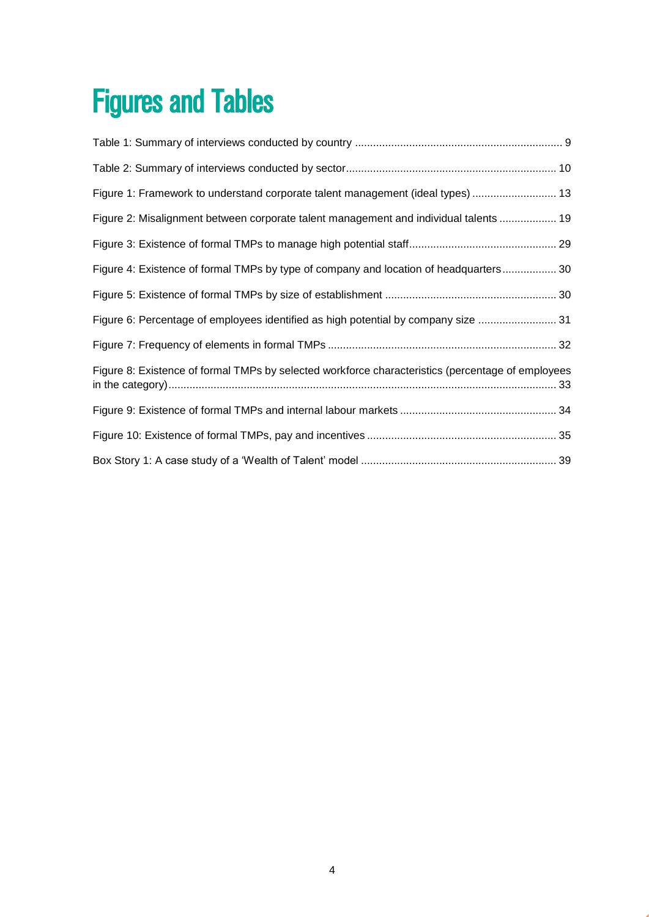# Figures and Tables

Table 1: Summary of interviews conducted by country ..................................................................... 9

Table 2: Summary of interviews conducted by sector..................................................................... 10

Figure 1: Framework to understand corporate talent management (ideal types) ............................ 13

Figure 2: Misalignment between corporate talent management and individual talents ................... 19

Figure 3: Existence of formal TMPs to manage high potential staff................................................ 29

Figure 4: Existence of formal TMPs by type of company and location of headquarters.................. 30

Figure 5: Existence of formal TMPs by size of establishment ......................................................... 30

Figure 6: Percentage of employees identified as high potential by company size .......................... 31

Figure 7: Frequency of elements in formal TMPs ........................................................................... 32

Figure 8: Existence of formal TMPs by selected workforce characteristics (percentage of employees in the category)................................................................................................................................ 33

Figure 9: Existence of formal TMPs and internal labour markets ................................................... 34

Figure 10: Existence of formal TMPs, pay and incentives .............................................................. 35

Box Story 1: A case study of a 'Wealth of Talent' model ................................................................ 39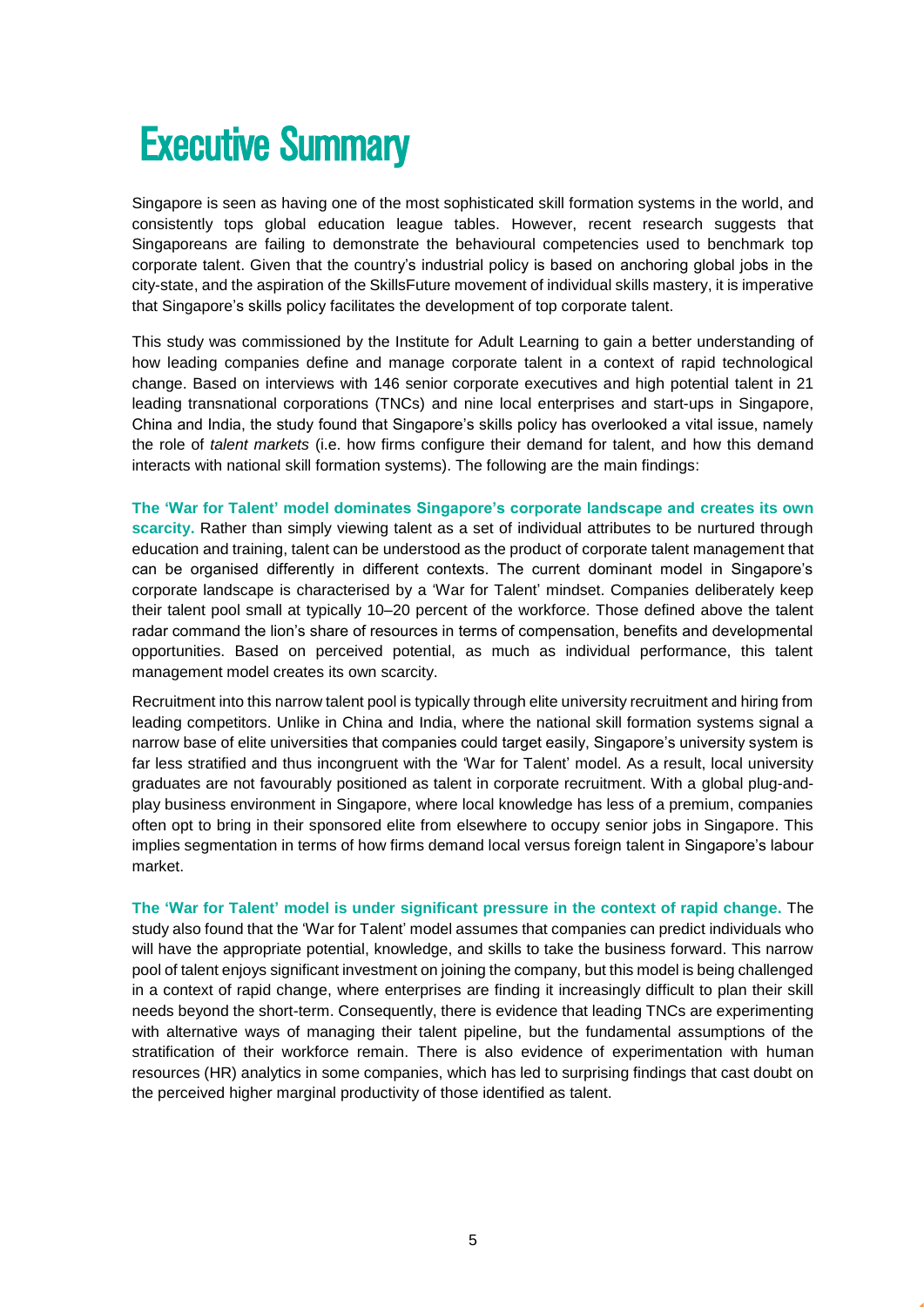# Executive Summary

Singapore is seen as having one of the most sophisticated skill formation systems in the world, and consistently tops global education league tables. However, recent research suggests that Singaporeans are failing to demonstrate the behavioural competencies used to benchmark top corporate talent. Given that the country's industrial policy is based on anchoring global jobs in the city-state, and the aspiration of the SkillsFuture movement of individual skills mastery, it is imperative that Singapore's skills policy facilitates the development of top corporate talent.

This study was commissioned by the Institute for Adult Learning to gain a better understanding of how leading companies define and manage corporate talent in a context of rapid technological change. Based on interviews with 146 senior corporate executives and high potential talent in 21 leading transnational corporations (TNCs) and nine local enterprises and start-ups in Singapore, China and India, the study found that Singapore's skills policy has overlooked a vital issue, namely the role of *talent markets* (i.e. how firms configure their demand for talent, and how this demand interacts with national skill formation systems). The following are the main findings:

**The 'War for Talent' model dominates Singapore's corporate landscape and creates its own scarcity.** Rather than simply viewing talent as a set of individual attributes to be nurtured through education and training, talent can be understood as the product of corporate talent management that can be organised differently in different contexts. The current dominant model in Singapore's corporate landscape is characterised by a 'War for Talent' mindset. Companies deliberately keep their talent pool small at typically 10–20 percent of the workforce. Those defined above the talent radar command the lion's share of resources in terms of compensation, benefits and developmental opportunities. Based on perceived potential, as much as individual performance, this talent management model creates its own scarcity.

Recruitment into this narrow talent pool is typically through elite university recruitment and hiring from leading competitors. Unlike in China and India, where the national skill formation systems signal a narrow base of elite universities that companies could target easily, Singapore's university system is far less stratified and thus incongruent with the 'War for Talent' model. As a result, local university graduates are not favourably positioned as talent in corporate recruitment. With a global plug-and-play business environment in Singapore, where local knowledge has less of a premium, companies often opt to bring in their sponsored elite from elsewhere to occupy senior jobs in Singapore. This implies segmentation in terms of how firms demand local versus foreign talent in Singapore's labour market.

**The 'War for Talent' model is under significant pressure in the context of rapid change.** The study also found that the 'War for Talent' model assumes that companies can predict individuals who will have the appropriate potential, knowledge, and skills to take the business forward. This narrow pool of talent enjoys significant investment on joining the company, but this model is being challenged in a context of rapid change, where enterprises are finding it increasingly difficult to plan their skill needs beyond the short-term. Consequently, there is evidence that leading TNCs are experimenting with alternative ways of managing their talent pipeline, but the fundamental assumptions of the stratification of their workforce remain. There is also evidence of experimentation with human resources (HR) analytics in some companies, which has led to surprising findings that cast doubt on the perceived higher marginal productivity of those identified as talent.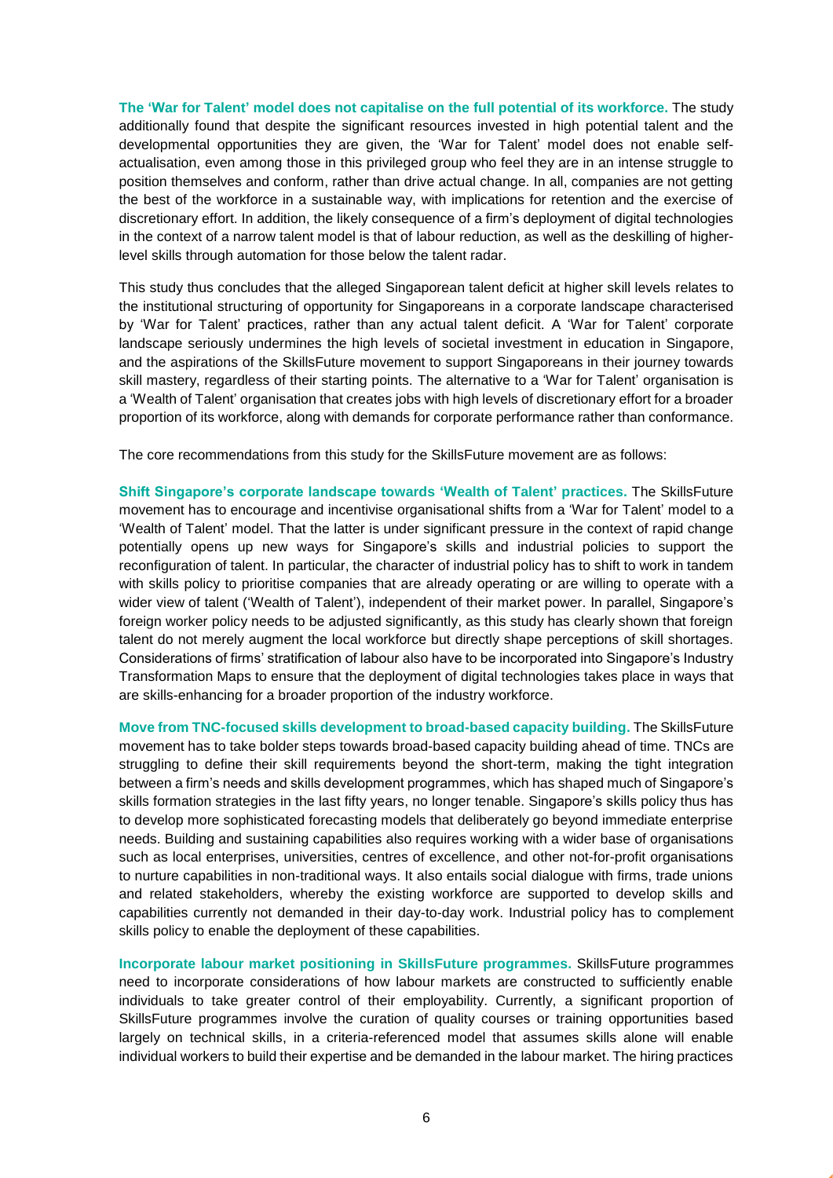**The 'War for Talent' model does not capitalise on the full potential of its workforce.** The study additionally found that despite the significant resources invested in high potential talent and the developmental opportunities they are given, the 'War for Talent' model does not enable self-actualisation, even among those in this privileged group who feel they are in an intense struggle to position themselves and conform, rather than drive actual change. In all, companies are not getting the best of the workforce in a sustainable way, with implications for retention and the exercise of discretionary effort. In addition, the likely consequence of a firm's deployment of digital technologies in the context of a narrow talent model is that of labour reduction, as well as the deskilling of higher-level skills through automation for those below the talent radar.

This study thus concludes that the alleged Singaporean talent deficit at higher skill levels relates to the institutional structuring of opportunity for Singaporeans in a corporate landscape characterised by 'War for Talent' practices, rather than any actual talent deficit. A 'War for Talent' corporate landscape seriously undermines the high levels of societal investment in education in Singapore, and the aspirations of the SkillsFuture movement to support Singaporeans in their journey towards skill mastery, regardless of their starting points. The alternative to a 'War for Talent' organisation is a 'Wealth of Talent' organisation that creates jobs with high levels of discretionary effort for a broader proportion of its workforce, along with demands for corporate performance rather than conformance.

The core recommendations from this study for the SkillsFuture movement are as follows:

**Shift Singapore's corporate landscape towards 'Wealth of Talent' practices.** The SkillsFuture movement has to encourage and incentivise organisational shifts from a 'War for Talent' model to a 'Wealth of Talent' model. That the latter is under significant pressure in the context of rapid change potentially opens up new ways for Singapore's skills and industrial policies to support the reconfiguration of talent. In particular, the character of industrial policy has to shift to work in tandem with skills policy to prioritise companies that are already operating or are willing to operate with a wider view of talent ('Wealth of Talent'), independent of their market power. In parallel, Singapore's foreign worker policy needs to be adjusted significantly, as this study has clearly shown that foreign talent do not merely augment the local workforce but directly shape perceptions of skill shortages. Considerations of firms' stratification of labour also have to be incorporated into Singapore's Industry Transformation Maps to ensure that the deployment of digital technologies takes place in ways that are skills-enhancing for a broader proportion of the industry workforce.

**Move from TNC-focused skills development to broad-based capacity building.** The SkillsFuture movement has to take bolder steps towards broad-based capacity building ahead of time. TNCs are struggling to define their skill requirements beyond the short-term, making the tight integration between a firm's needs and skills development programmes, which has shaped much of Singapore's skills formation strategies in the last fifty years, no longer tenable. Singapore's skills policy thus has to develop more sophisticated forecasting models that deliberately go beyond immediate enterprise needs. Building and sustaining capabilities also requires working with a wider base of organisations such as local enterprises, universities, centres of excellence, and other not-for-profit organisations to nurture capabilities in non-traditional ways. It also entails social dialogue with firms, trade unions and related stakeholders, whereby the existing workforce are supported to develop skills and capabilities currently not demanded in their day-to-day work. Industrial policy has to complement skills policy to enable the deployment of these capabilities.

**Incorporate labour market positioning in SkillsFuture programmes.** SkillsFuture programmes need to incorporate considerations of how labour markets are constructed to sufficiently enable individuals to take greater control of their employability. Currently, a significant proportion of SkillsFuture programmes involve the curation of quality courses or training opportunities based largely on technical skills, in a criteria-referenced model that assumes skills alone will enable individual workers to build their expertise and be demanded in the labour market. The hiring practices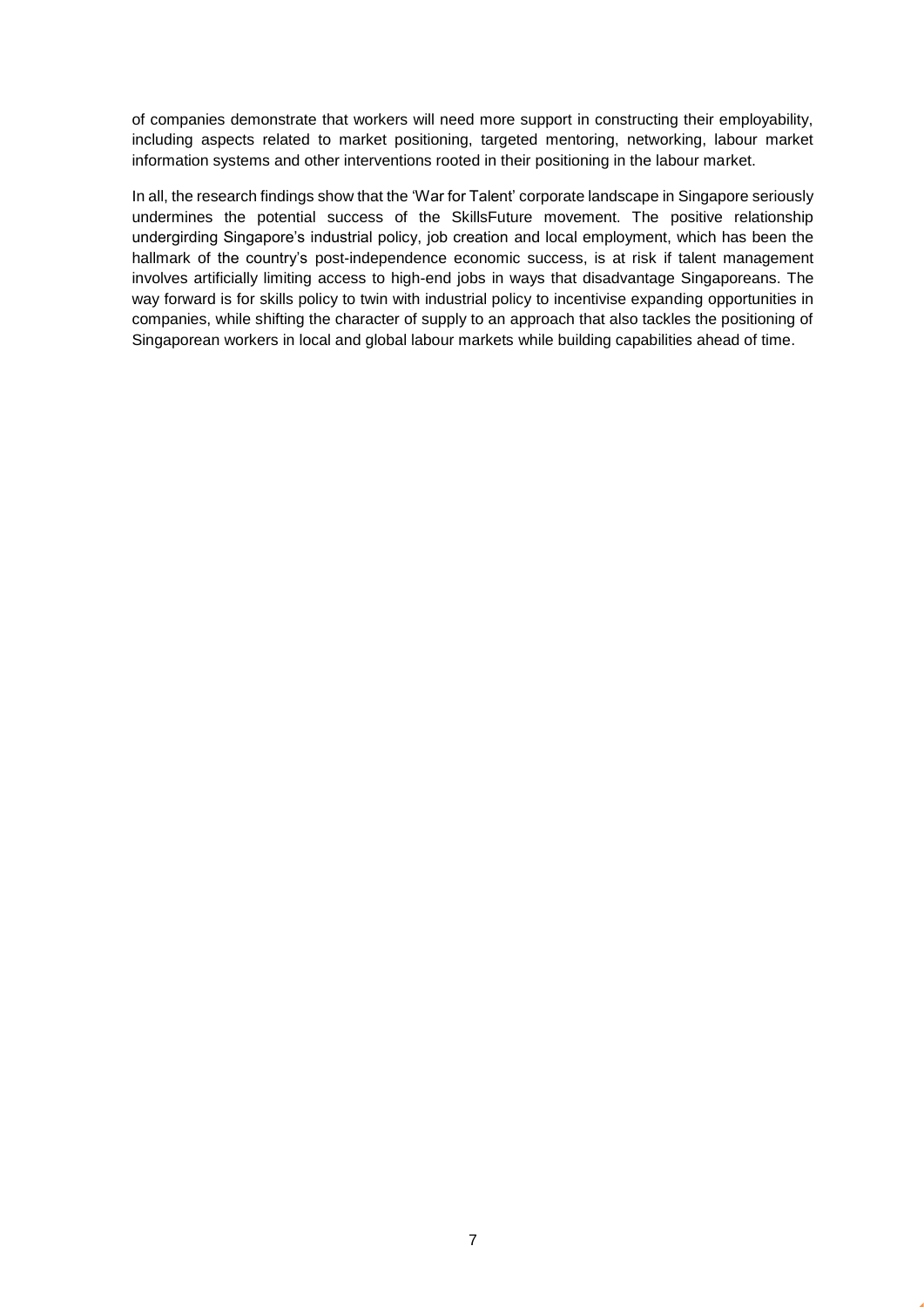of companies demonstrate that workers will need more support in constructing their employability, including aspects related to market positioning, targeted mentoring, networking, labour market information systems and other interventions rooted in their positioning in the labour market.

In all, the research findings show that the 'War for Talent' corporate landscape in Singapore seriously undermines the potential success of the SkillsFuture movement. The positive relationship undergirding Singapore's industrial policy, job creation and local employment, which has been the hallmark of the country's post-independence economic success, is at risk if talent management involves artificially limiting access to high-end jobs in ways that disadvantage Singaporeans. The way forward is for skills policy to twin with industrial policy to incentivise expanding opportunities in companies, while shifting the character of supply to an approach that also tackles the positioning of Singaporean workers in local and global labour markets while building capabilities ahead of time.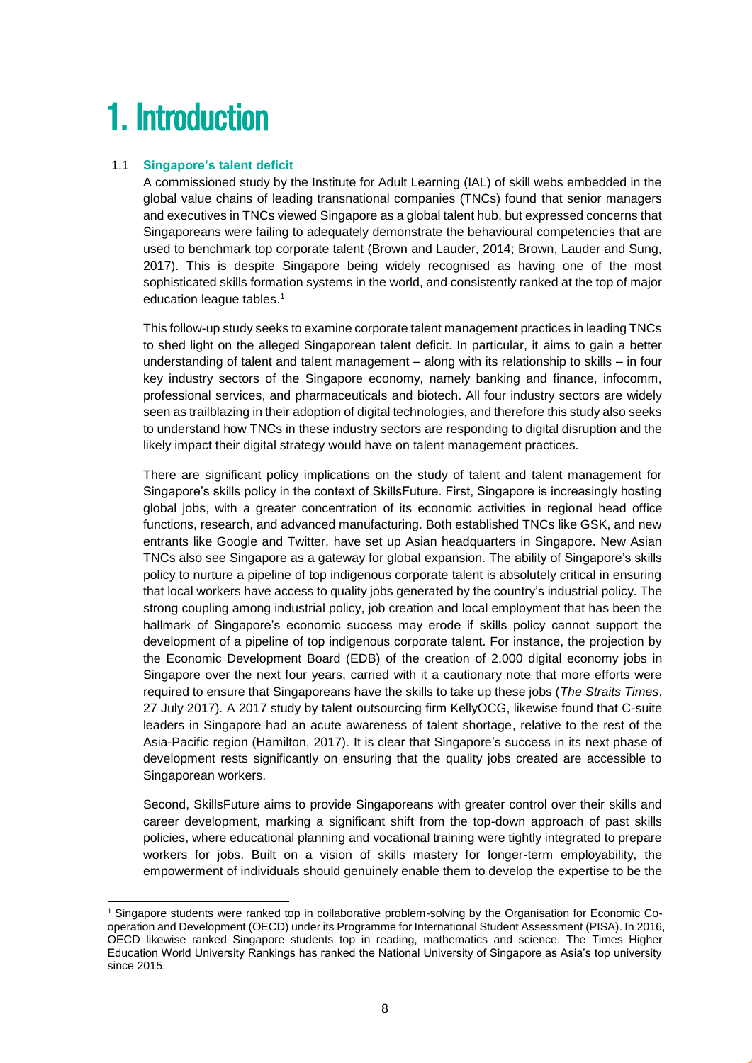# 1. Introduction

## 1.1 Singapore's talent deficit

A commissioned study by the Institute for Adult Learning (IAL) of skill webs embedded in the global value chains of leading transnational companies (TNCs) found that senior managers and executives in TNCs viewed Singapore as a global talent hub, but expressed concerns that Singaporeans were failing to adequately demonstrate the behavioural competencies that are used to benchmark top corporate talent (Brown and Lauder, 2014; Brown, Lauder and Sung, 2017). This is despite Singapore being widely recognised as having one of the most sophisticated skills formation systems in the world, and consistently ranked at the top of major education league tables.[1]

This follow-up study seeks to examine corporate talent management practices in leading TNCs to shed light on the alleged Singaporean talent deficit. In particular, it aims to gain a better understanding of talent and talent management – along with its relationship to skills – in four key industry sectors of the Singapore economy, namely banking and finance, infocomm, professional services, and pharmaceuticals and biotech. All four industry sectors are widely seen as trailblazing in their adoption of digital technologies, and therefore this study also seeks to understand how TNCs in these industry sectors are responding to digital disruption and the likely impact their digital strategy would have on talent management practices.

There are significant policy implications on the study of talent and talent management for Singapore's skills policy in the context of SkillsFuture. First, Singapore is increasingly hosting global jobs, with a greater concentration of its economic activities in regional head office functions, research, and advanced manufacturing. Both established TNCs like GSK, and new entrants like Google and Twitter, have set up Asian headquarters in Singapore. New Asian TNCs also see Singapore as a gateway for global expansion. The ability of Singapore's skills policy to nurture a pipeline of top indigenous corporate talent is absolutely critical in ensuring that local workers have access to quality jobs generated by the country's industrial policy. The strong coupling among industrial policy, job creation and local employment that has been the hallmark of Singapore's economic success may erode if skills policy cannot support the development of a pipeline of top indigenous corporate talent. For instance, the projection by the Economic Development Board (EDB) of the creation of 2,000 digital economy jobs in Singapore over the next four years, carried with it a cautionary note that more efforts were required to ensure that Singaporeans have the skills to take up these jobs (*The Straits Times*, 27 July 2017). A 2017 study by talent outsourcing firm KellyOCG, likewise found that C-suite leaders in Singapore had an acute awareness of talent shortage, relative to the rest of the Asia-Pacific region (Hamilton, 2017). It is clear that Singapore's success in its next phase of development rests significantly on ensuring that the quality jobs created are accessible to Singaporean workers.

Second, SkillsFuture aims to provide Singaporeans with greater control over their skills and career development, marking a significant shift from the top-down approach of past skills policies, where educational planning and vocational training were tightly integrated to prepare workers for jobs. Built on a vision of skills mastery for longer-term employability, the empowerment of individuals should genuinely enable them to develop the expertise to be the

---

[1] Singapore students were ranked top in collaborative problem-solving by the Organisation for Economic Co-operation and Development (OECD) under its Programme for International Student Assessment (PISA). In 2016, OECD likewise ranked Singapore students top in reading, mathematics and science. The Times Higher Education World University Rankings has ranked the National University of Singapore as Asia's top university since 2015.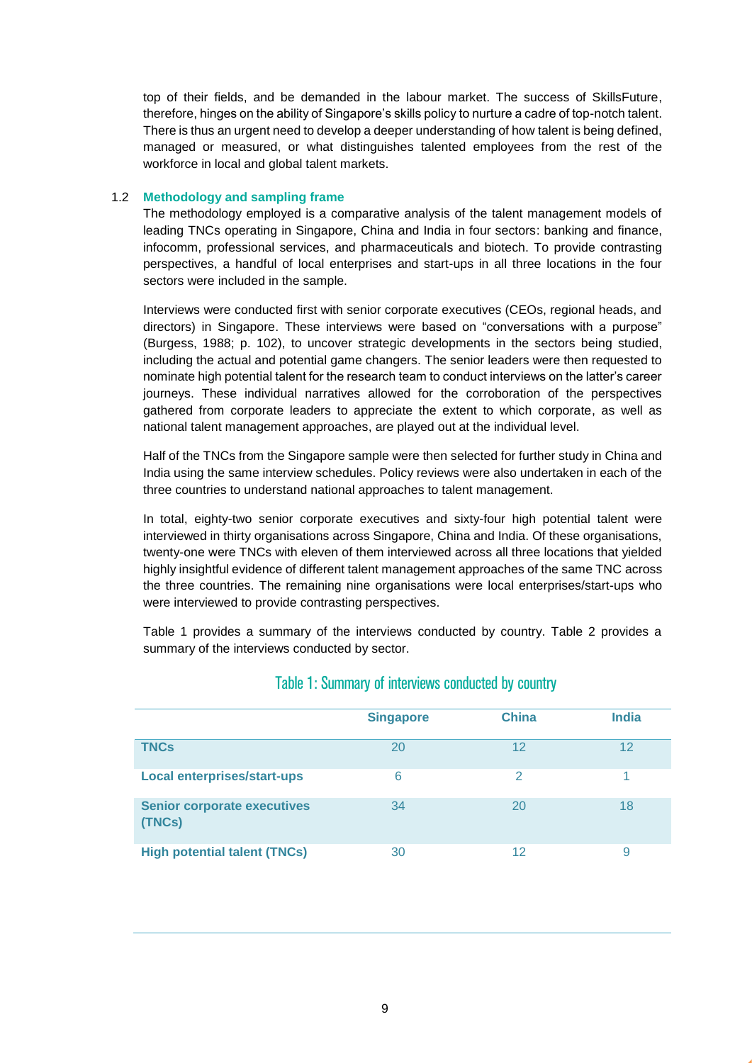top of their fields, and be demanded in the labour market. The success of SkillsFuture, therefore, hinges on the ability of Singapore's skills policy to nurture a cadre of top-notch talent. There is thus an urgent need to develop a deeper understanding of how talent is being defined, managed or measured, or what distinguishes talented employees from the rest of the workforce in local and global talent markets.

### 1.2 Methodology and sampling frame

The methodology employed is a comparative analysis of the talent management models of leading TNCs operating in Singapore, China and India in four sectors: banking and finance, infocomm, professional services, and pharmaceuticals and biotech. To provide contrasting perspectives, a handful of local enterprises and start-ups in all three locations in the four sectors were included in the sample.

Interviews were conducted first with senior corporate executives (CEOs, regional heads, and directors) in Singapore. These interviews were based on "conversations with a purpose" (Burgess, 1988; p. 102), to uncover strategic developments in the sectors being studied, including the actual and potential game changers. The senior leaders were then requested to nominate high potential talent for the research team to conduct interviews on the latter's career journeys. These individual narratives allowed for the corroboration of the perspectives gathered from corporate leaders to appreciate the extent to which corporate, as well as national talent management approaches, are played out at the individual level.

Half of the TNCs from the Singapore sample were then selected for further study in China and India using the same interview schedules. Policy reviews were also undertaken in each of the three countries to understand national approaches to talent management.

In total, eighty-two senior corporate executives and sixty-four high potential talent were interviewed in thirty organisations across Singapore, China and India. Of these organisations, twenty-one were TNCs with eleven of them interviewed across all three locations that yielded highly insightful evidence of different talent management approaches of the same TNC across the three countries. The remaining nine organisations were local enterprises/start-ups who were interviewed to provide contrasting perspectives.

Table 1 provides a summary of the interviews conducted by country. Table 2 provides a summary of the interviews conducted by sector.

**Table 1: Summary of interviews conducted by country**

| | Singapore | China | India |
|---|---|---|---|
| **TNCs** | 20 | 12 | 12 |
| **Local enterprises/start-ups** | 6 | 2 | 1 |
| **Senior corporate executives (TNCs)** | 34 | 20 | 18 |
| **High potential talent (TNCs)** | 30 | 12 | 9 |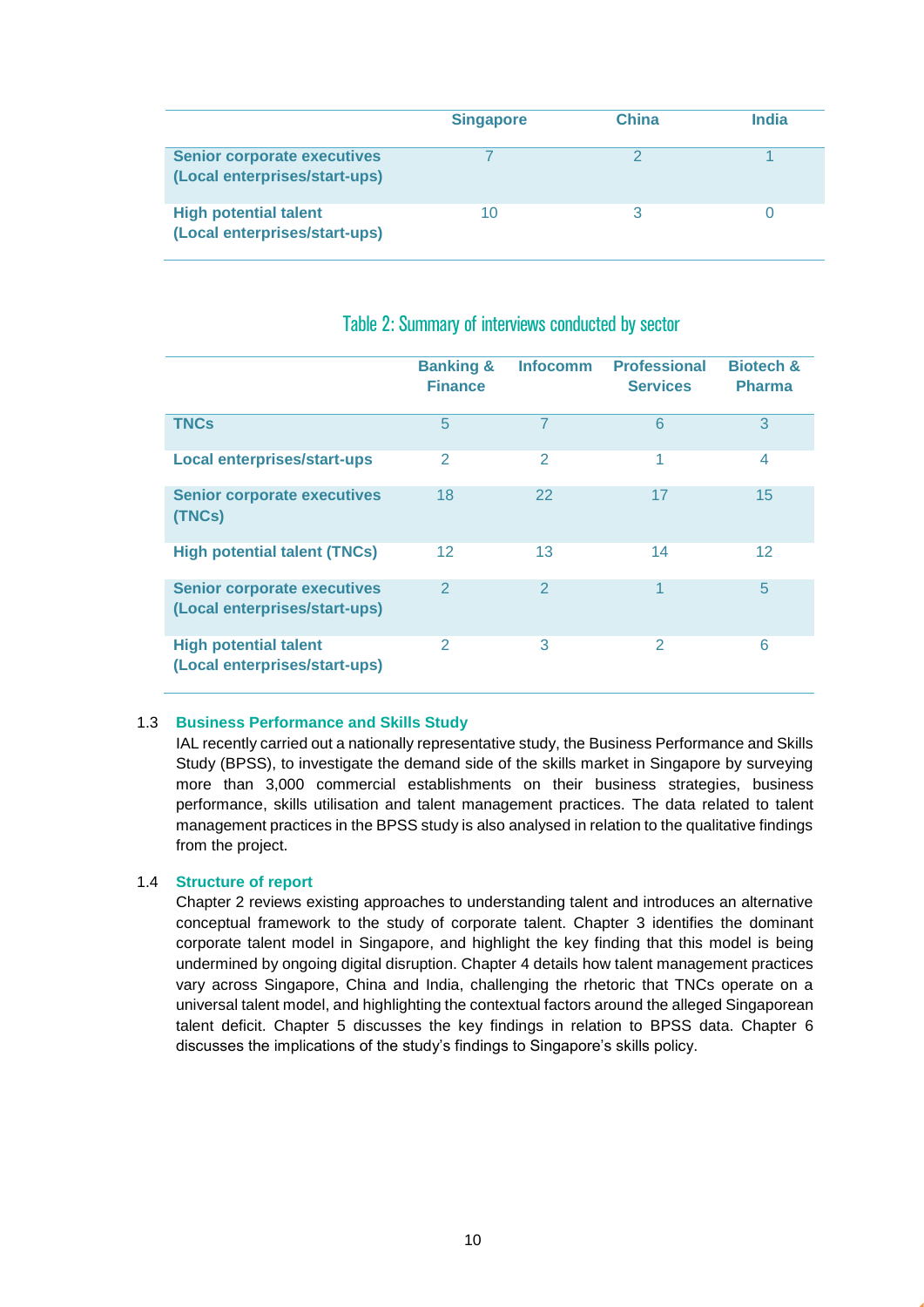| | Singapore | China | India |
|---|---|---|---|
| **Senior corporate executives (Local enterprises/start-ups)** | 7 | 2 | 1 |
| **High potential talent (Local enterprises/start-ups)** | 10 | 3 | 0 |

Table 2: Summary of interviews conducted by sector

| | Banking & Finance | Infocomm | Professional Services | Biotech & Pharma |
|---|---|---|---|---|
| **TNCs** | 5 | 7 | 6 | 3 |
| **Local enterprises/start-ups** | 2 | 2 | 1 | 4 |
| **Senior corporate executives (TNCs)** | 18 | 22 | 17 | 15 |
| **High potential talent (TNCs)** | 12 | 13 | 14 | 12 |
| **Senior corporate executives (Local enterprises/start-ups)** | 2 | 2 | 1 | 5 |
| **High potential talent (Local enterprises/start-ups)** | 2 | 3 | 2 | 6 |

### 1.3 Business Performance and Skills Study

IAL recently carried out a nationally representative study, the Business Performance and Skills Study (BPSS), to investigate the demand side of the skills market in Singapore by surveying more than 3,000 commercial establishments on their business strategies, business performance, skills utilisation and talent management practices. The data related to talent management practices in the BPSS study is also analysed in relation to the qualitative findings from the project.

### 1.4 Structure of report

Chapter 2 reviews existing approaches to understanding talent and introduces an alternative conceptual framework to the study of corporate talent. Chapter 3 identifies the dominant corporate talent model in Singapore, and highlight the key finding that this model is being undermined by ongoing digital disruption. Chapter 4 details how talent management practices vary across Singapore, China and India, challenging the rhetoric that TNCs operate on a universal talent model, and highlighting the contextual factors around the alleged Singaporean talent deficit. Chapter 5 discusses the key findings in relation to BPSS data. Chapter 6 discusses the implications of the study's findings to Singapore's skills policy.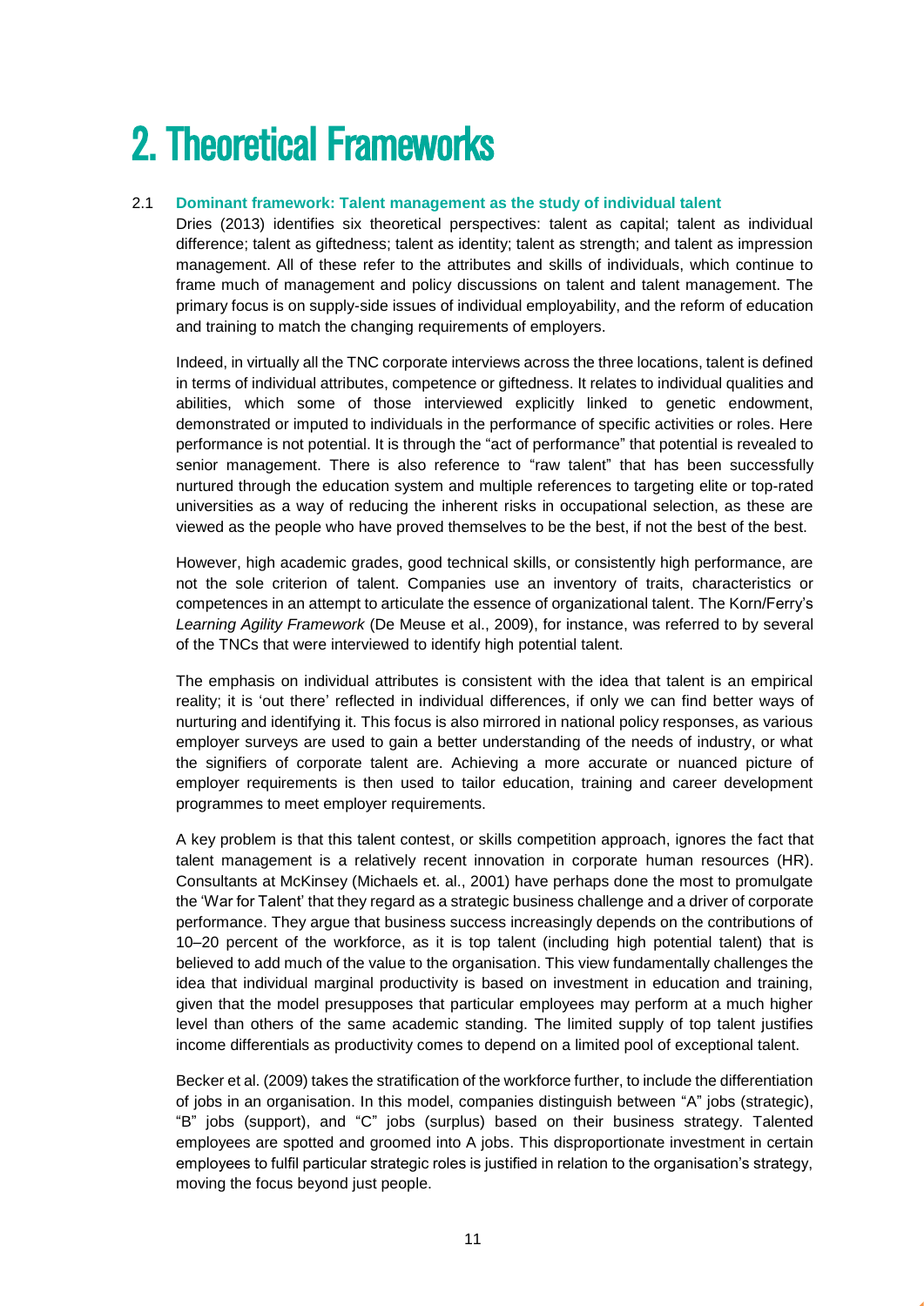# 2. Theoretical Frameworks

## 2.1 Dominant framework: Talent management as the study of individual talent

Dries (2013) identifies six theoretical perspectives: talent as capital; talent as individual difference; talent as giftedness; talent as identity; talent as strength; and talent as impression management. All of these refer to the attributes and skills of individuals, which continue to frame much of management and policy discussions on talent and talent management. The primary focus is on supply-side issues of individual employability, and the reform of education and training to match the changing requirements of employers.

Indeed, in virtually all the TNC corporate interviews across the three locations, talent is defined in terms of individual attributes, competence or giftedness. It relates to individual qualities and abilities, which some of those interviewed explicitly linked to genetic endowment, demonstrated or imputed to individuals in the performance of specific activities or roles. Here performance is not potential. It is through the "act of performance" that potential is revealed to senior management. There is also reference to "raw talent" that has been successfully nurtured through the education system and multiple references to targeting elite or top-rated universities as a way of reducing the inherent risks in occupational selection, as these are viewed as the people who have proved themselves to be the best, if not the best of the best.

However, high academic grades, good technical skills, or consistently high performance, are not the sole criterion of talent. Companies use an inventory of traits, characteristics or competences in an attempt to articulate the essence of organizational talent. The Korn/Ferry's *Learning Agility Framework* (De Meuse et al., 2009), for instance, was referred to by several of the TNCs that were interviewed to identify high potential talent.

The emphasis on individual attributes is consistent with the idea that talent is an empirical reality; it is 'out there' reflected in individual differences, if only we can find better ways of nurturing and identifying it. This focus is also mirrored in national policy responses, as various employer surveys are used to gain a better understanding of the needs of industry, or what the signifiers of corporate talent are. Achieving a more accurate or nuanced picture of employer requirements is then used to tailor education, training and career development programmes to meet employer requirements.

A key problem is that this talent contest, or skills competition approach, ignores the fact that talent management is a relatively recent innovation in corporate human resources (HR). Consultants at McKinsey (Michaels et. al., 2001) have perhaps done the most to promulgate the 'War for Talent' that they regard as a strategic business challenge and a driver of corporate performance. They argue that business success increasingly depends on the contributions of 10–20 percent of the workforce, as it is top talent (including high potential talent) that is believed to add much of the value to the organisation. This view fundamentally challenges the idea that individual marginal productivity is based on investment in education and training, given that the model presupposes that particular employees may perform at a much higher level than others of the same academic standing. The limited supply of top talent justifies income differentials as productivity comes to depend on a limited pool of exceptional talent.

Becker et al. (2009) takes the stratification of the workforce further, to include the differentiation of jobs in an organisation. In this model, companies distinguish between "A" jobs (strategic), "B" jobs (support), and "C" jobs (surplus) based on their business strategy. Talented employees are spotted and groomed into A jobs. This disproportionate investment in certain employees to fulfil particular strategic roles is justified in relation to the organisation's strategy, moving the focus beyond just people.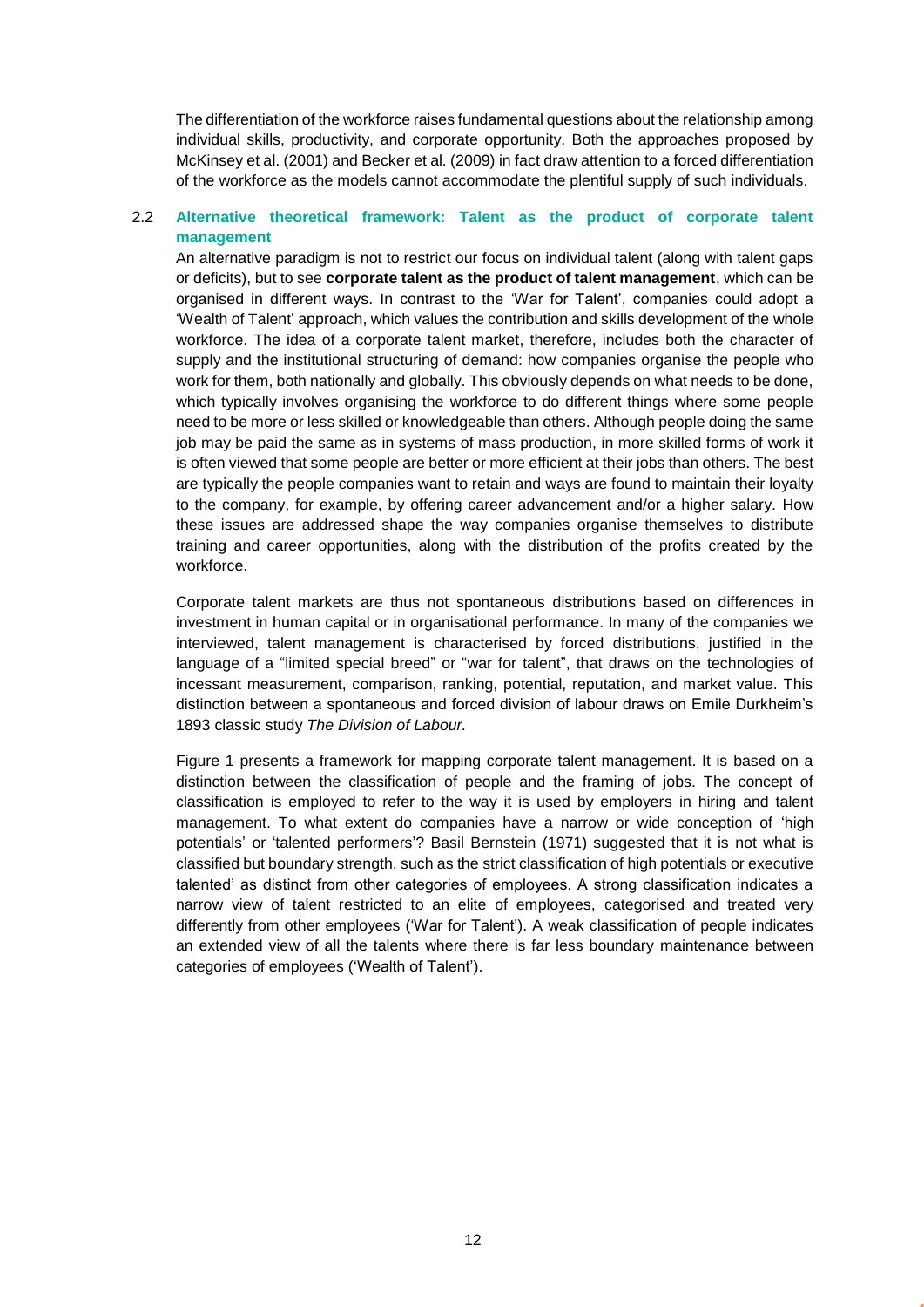The differentiation of the workforce raises fundamental questions about the relationship among individual skills, productivity, and corporate opportunity. Both the approaches proposed by McKinsey et al. (2001) and Becker et al. (2009) in fact draw attention to a forced differentiation of the workforce as the models cannot accommodate the plentiful supply of such individuals.

## 2.2 Alternative theoretical framework: Talent as the product of corporate talent management

An alternative paradigm is not to restrict our focus on individual talent (along with talent gaps or deficits), but to see **corporate talent as the product of talent management**, which can be organised in different ways. In contrast to the 'War for Talent', companies could adopt a 'Wealth of Talent' approach, which values the contribution and skills development of the whole workforce. The idea of a corporate talent market, therefore, includes both the character of supply and the institutional structuring of demand: how companies organise the people who work for them, both nationally and globally. This obviously depends on what needs to be done, which typically involves organising the workforce to do different things where some people need to be more or less skilled or knowledgeable than others. Although people doing the same job may be paid the same as in systems of mass production, in more skilled forms of work it is often viewed that some people are better or more efficient at their jobs than others. The best are typically the people companies want to retain and ways are found to maintain their loyalty to the company, for example, by offering career advancement and/or a higher salary. How these issues are addressed shape the way companies organise themselves to distribute training and career opportunities, along with the distribution of the profits created by the workforce.

Corporate talent markets are thus not spontaneous distributions based on differences in investment in human capital or in organisational performance. In many of the companies we interviewed, talent management is characterised by forced distributions, justified in the language of a "limited special breed" or "war for talent", that draws on the technologies of incessant measurement, comparison, ranking, potential, reputation, and market value. This distinction between a spontaneous and forced division of labour draws on Emile Durkheim's 1893 classic study *The Division of Labour.*

Figure 1 presents a framework for mapping corporate talent management. It is based on a distinction between the classification of people and the framing of jobs. The concept of classification is employed to refer to the way it is used by employers in hiring and talent management. To what extent do companies have a narrow or wide conception of 'high potentials' or 'talented performers'? Basil Bernstein (1971) suggested that it is not what is classified but boundary strength, such as the strict classification of high potentials or executive talented' as distinct from other categories of employees. A strong classification indicates a narrow view of talent restricted to an elite of employees, categorised and treated very differently from other employees ('War for Talent'). A weak classification of people indicates an extended view of all the talents where there is far less boundary maintenance between categories of employees ('Wealth of Talent').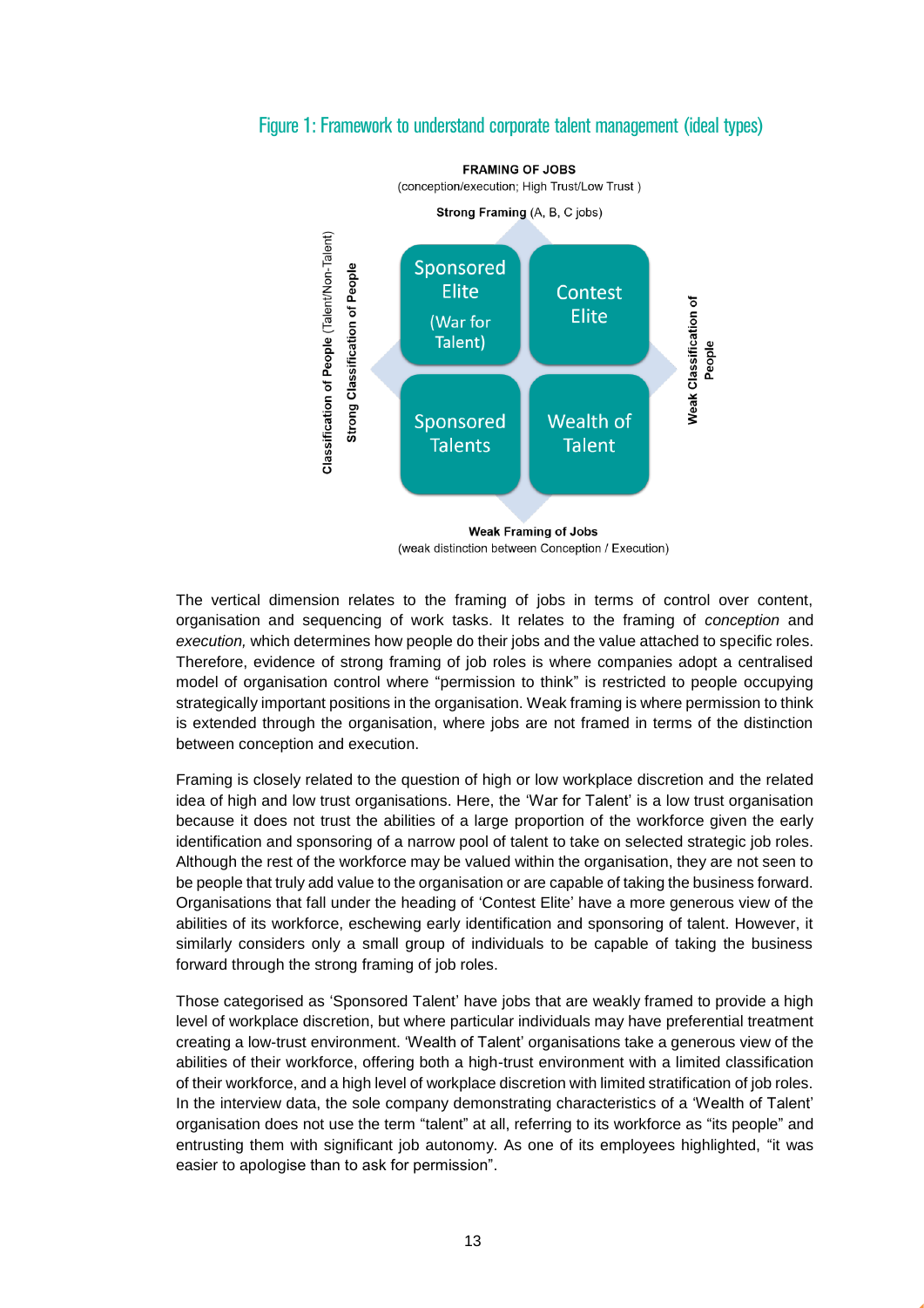Figure 1: Framework to understand corporate talent management (ideal types)

**FRAMING OF JOBS**
(conception/execution; High Trust/Low Trust )

**Strong Framing** (A, B, C jobs)

**Classification of People** (Talent/Non-Talent)

**Strong Classification of People**

| Sponsored Elite (War for Talent) | Contest Elite |
| --- | --- |
| Sponsored Talents | Wealth of Talent |

**Weak Classification of People**

**Weak Framing of Jobs**
(weak distinction between Conception / Execution)

The vertical dimension relates to the framing of jobs in terms of control over content, organisation and sequencing of work tasks. It relates to the framing of *conception* and *execution,* which determines how people do their jobs and the value attached to specific roles. Therefore, evidence of strong framing of job roles is where companies adopt a centralised model of organisation control where "permission to think" is restricted to people occupying strategically important positions in the organisation. Weak framing is where permission to think is extended through the organisation, where jobs are not framed in terms of the distinction between conception and execution.

Framing is closely related to the question of high or low workplace discretion and the related idea of high and low trust organisations. Here, the 'War for Talent' is a low trust organisation because it does not trust the abilities of a large proportion of the workforce given the early identification and sponsoring of a narrow pool of talent to take on selected strategic job roles. Although the rest of the workforce may be valued within the organisation, they are not seen to be people that truly add value to the organisation or are capable of taking the business forward. Organisations that fall under the heading of 'Contest Elite' have a more generous view of the abilities of its workforce, eschewing early identification and sponsoring of talent. However, it similarly considers only a small group of individuals to be capable of taking the business forward through the strong framing of job roles.

Those categorised as 'Sponsored Talent' have jobs that are weakly framed to provide a high level of workplace discretion, but where particular individuals may have preferential treatment creating a low-trust environment. 'Wealth of Talent' organisations take a generous view of the abilities of their workforce, offering both a high-trust environment with a limited classification of their workforce, and a high level of workplace discretion with limited stratification of job roles. In the interview data, the sole company demonstrating characteristics of a 'Wealth of Talent' organisation does not use the term "talent" at all, referring to its workforce as "its people" and entrusting them with significant job autonomy. As one of its employees highlighted, "it was easier to apologise than to ask for permission".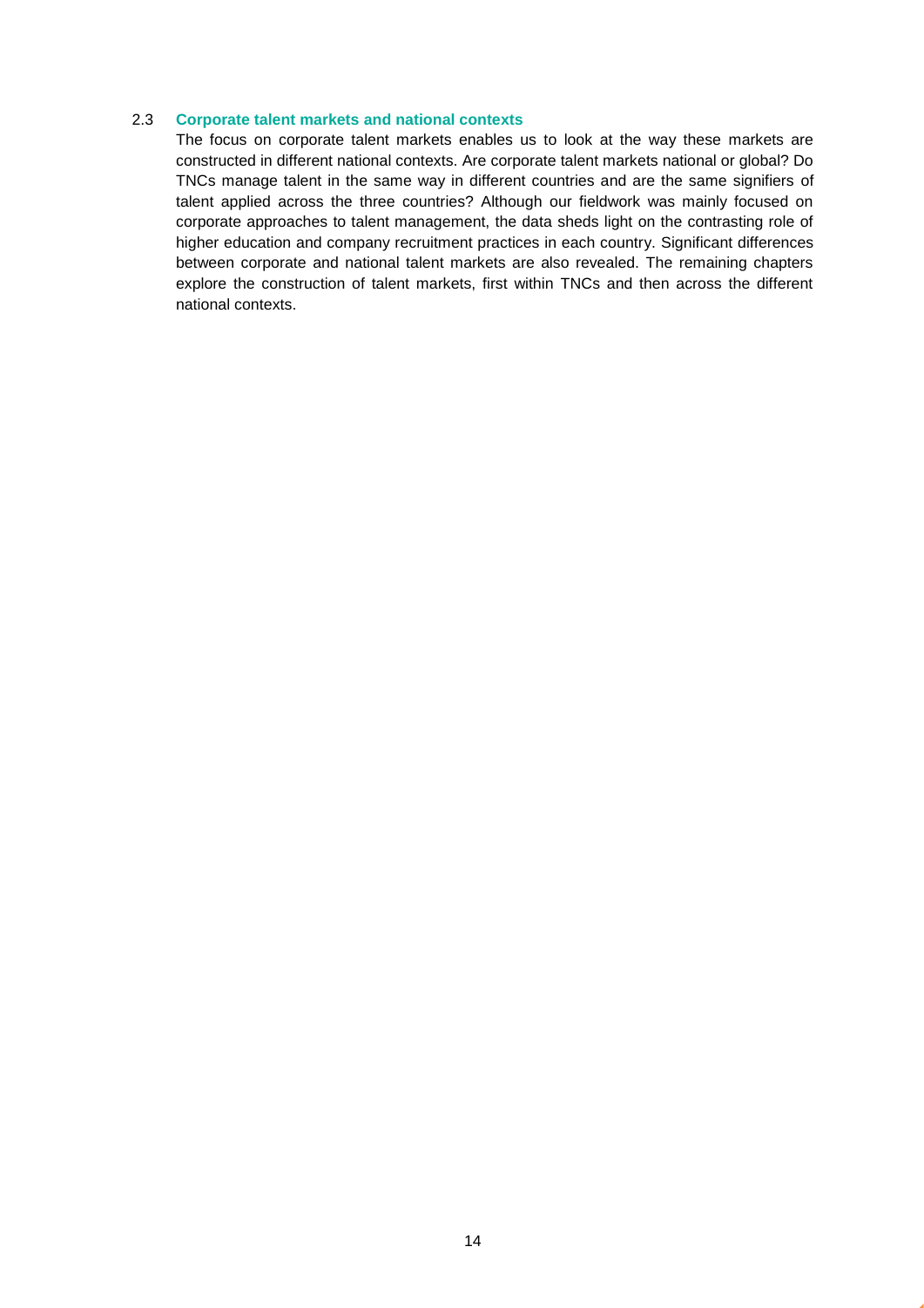### 2.3 Corporate talent markets and national contexts

The focus on corporate talent markets enables us to look at the way these markets are constructed in different national contexts. Are corporate talent markets national or global? Do TNCs manage talent in the same way in different countries and are the same signifiers of talent applied across the three countries? Although our fieldwork was mainly focused on corporate approaches to talent management, the data sheds light on the contrasting role of higher education and company recruitment practices in each country. Significant differences between corporate and national talent markets are also revealed. The remaining chapters explore the construction of talent markets, first within TNCs and then across the different national contexts.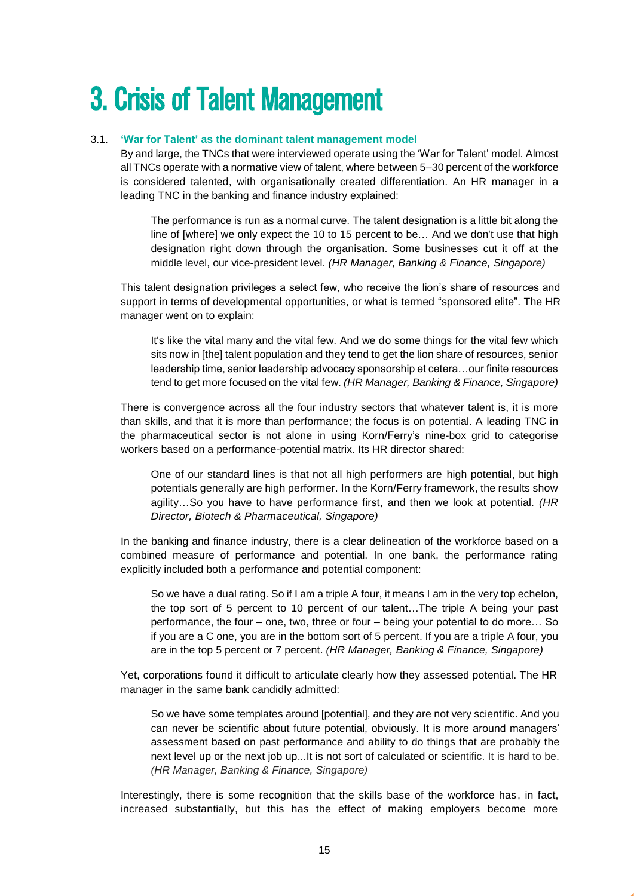# 3. Crisis of Talent Management

## 3.1. 'War for Talent' as the dominant talent management model

By and large, the TNCs that were interviewed operate using the 'War for Talent' model. Almost all TNCs operate with a normative view of talent, where between 5–30 percent of the workforce is considered talented, with organisationally created differentiation. An HR manager in a leading TNC in the banking and finance industry explained:

> The performance is run as a normal curve. The talent designation is a little bit along the line of [where] we only expect the 10 to 15 percent to be… And we don't use that high designation right down through the organisation. Some businesses cut it off at the middle level, our vice-president level. *(HR Manager, Banking & Finance, Singapore)*

This talent designation privileges a select few, who receive the lion's share of resources and support in terms of developmental opportunities, or what is termed "sponsored elite". The HR manager went on to explain:

> It's like the vital many and the vital few. And we do some things for the vital few which sits now in [the] talent population and they tend to get the lion share of resources, senior leadership time, senior leadership advocacy sponsorship et cetera…our finite resources tend to get more focused on the vital few. *(HR Manager, Banking & Finance, Singapore)*

There is convergence across all the four industry sectors that whatever talent is, it is more than skills, and that it is more than performance; the focus is on potential. A leading TNC in the pharmaceutical sector is not alone in using Korn/Ferry's nine-box grid to categorise workers based on a performance-potential matrix. Its HR director shared:

> One of our standard lines is that not all high performers are high potential, but high potentials generally are high performer. In the Korn/Ferry framework, the results show agility…So you have to have performance first, and then we look at potential. *(HR Director, Biotech & Pharmaceutical, Singapore)*

In the banking and finance industry, there is a clear delineation of the workforce based on a combined measure of performance and potential. In one bank, the performance rating explicitly included both a performance and potential component:

> So we have a dual rating. So if I am a triple A four, it means I am in the very top echelon, the top sort of 5 percent to 10 percent of our talent…The triple A being your past performance, the four – one, two, three or four – being your potential to do more… So if you are a C one, you are in the bottom sort of 5 percent. If you are a triple A four, you are in the top 5 percent or 7 percent. *(HR Manager, Banking & Finance, Singapore)*

Yet, corporations found it difficult to articulate clearly how they assessed potential. The HR manager in the same bank candidly admitted:

> So we have some templates around [potential], and they are not very scientific. And you can never be scientific about future potential, obviously. It is more around managers' assessment based on past performance and ability to do things that are probably the next level up or the next job up...It is not sort of calculated or scientific. It is hard to be. *(HR Manager, Banking & Finance, Singapore)*

Interestingly, there is some recognition that the skills base of the workforce has, in fact, increased substantially, but this has the effect of making employers become more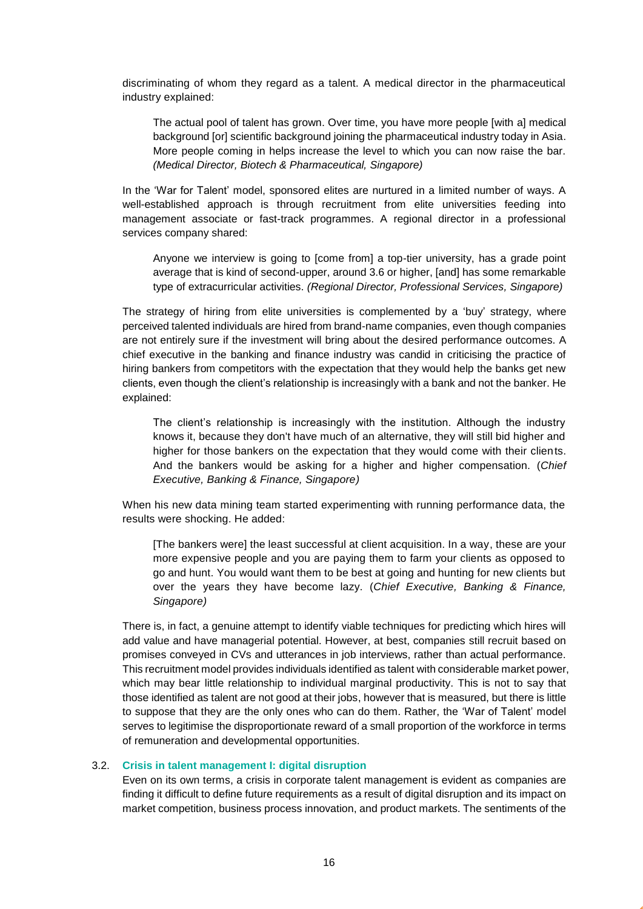discriminating of whom they regard as a talent. A medical director in the pharmaceutical industry explained:

> The actual pool of talent has grown. Over time, you have more people [with a] medical background [or] scientific background joining the pharmaceutical industry today in Asia. More people coming in helps increase the level to which you can now raise the bar. *(Medical Director, Biotech & Pharmaceutical, Singapore)*

In the 'War for Talent' model, sponsored elites are nurtured in a limited number of ways. A well-established approach is through recruitment from elite universities feeding into management associate or fast-track programmes. A regional director in a professional services company shared:

> Anyone we interview is going to [come from] a top-tier university, has a grade point average that is kind of second-upper, around 3.6 or higher, [and] has some remarkable type of extracurricular activities. *(Regional Director, Professional Services, Singapore)*

The strategy of hiring from elite universities is complemented by a 'buy' strategy, where perceived talented individuals are hired from brand-name companies, even though companies are not entirely sure if the investment will bring about the desired performance outcomes. A chief executive in the banking and finance industry was candid in criticising the practice of hiring bankers from competitors with the expectation that they would help the banks get new clients, even though the client's relationship is increasingly with a bank and not the banker. He explained:

> The client's relationship is increasingly with the institution. Although the industry knows it, because they don't have much of an alternative, they will still bid higher and higher for those bankers on the expectation that they would come with their clients. And the bankers would be asking for a higher and higher compensation. (*Chief Executive, Banking & Finance, Singapore)*

When his new data mining team started experimenting with running performance data, the results were shocking. He added:

> [The bankers were] the least successful at client acquisition. In a way, these are your more expensive people and you are paying them to farm your clients as opposed to go and hunt. You would want them to be best at going and hunting for new clients but over the years they have become lazy. (*Chief Executive, Banking & Finance, Singapore)*

There is, in fact, a genuine attempt to identify viable techniques for predicting which hires will add value and have managerial potential. However, at best, companies still recruit based on promises conveyed in CVs and utterances in job interviews, rather than actual performance. This recruitment model provides individuals identified as talent with considerable market power, which may bear little relationship to individual marginal productivity. This is not to say that those identified as talent are not good at their jobs, however that is measured, but there is little to suppose that they are the only ones who can do them. Rather, the 'War of Talent' model serves to legitimise the disproportionate reward of a small proportion of the workforce in terms of remuneration and developmental opportunities.

### 3.2. Crisis in talent management I: digital disruption

Even on its own terms, a crisis in corporate talent management is evident as companies are finding it difficult to define future requirements as a result of digital disruption and its impact on market competition, business process innovation, and product markets. The sentiments of the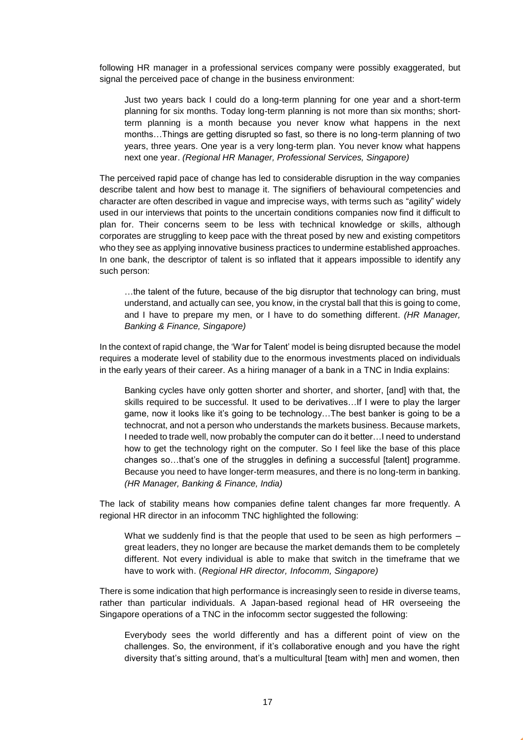following HR manager in a professional services company were possibly exaggerated, but signal the perceived pace of change in the business environment:

> Just two years back I could do a long-term planning for one year and a short-term planning for six months. Today long-term planning is not more than six months; short-term planning is a month because you never know what happens in the next months…Things are getting disrupted so fast, so there is no long-term planning of two years, three years. One year is a very long-term plan. You never know what happens next one year. *(Regional HR Manager, Professional Services, Singapore)*

The perceived rapid pace of change has led to considerable disruption in the way companies describe talent and how best to manage it. The signifiers of behavioural competencies and character are often described in vague and imprecise ways, with terms such as "agility" widely used in our interviews that points to the uncertain conditions companies now find it difficult to plan for. Their concerns seem to be less with technical knowledge or skills, although corporates are struggling to keep pace with the threat posed by new and existing competitors who they see as applying innovative business practices to undermine established approaches. In one bank, the descriptor of talent is so inflated that it appears impossible to identify any such person:

> …the talent of the future, because of the big disruptor that technology can bring, must understand, and actually can see, you know, in the crystal ball that this is going to come, and I have to prepare my men, or I have to do something different. *(HR Manager, Banking & Finance, Singapore)*

In the context of rapid change, the 'War for Talent' model is being disrupted because the model requires a moderate level of stability due to the enormous investments placed on individuals in the early years of their career. As a hiring manager of a bank in a TNC in India explains:

> Banking cycles have only gotten shorter and shorter, and shorter, [and] with that, the skills required to be successful. It used to be derivatives…If I were to play the larger game, now it looks like it's going to be technology…The best banker is going to be a technocrat, and not a person who understands the markets business. Because markets, I needed to trade well, now probably the computer can do it better…I need to understand how to get the technology right on the computer. So I feel like the base of this place changes so…that's one of the struggles in defining a successful [talent] programme. Because you need to have longer-term measures, and there is no long-term in banking. *(HR Manager, Banking & Finance, India)*

The lack of stability means how companies define talent changes far more frequently. A regional HR director in an infocomm TNC highlighted the following:

> What we suddenly find is that the people that used to be seen as high performers – great leaders, they no longer are because the market demands them to be completely different. Not every individual is able to make that switch in the timeframe that we have to work with. (*Regional HR director, Infocomm, Singapore)*

There is some indication that high performance is increasingly seen to reside in diverse teams, rather than particular individuals. A Japan-based regional head of HR overseeing the Singapore operations of a TNC in the infocomm sector suggested the following:

> Everybody sees the world differently and has a different point of view on the challenges. So, the environment, if it's collaborative enough and you have the right diversity that's sitting around, that's a multicultural [team with] men and women, then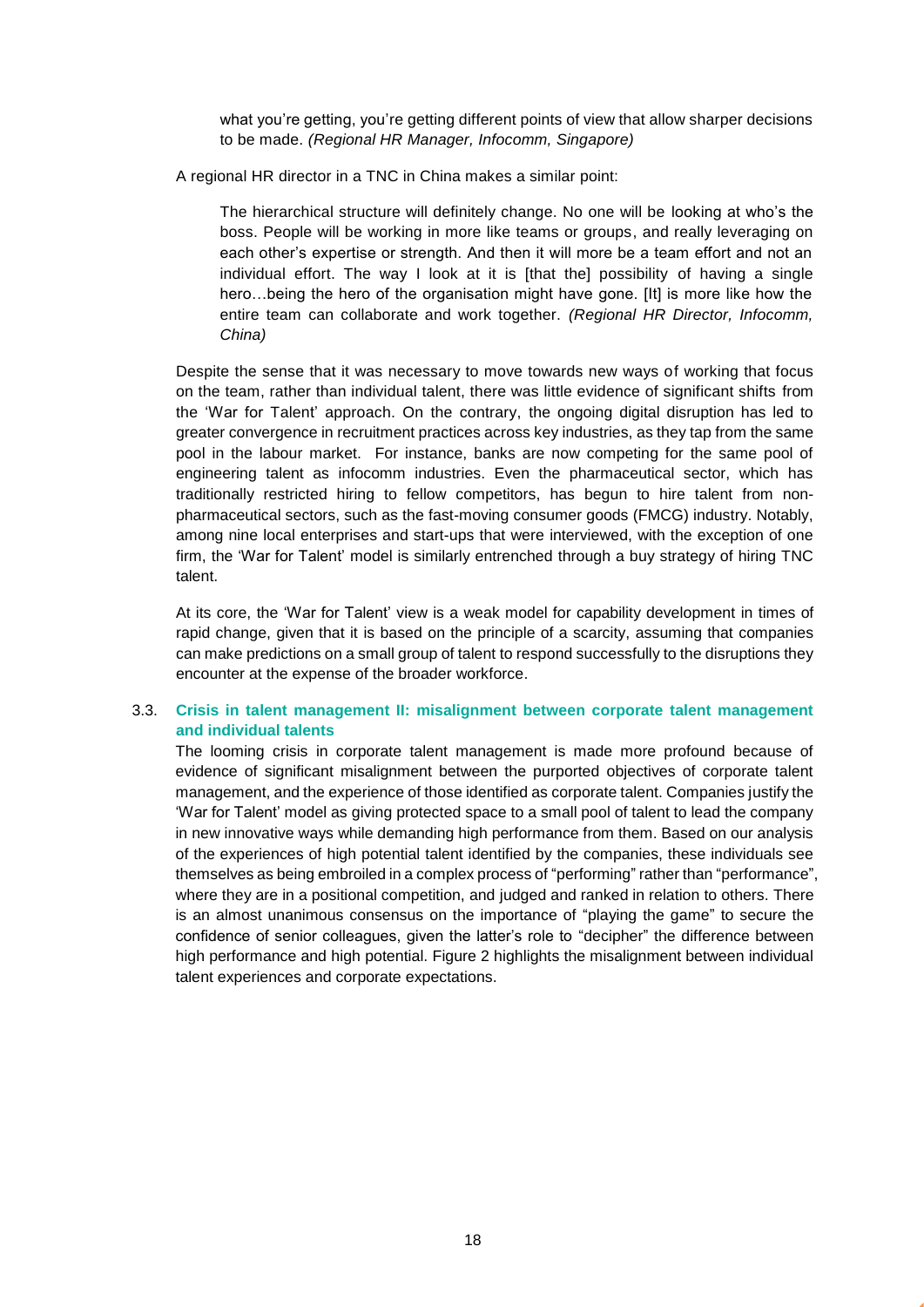> what you're getting, you're getting different points of view that allow sharper decisions to be made. *(Regional HR Manager, Infocomm, Singapore)*

A regional HR director in a TNC in China makes a similar point:

> The hierarchical structure will definitely change. No one will be looking at who's the boss. People will be working in more like teams or groups, and really leveraging on each other's expertise or strength. And then it will more be a team effort and not an individual effort. The way I look at it is [that the] possibility of having a single hero…being the hero of the organisation might have gone. [It] is more like how the entire team can collaborate and work together. *(Regional HR Director, Infocomm, China)*

Despite the sense that it was necessary to move towards new ways of working that focus on the team, rather than individual talent, there was little evidence of significant shifts from the 'War for Talent' approach. On the contrary, the ongoing digital disruption has led to greater convergence in recruitment practices across key industries, as they tap from the same pool in the labour market. For instance, banks are now competing for the same pool of engineering talent as infocomm industries. Even the pharmaceutical sector, which has traditionally restricted hiring to fellow competitors, has begun to hire talent from non-pharmaceutical sectors, such as the fast-moving consumer goods (FMCG) industry. Notably, among nine local enterprises and start-ups that were interviewed, with the exception of one firm, the 'War for Talent' model is similarly entrenched through a buy strategy of hiring TNC talent.

At its core, the 'War for Talent' view is a weak model for capability development in times of rapid change, given that it is based on the principle of a scarcity, assuming that companies can make predictions on a small group of talent to respond successfully to the disruptions they encounter at the expense of the broader workforce.

### 3.3. Crisis in talent management II: misalignment between corporate talent management and individual talents

The looming crisis in corporate talent management is made more profound because of evidence of significant misalignment between the purported objectives of corporate talent management, and the experience of those identified as corporate talent. Companies justify the 'War for Talent' model as giving protected space to a small pool of talent to lead the company in new innovative ways while demanding high performance from them. Based on our analysis of the experiences of high potential talent identified by the companies, these individuals see themselves as being embroiled in a complex process of "performing" rather than "performance", where they are in a positional competition, and judged and ranked in relation to others. There is an almost unanimous consensus on the importance of "playing the game" to secure the confidence of senior colleagues, given the latter's role to "decipher" the difference between high performance and high potential. Figure 2 highlights the misalignment between individual talent experiences and corporate expectations.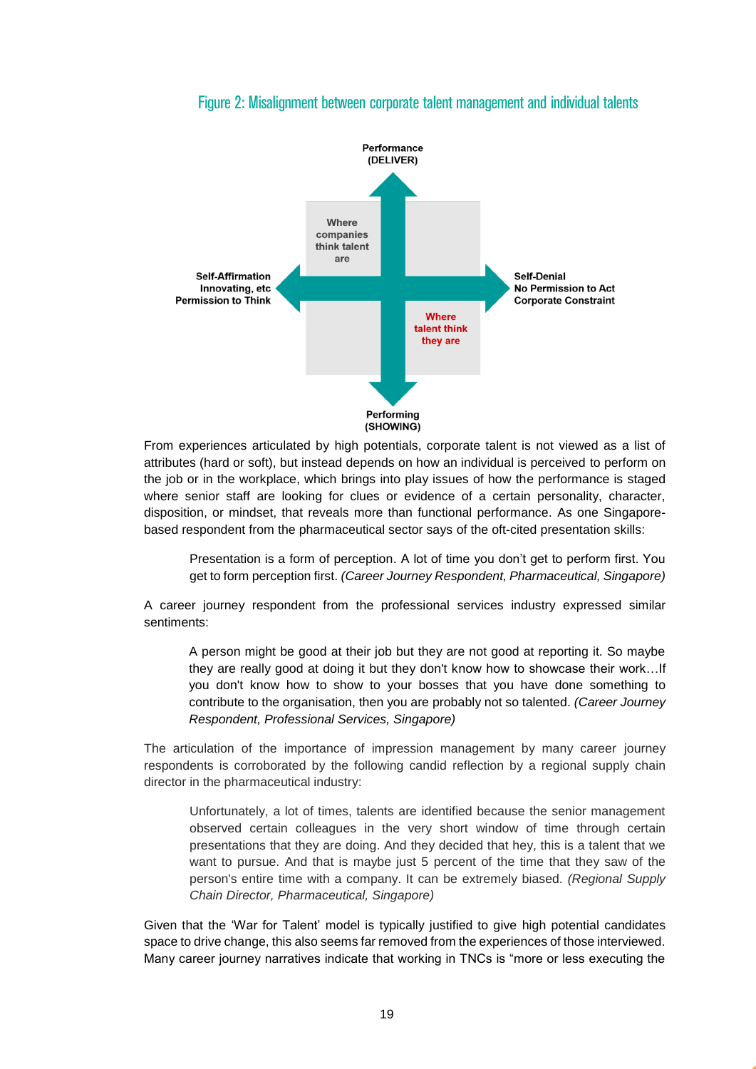### Figure 2: Misalignment between corporate talent management and individual talents

Performance (DELIVER)

Where companies think talent are

Self-Affirmation Innovating, etc Permission to Think

Self-Denial No Permission to Act Corporate Constraint

Where talent think they are

Performing (SHOWING)

From experiences articulated by high potentials, corporate talent is not viewed as a list of attributes (hard or soft), but instead depends on how an individual is perceived to perform on the job or in the workplace, which brings into play issues of how the performance is staged where senior staff are looking for clues or evidence of a certain personality, character, disposition, or mindset, that reveals more than functional performance. As one Singapore-based respondent from the pharmaceutical sector says of the oft-cited presentation skills:

> Presentation is a form of perception. A lot of time you don't get to perform first. You get to form perception first. *(Career Journey Respondent, Pharmaceutical, Singapore)*

A career journey respondent from the professional services industry expressed similar sentiments:

> A person might be good at their job but they are not good at reporting it. So maybe they are really good at doing it but they don't know how to showcase their work…If you don't know how to show to your bosses that you have done something to contribute to the organisation, then you are probably not so talented. *(Career Journey Respondent, Professional Services, Singapore)*

The articulation of the importance of impression management by many career journey respondents is corroborated by the following candid reflection by a regional supply chain director in the pharmaceutical industry:

> Unfortunately, a lot of times, talents are identified because the senior management observed certain colleagues in the very short window of time through certain presentations that they are doing. And they decided that hey, this is a talent that we want to pursue. And that is maybe just 5 percent of the time that they saw of the person's entire time with a company. It can be extremely biased. *(Regional Supply Chain Director, Pharmaceutical, Singapore)*

Given that the 'War for Talent' model is typically justified to give high potential candidates space to drive change, this also seems far removed from the experiences of those interviewed. Many career journey narratives indicate that working in TNCs is "more or less executing the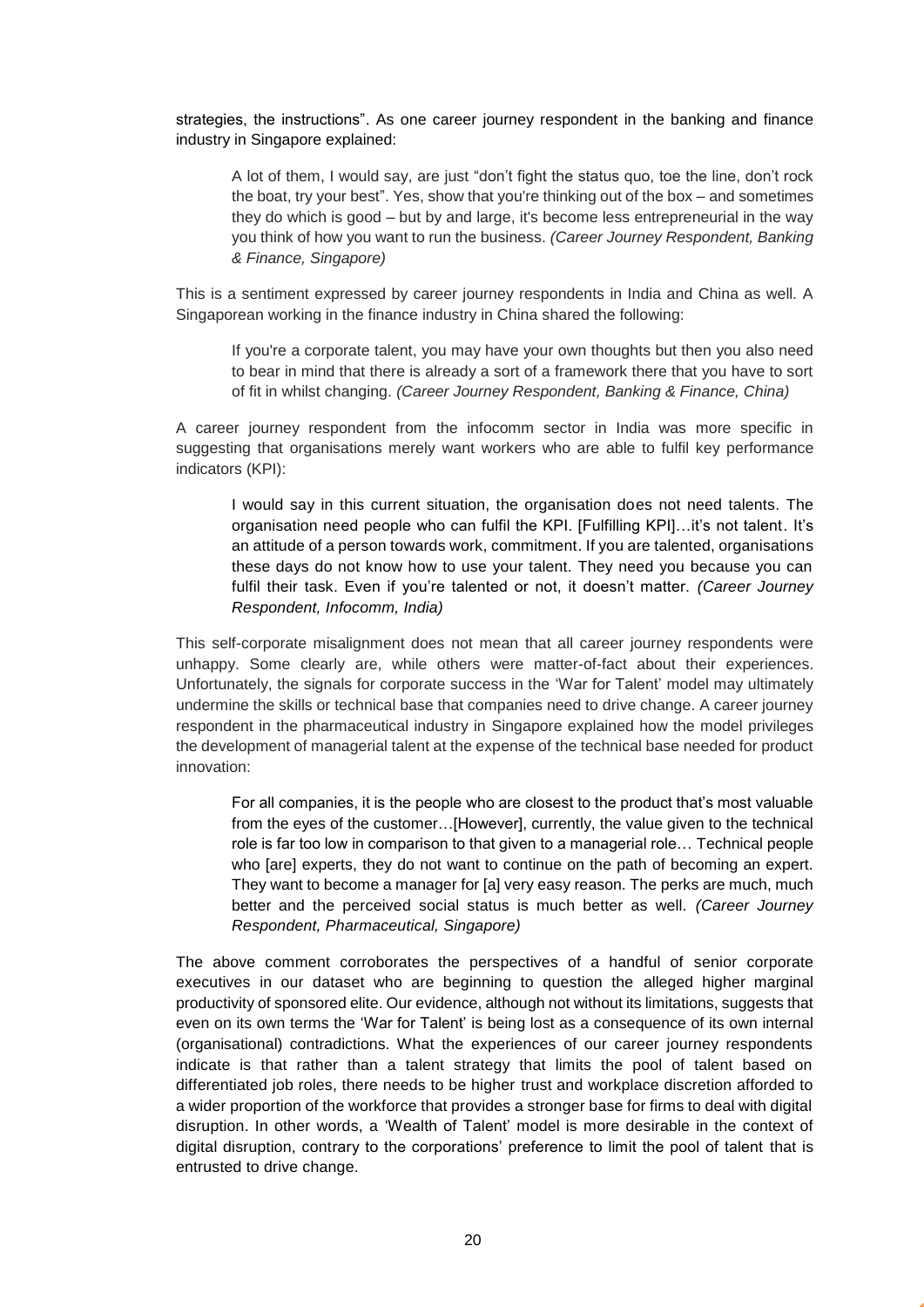strategies, the instructions". As one career journey respondent in the banking and finance industry in Singapore explained:

> A lot of them, I would say, are just "don't fight the status quo, toe the line, don't rock the boat, try your best". Yes, show that you're thinking out of the box – and sometimes they do which is good – but by and large, it's become less entrepreneurial in the way you think of how you want to run the business. *(Career Journey Respondent, Banking & Finance, Singapore)*

This is a sentiment expressed by career journey respondents in India and China as well. A Singaporean working in the finance industry in China shared the following:

> If you're a corporate talent, you may have your own thoughts but then you also need to bear in mind that there is already a sort of a framework there that you have to sort of fit in whilst changing. *(Career Journey Respondent, Banking & Finance, China)*

A career journey respondent from the infocomm sector in India was more specific in suggesting that organisations merely want workers who are able to fulfil key performance indicators (KPI):

> I would say in this current situation, the organisation does not need talents. The organisation need people who can fulfil the KPI. [Fulfilling KPI]…it's not talent. It's an attitude of a person towards work, commitment. If you are talented, organisations these days do not know how to use your talent. They need you because you can fulfil their task. Even if you're talented or not, it doesn't matter. *(Career Journey Respondent, Infocomm, India)*

This self-corporate misalignment does not mean that all career journey respondents were unhappy. Some clearly are, while others were matter-of-fact about their experiences. Unfortunately, the signals for corporate success in the 'War for Talent' model may ultimately undermine the skills or technical base that companies need to drive change. A career journey respondent in the pharmaceutical industry in Singapore explained how the model privileges the development of managerial talent at the expense of the technical base needed for product innovation:

> For all companies, it is the people who are closest to the product that's most valuable from the eyes of the customer…[However], currently, the value given to the technical role is far too low in comparison to that given to a managerial role… Technical people who [are] experts, they do not want to continue on the path of becoming an expert. They want to become a manager for [a] very easy reason. The perks are much, much better and the perceived social status is much better as well. *(Career Journey Respondent, Pharmaceutical, Singapore)*

The above comment corroborates the perspectives of a handful of senior corporate executives in our dataset who are beginning to question the alleged higher marginal productivity of sponsored elite. Our evidence, although not without its limitations, suggests that even on its own terms the 'War for Talent' is being lost as a consequence of its own internal (organisational) contradictions. What the experiences of our career journey respondents indicate is that rather than a talent strategy that limits the pool of talent based on differentiated job roles, there needs to be higher trust and workplace discretion afforded to a wider proportion of the workforce that provides a stronger base for firms to deal with digital disruption. In other words, a 'Wealth of Talent' model is more desirable in the context of digital disruption, contrary to the corporations' preference to limit the pool of talent that is entrusted to drive change.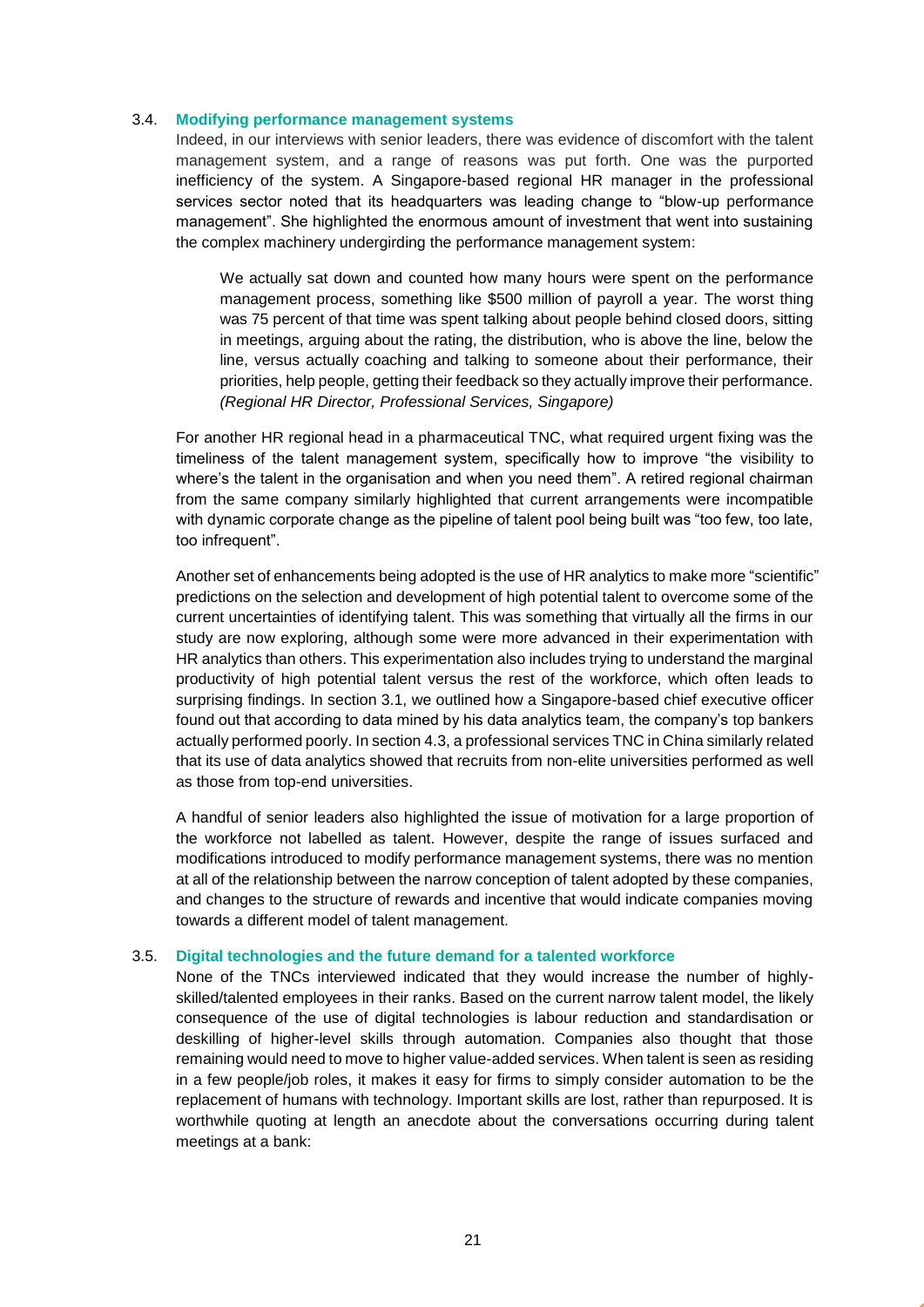### 3.4. Modifying performance management systems

Indeed, in our interviews with senior leaders, there was evidence of discomfort with the talent management system, and a range of reasons was put forth. One was the purported inefficiency of the system. A Singapore-based regional HR manager in the professional services sector noted that its headquarters was leading change to "blow-up performance management". She highlighted the enormous amount of investment that went into sustaining the complex machinery undergirding the performance management system:

> We actually sat down and counted how many hours were spent on the performance management process, something like $500 million of payroll a year. The worst thing was 75 percent of that time was spent talking about people behind closed doors, sitting in meetings, arguing about the rating, the distribution, who is above the line, below the line, versus actually coaching and talking to someone about their performance, their priorities, help people, getting their feedback so they actually improve their performance. *(Regional HR Director, Professional Services, Singapore)*

For another HR regional head in a pharmaceutical TNC, what required urgent fixing was the timeliness of the talent management system, specifically how to improve "the visibility to where's the talent in the organisation and when you need them". A retired regional chairman from the same company similarly highlighted that current arrangements were incompatible with dynamic corporate change as the pipeline of talent pool being built was "too few, too late, too infrequent".

Another set of enhancements being adopted is the use of HR analytics to make more "scientific" predictions on the selection and development of high potential talent to overcome some of the current uncertainties of identifying talent. This was something that virtually all the firms in our study are now exploring, although some were more advanced in their experimentation with HR analytics than others. This experimentation also includes trying to understand the marginal productivity of high potential talent versus the rest of the workforce, which often leads to surprising findings. In section 3.1, we outlined how a Singapore-based chief executive officer found out that according to data mined by his data analytics team, the company's top bankers actually performed poorly. In section 4.3, a professional services TNC in China similarly related that its use of data analytics showed that recruits from non-elite universities performed as well as those from top-end universities.

A handful of senior leaders also highlighted the issue of motivation for a large proportion of the workforce not labelled as talent. However, despite the range of issues surfaced and modifications introduced to modify performance management systems, there was no mention at all of the relationship between the narrow conception of talent adopted by these companies, and changes to the structure of rewards and incentive that would indicate companies moving towards a different model of talent management.

### 3.5. Digital technologies and the future demand for a talented workforce

None of the TNCs interviewed indicated that they would increase the number of highly-skilled/talented employees in their ranks. Based on the current narrow talent model, the likely consequence of the use of digital technologies is labour reduction and standardisation or deskilling of higher-level skills through automation. Companies also thought that those remaining would need to move to higher value-added services. When talent is seen as residing in a few people/job roles, it makes it easy for firms to simply consider automation to be the replacement of humans with technology. Important skills are lost, rather than repurposed. It is worthwhile quoting at length an anecdote about the conversations occurring during talent meetings at a bank: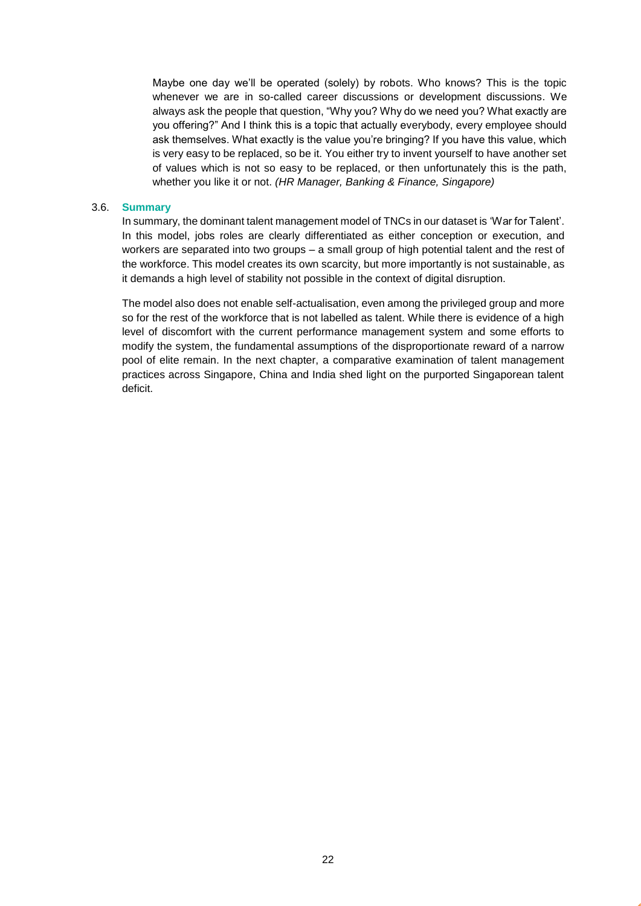> Maybe one day we'll be operated (solely) by robots. Who knows? This is the topic whenever we are in so-called career discussions or development discussions. We always ask the people that question, "Why you? Why do we need you? What exactly are you offering?" And I think this is a topic that actually everybody, every employee should ask themselves. What exactly is the value you're bringing? If you have this value, which is very easy to be replaced, so be it. You either try to invent yourself to have another set of values which is not so easy to be replaced, or then unfortunately this is the path, whether you like it or not. *(HR Manager, Banking & Finance, Singapore)*

### 3.6. Summary

In summary, the dominant talent management model of TNCs in our dataset is 'War for Talent'. In this model, jobs roles are clearly differentiated as either conception or execution, and workers are separated into two groups – a small group of high potential talent and the rest of the workforce. This model creates its own scarcity, but more importantly is not sustainable, as it demands a high level of stability not possible in the context of digital disruption.

The model also does not enable self-actualisation, even among the privileged group and more so for the rest of the workforce that is not labelled as talent. While there is evidence of a high level of discomfort with the current performance management system and some efforts to modify the system, the fundamental assumptions of the disproportionate reward of a narrow pool of elite remain. In the next chapter, a comparative examination of talent management practices across Singapore, China and India shed light on the purported Singaporean talent deficit.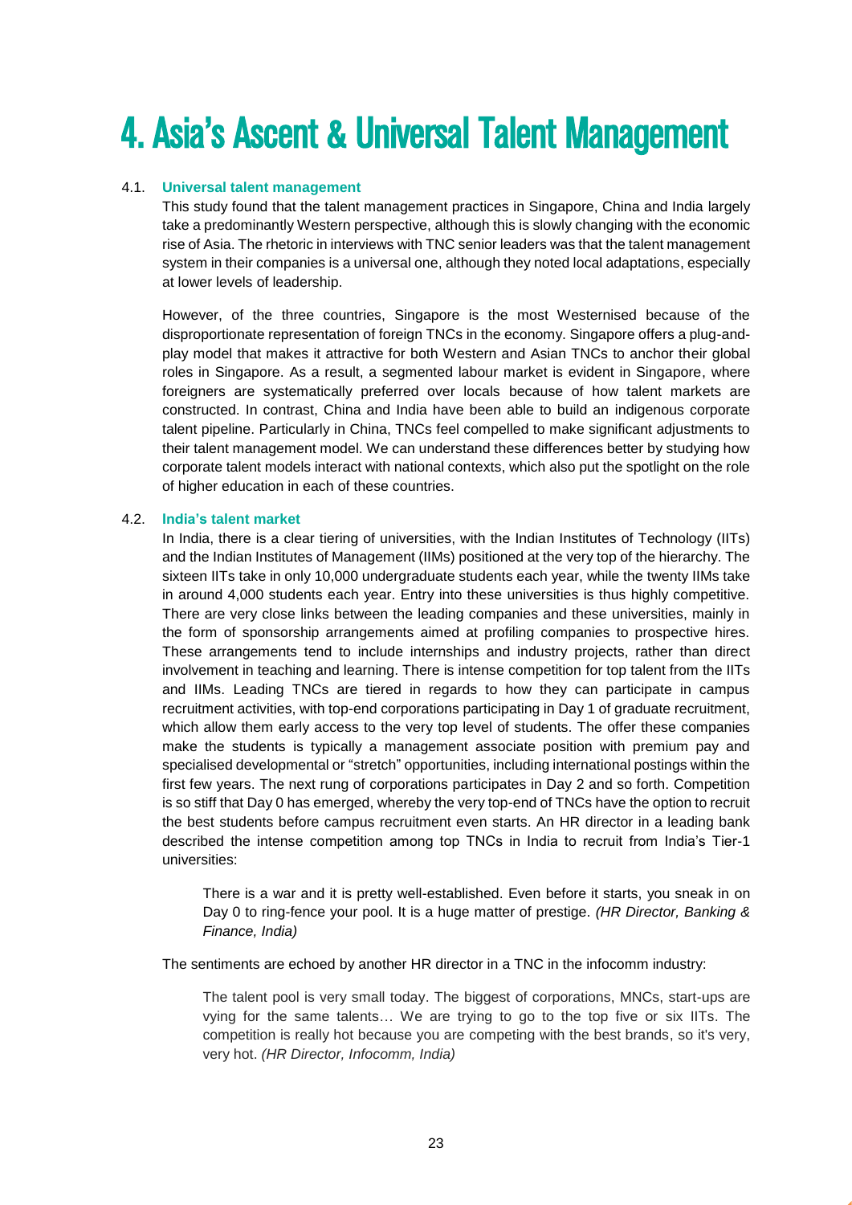# 4. Asia's Ascent & Universal Talent Management

## 4.1. Universal talent management

This study found that the talent management practices in Singapore, China and India largely take a predominantly Western perspective, although this is slowly changing with the economic rise of Asia. The rhetoric in interviews with TNC senior leaders was that the talent management system in their companies is a universal one, although they noted local adaptations, especially at lower levels of leadership.

However, of the three countries, Singapore is the most Westernised because of the disproportionate representation of foreign TNCs in the economy. Singapore offers a plug-and-play model that makes it attractive for both Western and Asian TNCs to anchor their global roles in Singapore. As a result, a segmented labour market is evident in Singapore, where foreigners are systematically preferred over locals because of how talent markets are constructed. In contrast, China and India have been able to build an indigenous corporate talent pipeline. Particularly in China, TNCs feel compelled to make significant adjustments to their talent management model. We can understand these differences better by studying how corporate talent models interact with national contexts, which also put the spotlight on the role of higher education in each of these countries.

## 4.2. India's talent market

In India, there is a clear tiering of universities, with the Indian Institutes of Technology (IITs) and the Indian Institutes of Management (IIMs) positioned at the very top of the hierarchy. The sixteen IITs take in only 10,000 undergraduate students each year, while the twenty IIMs take in around 4,000 students each year. Entry into these universities is thus highly competitive. There are very close links between the leading companies and these universities, mainly in the form of sponsorship arrangements aimed at profiling companies to prospective hires. These arrangements tend to include internships and industry projects, rather than direct involvement in teaching and learning. There is intense competition for top talent from the IITs and IIMs. Leading TNCs are tiered in regards to how they can participate in campus recruitment activities, with top-end corporations participating in Day 1 of graduate recruitment, which allow them early access to the very top level of students. The offer these companies make the students is typically a management associate position with premium pay and specialised developmental or "stretch" opportunities, including international postings within the first few years. The next rung of corporations participates in Day 2 and so forth. Competition is so stiff that Day 0 has emerged, whereby the very top-end of TNCs have the option to recruit the best students before campus recruitment even starts. An HR director in a leading bank described the intense competition among top TNCs in India to recruit from India's Tier-1 universities:

> There is a war and it is pretty well-established. Even before it starts, you sneak in on Day 0 to ring-fence your pool. It is a huge matter of prestige. *(HR Director, Banking & Finance, India)*

The sentiments are echoed by another HR director in a TNC in the infocomm industry:

> The talent pool is very small today. The biggest of corporations, MNCs, start-ups are vying for the same talents… We are trying to go to the top five or six IITs. The competition is really hot because you are competing with the best brands, so it's very, very hot. *(HR Director, Infocomm, India)*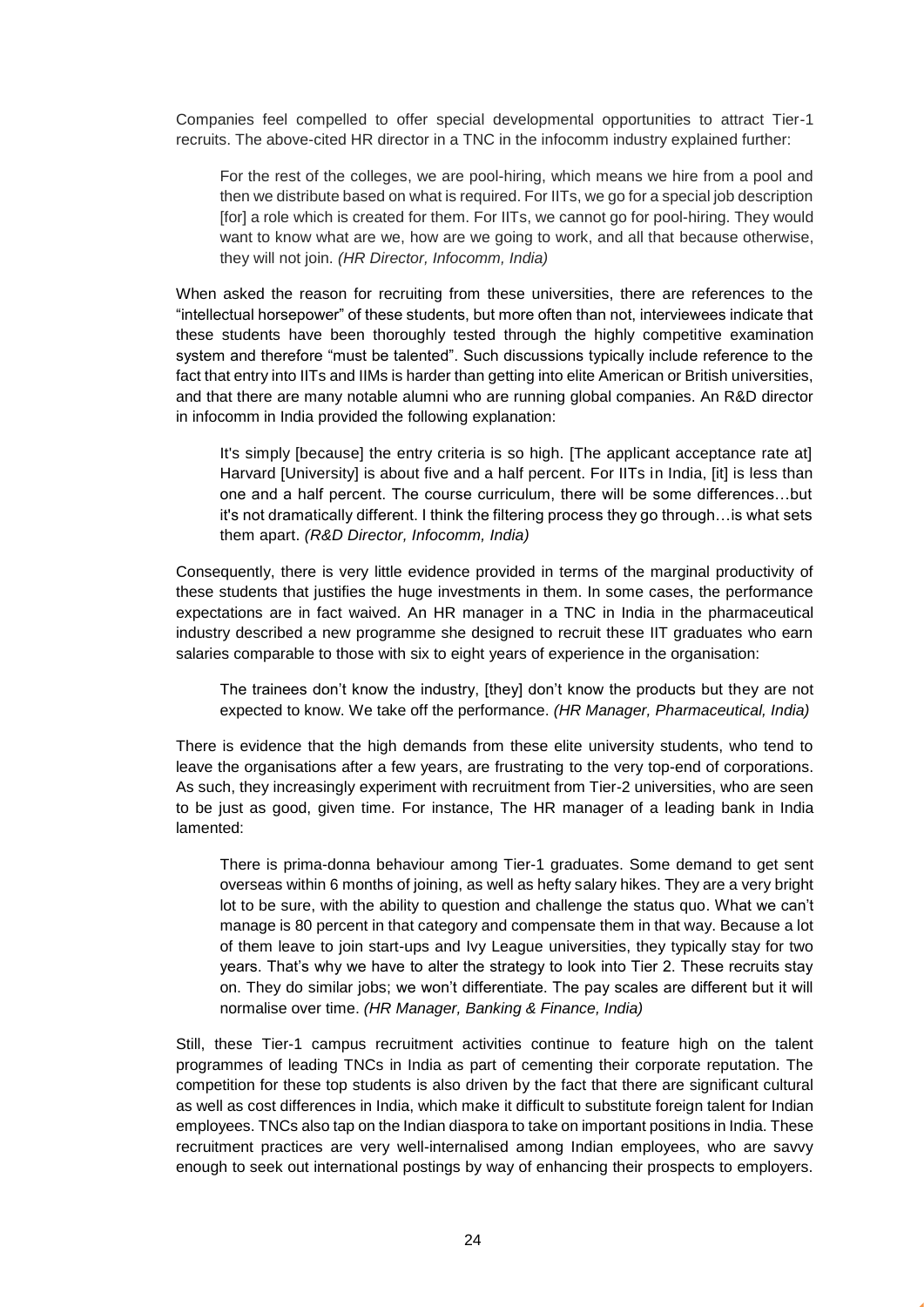Companies feel compelled to offer special developmental opportunities to attract Tier-1 recruits. The above-cited HR director in a TNC in the infocomm industry explained further:

> For the rest of the colleges, we are pool-hiring, which means we hire from a pool and then we distribute based on what is required. For IITs, we go for a special job description [for] a role which is created for them. For IITs, we cannot go for pool-hiring. They would want to know what are we, how are we going to work, and all that because otherwise, they will not join. *(HR Director, Infocomm, India)*

When asked the reason for recruiting from these universities, there are references to the "intellectual horsepower" of these students, but more often than not, interviewees indicate that these students have been thoroughly tested through the highly competitive examination system and therefore "must be talented". Such discussions typically include reference to the fact that entry into IITs and IIMs is harder than getting into elite American or British universities, and that there are many notable alumni who are running global companies. An R&D director in infocomm in India provided the following explanation:

> It's simply [because] the entry criteria is so high. [The applicant acceptance rate at] Harvard [University] is about five and a half percent. For IITs in India, [it] is less than one and a half percent. The course curriculum, there will be some differences…but it's not dramatically different. I think the filtering process they go through…is what sets them apart. *(R&D Director, Infocomm, India)*

Consequently, there is very little evidence provided in terms of the marginal productivity of these students that justifies the huge investments in them. In some cases, the performance expectations are in fact waived. An HR manager in a TNC in India in the pharmaceutical industry described a new programme she designed to recruit these IIT graduates who earn salaries comparable to those with six to eight years of experience in the organisation:

> The trainees don't know the industry, [they] don't know the products but they are not expected to know. We take off the performance. *(HR Manager, Pharmaceutical, India)*

There is evidence that the high demands from these elite university students, who tend to leave the organisations after a few years, are frustrating to the very top-end of corporations. As such, they increasingly experiment with recruitment from Tier-2 universities, who are seen to be just as good, given time. For instance, The HR manager of a leading bank in India lamented:

> There is prima-donna behaviour among Tier-1 graduates. Some demand to get sent overseas within 6 months of joining, as well as hefty salary hikes. They are a very bright lot to be sure, with the ability to question and challenge the status quo. What we can't manage is 80 percent in that category and compensate them in that way. Because a lot of them leave to join start-ups and Ivy League universities, they typically stay for two years. That's why we have to alter the strategy to look into Tier 2. These recruits stay on. They do similar jobs; we won't differentiate. The pay scales are different but it will normalise over time. *(HR Manager, Banking & Finance, India)*

Still, these Tier-1 campus recruitment activities continue to feature high on the talent programmes of leading TNCs in India as part of cementing their corporate reputation. The competition for these top students is also driven by the fact that there are significant cultural as well as cost differences in India, which make it difficult to substitute foreign talent for Indian employees. TNCs also tap on the Indian diaspora to take on important positions in India. These recruitment practices are very well-internalised among Indian employees, who are savvy enough to seek out international postings by way of enhancing their prospects to employers.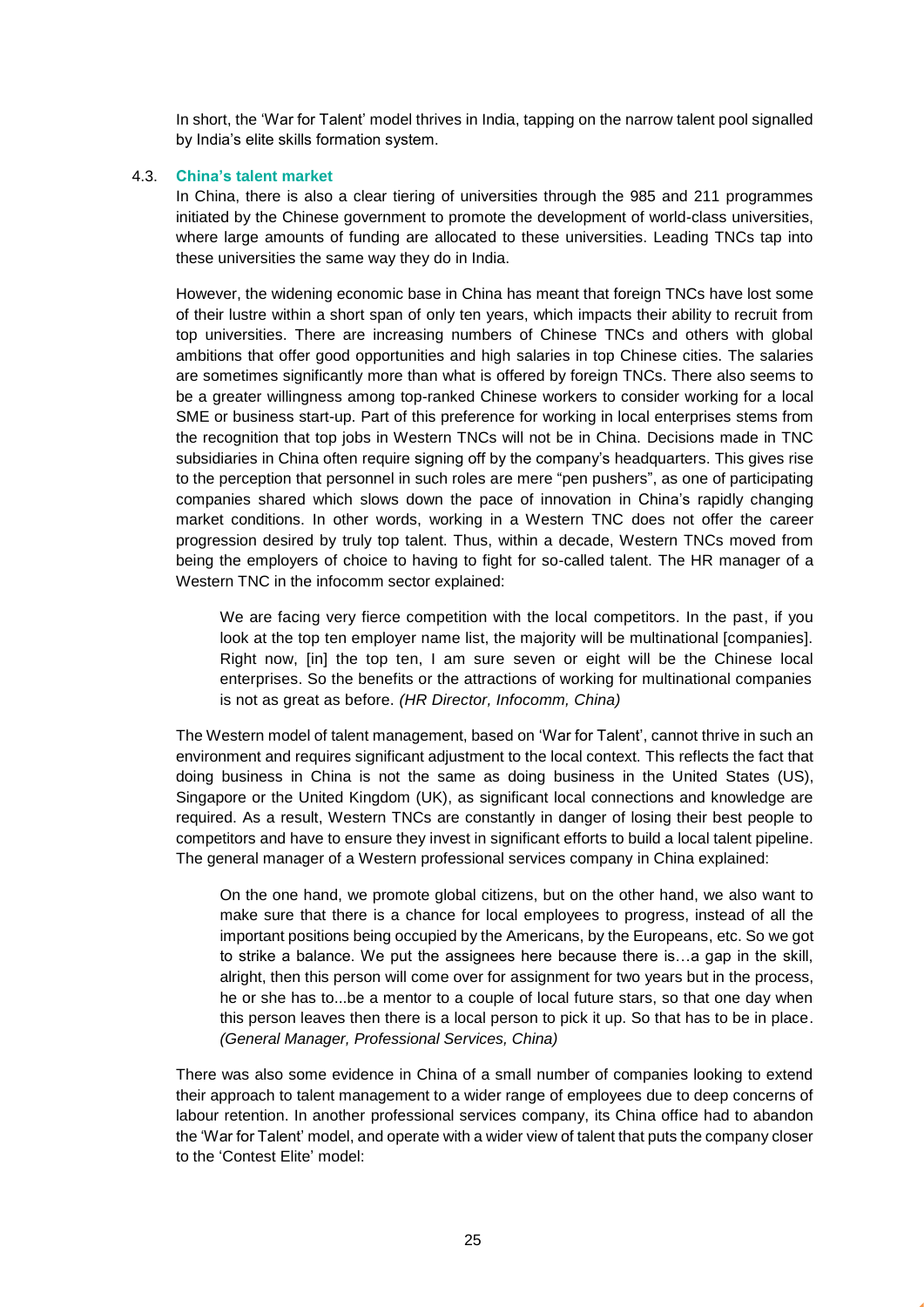In short, the 'War for Talent' model thrives in India, tapping on the narrow talent pool signalled by India's elite skills formation system.

### 4.3. China's talent market

In China, there is also a clear tiering of universities through the 985 and 211 programmes initiated by the Chinese government to promote the development of world-class universities, where large amounts of funding are allocated to these universities. Leading TNCs tap into these universities the same way they do in India.

However, the widening economic base in China has meant that foreign TNCs have lost some of their lustre within a short span of only ten years, which impacts their ability to recruit from top universities. There are increasing numbers of Chinese TNCs and others with global ambitions that offer good opportunities and high salaries in top Chinese cities. The salaries are sometimes significantly more than what is offered by foreign TNCs. There also seems to be a greater willingness among top-ranked Chinese workers to consider working for a local SME or business start-up. Part of this preference for working in local enterprises stems from the recognition that top jobs in Western TNCs will not be in China. Decisions made in TNC subsidiaries in China often require signing off by the company's headquarters. This gives rise to the perception that personnel in such roles are mere "pen pushers", as one of participating companies shared which slows down the pace of innovation in China's rapidly changing market conditions. In other words, working in a Western TNC does not offer the career progression desired by truly top talent. Thus, within a decade, Western TNCs moved from being the employers of choice to having to fight for so-called talent. The HR manager of a Western TNC in the infocomm sector explained:

> We are facing very fierce competition with the local competitors. In the past, if you look at the top ten employer name list, the majority will be multinational [companies]. Right now, [in] the top ten, I am sure seven or eight will be the Chinese local enterprises. So the benefits or the attractions of working for multinational companies is not as great as before. *(HR Director, Infocomm, China)*

The Western model of talent management, based on 'War for Talent', cannot thrive in such an environment and requires significant adjustment to the local context. This reflects the fact that doing business in China is not the same as doing business in the United States (US), Singapore or the United Kingdom (UK), as significant local connections and knowledge are required. As a result, Western TNCs are constantly in danger of losing their best people to competitors and have to ensure they invest in significant efforts to build a local talent pipeline. The general manager of a Western professional services company in China explained:

> On the one hand, we promote global citizens, but on the other hand, we also want to make sure that there is a chance for local employees to progress, instead of all the important positions being occupied by the Americans, by the Europeans, etc. So we got to strike a balance. We put the assignees here because there is…a gap in the skill, alright, then this person will come over for assignment for two years but in the process, he or she has to...be a mentor to a couple of local future stars, so that one day when this person leaves then there is a local person to pick it up. So that has to be in place. *(General Manager, Professional Services, China)*

There was also some evidence in China of a small number of companies looking to extend their approach to talent management to a wider range of employees due to deep concerns of labour retention. In another professional services company, its China office had to abandon the 'War for Talent' model, and operate with a wider view of talent that puts the company closer to the 'Contest Elite' model: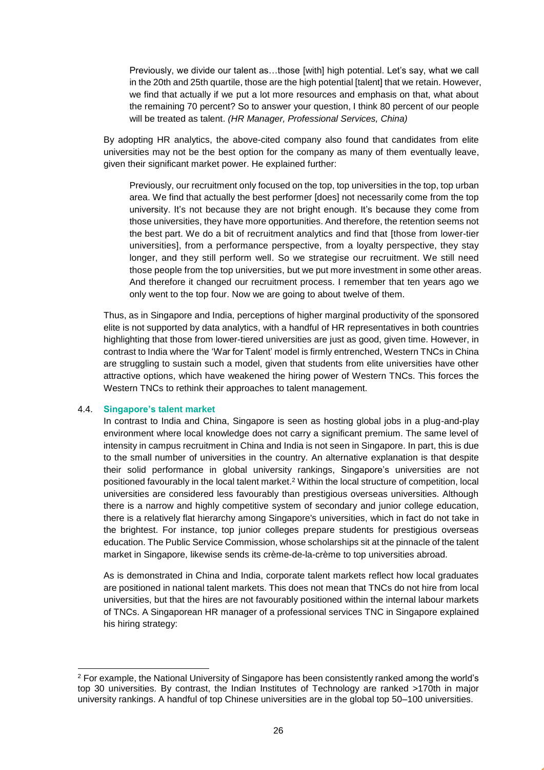> Previously, we divide our talent as…those [with] high potential. Let's say, what we call in the 20th and 25th quartile, those are the high potential [talent] that we retain. However, we find that actually if we put a lot more resources and emphasis on that, what about the remaining 70 percent? So to answer your question, I think 80 percent of our people will be treated as talent. *(HR Manager, Professional Services, China)*

By adopting HR analytics, the above-cited company also found that candidates from elite universities may not be the best option for the company as many of them eventually leave, given their significant market power. He explained further:

> Previously, our recruitment only focused on the top, top universities in the top, top urban area. We find that actually the best performer [does] not necessarily come from the top university. It's not because they are not bright enough. It's because they come from those universities, they have more opportunities. And therefore, the retention seems not the best part. We do a bit of recruitment analytics and find that [those from lower-tier universities], from a performance perspective, from a loyalty perspective, they stay longer, and they still perform well. So we strategise our recruitment. We still need those people from the top universities, but we put more investment in some other areas. And therefore it changed our recruitment process. I remember that ten years ago we only went to the top four. Now we are going to about twelve of them.

Thus, as in Singapore and India, perceptions of higher marginal productivity of the sponsored elite is not supported by data analytics, with a handful of HR representatives in both countries highlighting that those from lower-tiered universities are just as good, given time. However, in contrast to India where the 'War for Talent' model is firmly entrenched, Western TNCs in China are struggling to sustain such a model, given that students from elite universities have other attractive options, which have weakened the hiring power of Western TNCs. This forces the Western TNCs to rethink their approaches to talent management.

### 4.4. Singapore's talent market

In contrast to India and China, Singapore is seen as hosting global jobs in a plug-and-play environment where local knowledge does not carry a significant premium. The same level of intensity in campus recruitment in China and India is not seen in Singapore. In part, this is due to the small number of universities in the country. An alternative explanation is that despite their solid performance in global university rankings, Singapore's universities are not positioned favourably in the local talent market.[2] Within the local structure of competition, local universities are considered less favourably than prestigious overseas universities. Although there is a narrow and highly competitive system of secondary and junior college education, there is a relatively flat hierarchy among Singapore's universities, which in fact do not take in the brightest. For instance, top junior colleges prepare students for prestigious overseas education. The Public Service Commission, whose scholarships sit at the pinnacle of the talent market in Singapore, likewise sends its crème-de-la-crème to top universities abroad.

As is demonstrated in China and India, corporate talent markets reflect how local graduates are positioned in national talent markets. This does not mean that TNCs do not hire from local universities, but that the hires are not favourably positioned within the internal labour markets of TNCs. A Singaporean HR manager of a professional services TNC in Singapore explained his hiring strategy:

---

[2] For example, the National University of Singapore has been consistently ranked among the world's top 30 universities. By contrast, the Indian Institutes of Technology are ranked >170th in major university rankings. A handful of top Chinese universities are in the global top 50–100 universities.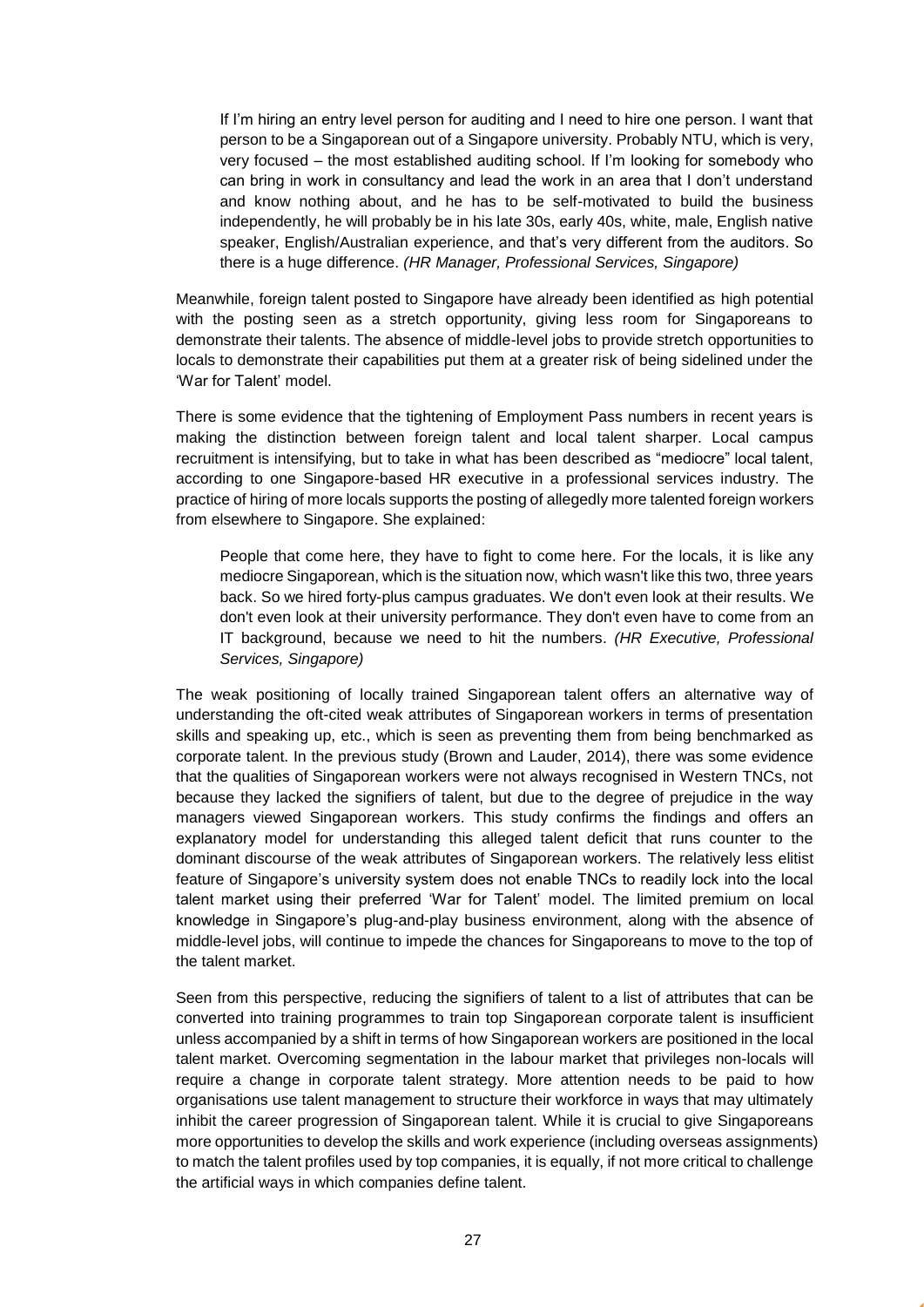> If I'm hiring an entry level person for auditing and I need to hire one person. I want that person to be a Singaporean out of a Singapore university. Probably NTU, which is very, very focused – the most established auditing school. If I'm looking for somebody who can bring in work in consultancy and lead the work in an area that I don't understand and know nothing about, and he has to be self-motivated to build the business independently, he will probably be in his late 30s, early 40s, white, male, English native speaker, English/Australian experience, and that's very different from the auditors. So there is a huge difference. *(HR Manager, Professional Services, Singapore)*

Meanwhile, foreign talent posted to Singapore have already been identified as high potential with the posting seen as a stretch opportunity, giving less room for Singaporeans to demonstrate their talents. The absence of middle-level jobs to provide stretch opportunities to locals to demonstrate their capabilities put them at a greater risk of being sidelined under the 'War for Talent' model.

There is some evidence that the tightening of Employment Pass numbers in recent years is making the distinction between foreign talent and local talent sharper. Local campus recruitment is intensifying, but to take in what has been described as "mediocre" local talent, according to one Singapore-based HR executive in a professional services industry. The practice of hiring of more locals supports the posting of allegedly more talented foreign workers from elsewhere to Singapore. She explained:

> People that come here, they have to fight to come here. For the locals, it is like any mediocre Singaporean, which is the situation now, which wasn't like this two, three years back. So we hired forty-plus campus graduates. We don't even look at their results. We don't even look at their university performance. They don't even have to come from an IT background, because we need to hit the numbers. *(HR Executive, Professional Services, Singapore)*

The weak positioning of locally trained Singaporean talent offers an alternative way of understanding the oft-cited weak attributes of Singaporean workers in terms of presentation skills and speaking up, etc., which is seen as preventing them from being benchmarked as corporate talent. In the previous study (Brown and Lauder, 2014), there was some evidence that the qualities of Singaporean workers were not always recognised in Western TNCs, not because they lacked the signifiers of talent, but due to the degree of prejudice in the way managers viewed Singaporean workers. This study confirms the findings and offers an explanatory model for understanding this alleged talent deficit that runs counter to the dominant discourse of the weak attributes of Singaporean workers. The relatively less elitist feature of Singapore's university system does not enable TNCs to readily lock into the local talent market using their preferred 'War for Talent' model. The limited premium on local knowledge in Singapore's plug-and-play business environment, along with the absence of middle-level jobs, will continue to impede the chances for Singaporeans to move to the top of the talent market.

Seen from this perspective, reducing the signifiers of talent to a list of attributes that can be converted into training programmes to train top Singaporean corporate talent is insufficient unless accompanied by a shift in terms of how Singaporean workers are positioned in the local talent market. Overcoming segmentation in the labour market that privileges non-locals will require a change in corporate talent strategy. More attention needs to be paid to how organisations use talent management to structure their workforce in ways that may ultimately inhibit the career progression of Singaporean talent. While it is crucial to give Singaporeans more opportunities to develop the skills and work experience (including overseas assignments) to match the talent profiles used by top companies, it is equally, if not more critical to challenge the artificial ways in which companies define talent.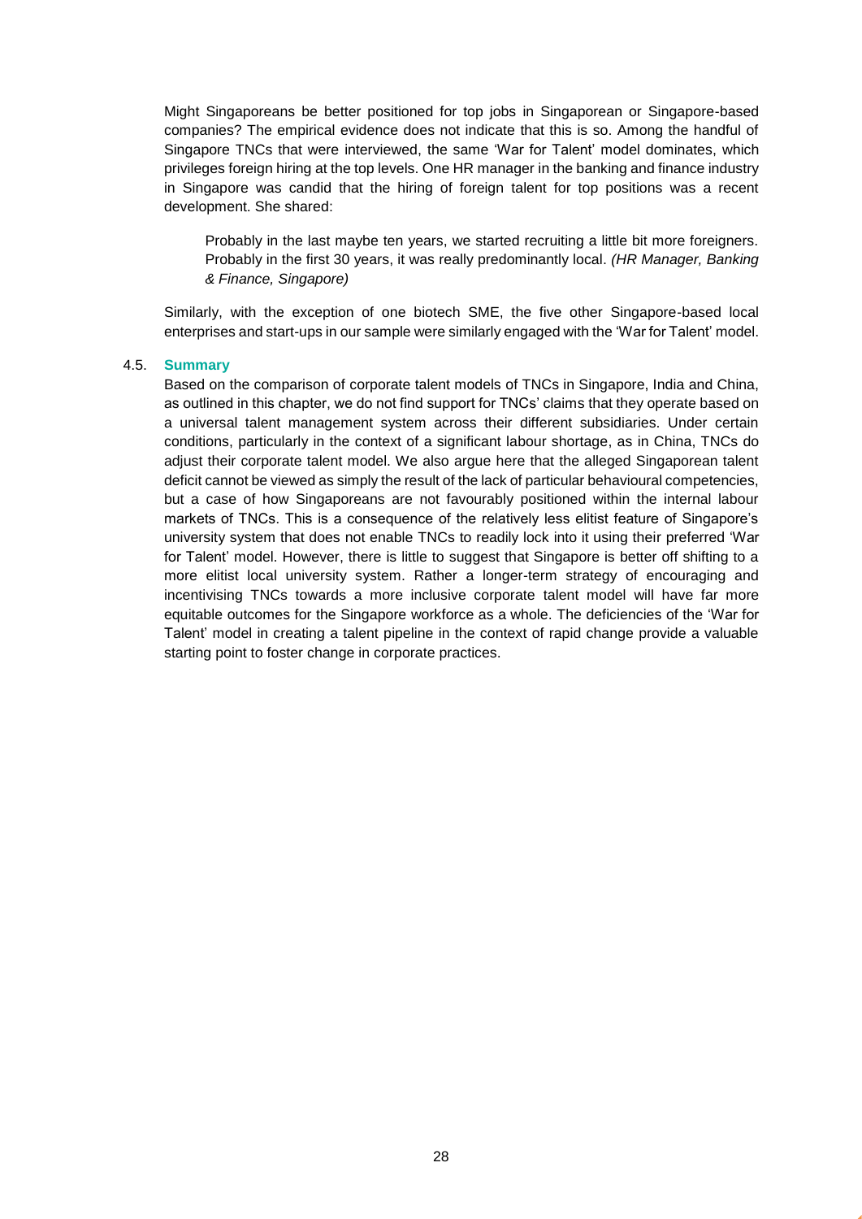Might Singaporeans be better positioned for top jobs in Singaporean or Singapore-based companies? The empirical evidence does not indicate that this is so. Among the handful of Singapore TNCs that were interviewed, the same 'War for Talent' model dominates, which privileges foreign hiring at the top levels. One HR manager in the banking and finance industry in Singapore was candid that the hiring of foreign talent for top positions was a recent development. She shared:

> Probably in the last maybe ten years, we started recruiting a little bit more foreigners. Probably in the first 30 years, it was really predominantly local. *(HR Manager, Banking & Finance, Singapore)*

Similarly, with the exception of one biotech SME, the five other Singapore-based local enterprises and start-ups in our sample were similarly engaged with the 'War for Talent' model.

### 4.5. Summary

Based on the comparison of corporate talent models of TNCs in Singapore, India and China, as outlined in this chapter, we do not find support for TNCs' claims that they operate based on a universal talent management system across their different subsidiaries. Under certain conditions, particularly in the context of a significant labour shortage, as in China, TNCs do adjust their corporate talent model. We also argue here that the alleged Singaporean talent deficit cannot be viewed as simply the result of the lack of particular behavioural competencies, but a case of how Singaporeans are not favourably positioned within the internal labour markets of TNCs. This is a consequence of the relatively less elitist feature of Singapore's university system that does not enable TNCs to readily lock into it using their preferred 'War for Talent' model. However, there is little to suggest that Singapore is better off shifting to a more elitist local university system. Rather a longer-term strategy of encouraging and incentivising TNCs towards a more inclusive corporate talent model will have far more equitable outcomes for the Singapore workforce as a whole. The deficiencies of the 'War for Talent' model in creating a talent pipeline in the context of rapid change provide a valuable starting point to foster change in corporate practices.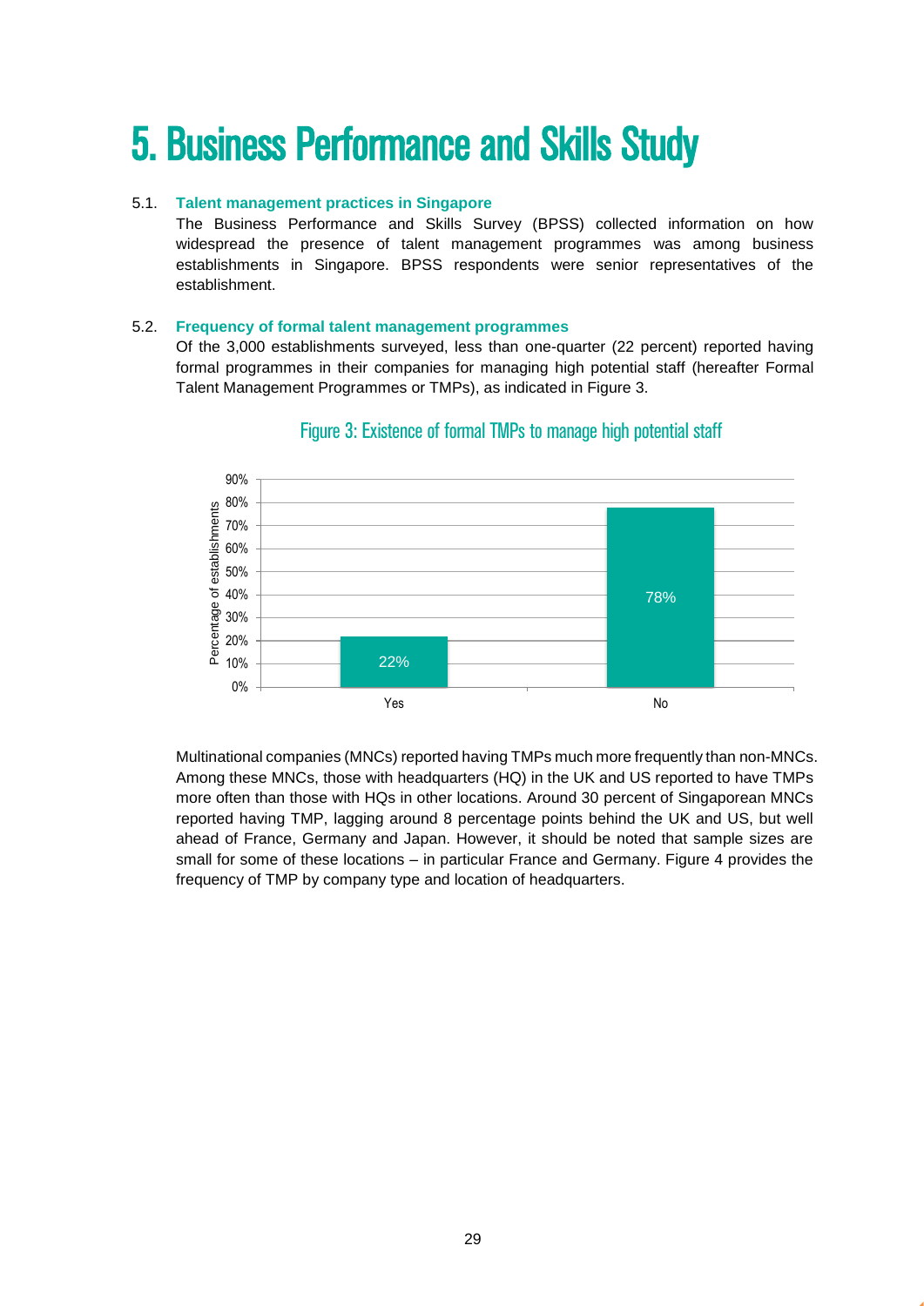# 5. Business Performance and Skills Study

## 5.1. Talent management practices in Singapore

The Business Performance and Skills Survey (BPSS) collected information on how widespread the presence of talent management programmes was among business establishments in Singapore. BPSS respondents were senior representatives of the establishment.

## 5.2. Frequency of formal talent management programmes

Of the 3,000 establishments surveyed, less than one-quarter (22 percent) reported having formal programmes in their companies for managing high potential staff (hereafter Formal Talent Management Programmes or TMPs), as indicated in Figure 3.

Figure 3: Existence of formal TMPs to manage high potential staff

| | Percentage of establishments |
|---|---|
| Yes | 22% |
| No | 78% |

Multinational companies (MNCs) reported having TMPs much more frequently than non-MNCs. Among these MNCs, those with headquarters (HQ) in the UK and US reported to have TMPs more often than those with HQs in other locations. Around 30 percent of Singaporean MNCs reported having TMP, lagging around 8 percentage points behind the UK and US, but well ahead of France, Germany and Japan. However, it should be noted that sample sizes are small for some of these locations – in particular France and Germany. Figure 4 provides the frequency of TMP by company type and location of headquarters.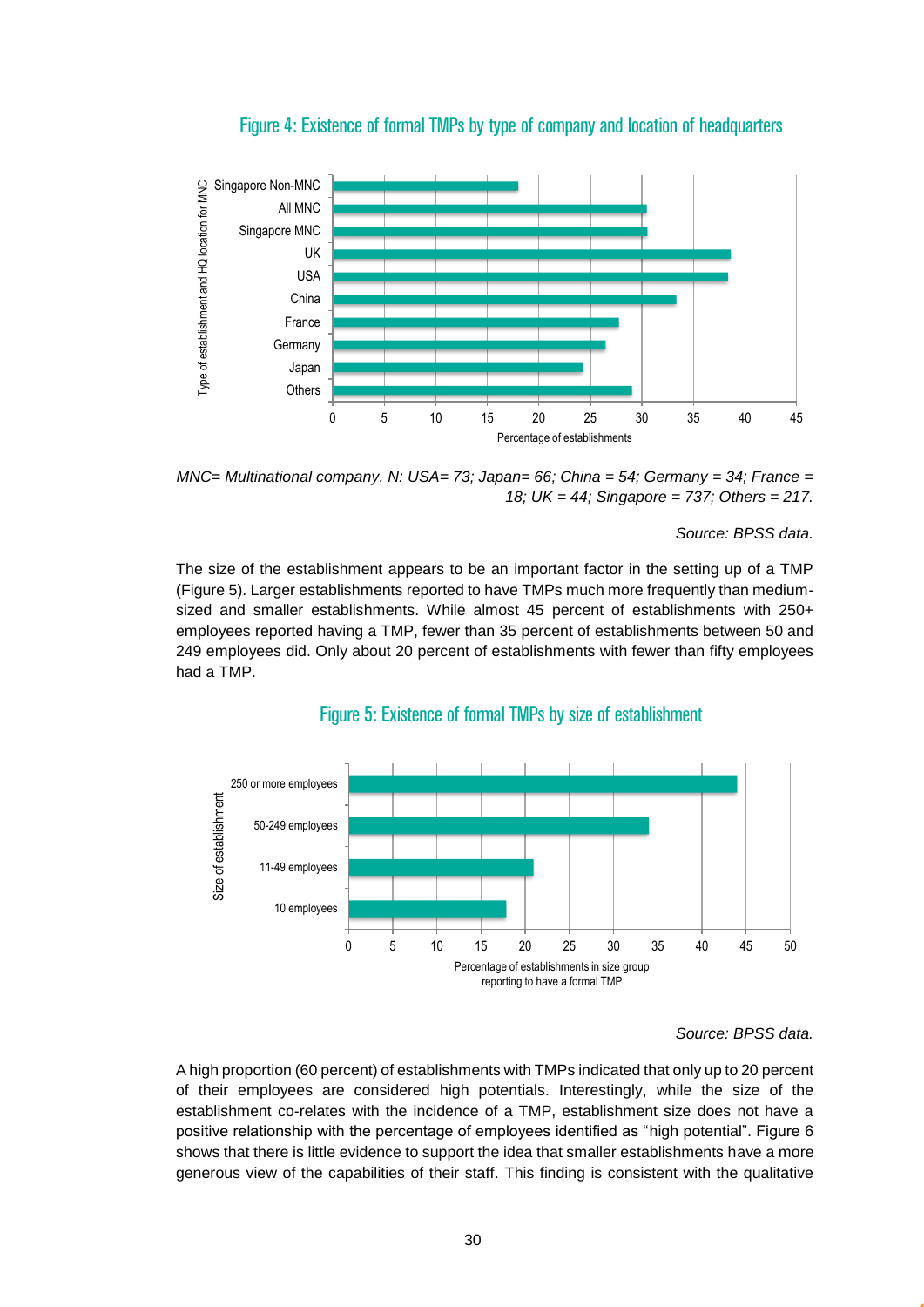## Figure 4: Existence of formal TMPs by type of company and location of headquarters

*MNC= Multinational company. N: USA= 73; Japan= 66; China = 54; Germany = 34; France = 18; UK = 44; Singapore = 737; Others = 217.*

*Source: BPSS data.*

The size of the establishment appears to be an important factor in the setting up of a TMP (Figure 5). Larger establishments reported to have TMPs much more frequently than medium-sized and smaller establishments. While almost 45 percent of establishments with 250+ employees reported having a TMP, fewer than 35 percent of establishments between 50 and 249 employees did. Only about 20 percent of establishments with fewer than fifty employees had a TMP.

## Figure 5: Existence of formal TMPs by size of establishment

*Source: BPSS data.*

A high proportion (60 percent) of establishments with TMPs indicated that only up to 20 percent of their employees are considered high potentials. Interestingly, while the size of the establishment co-relates with the incidence of a TMP, establishment size does not have a positive relationship with the percentage of employees identified as "high potential". Figure 6 shows that there is little evidence to support the idea that smaller establishments have a more generous view of the capabilities of their staff. This finding is consistent with the qualitative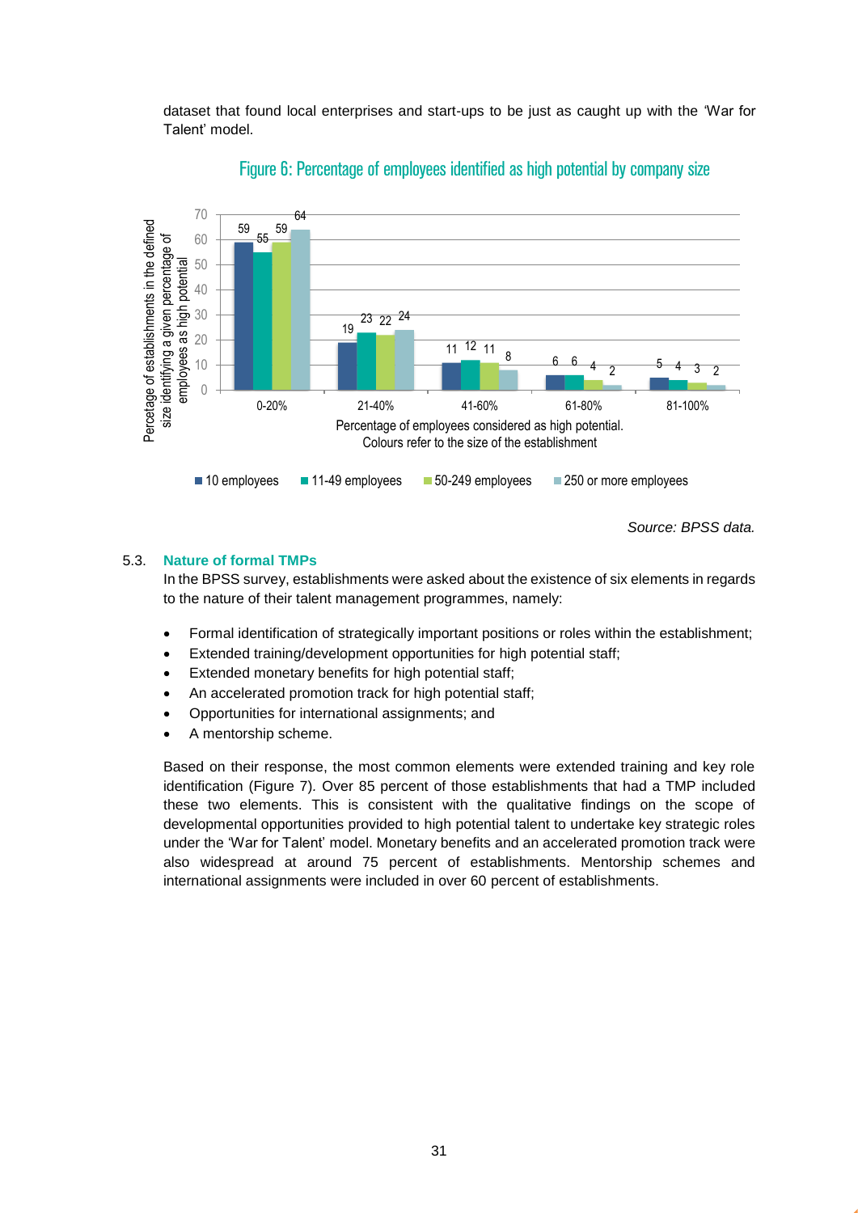dataset that found local enterprises and start-ups to be just as caught up with the 'War for Talent' model.

Figure 6: Percentage of employees identified as high potential by company size

| Percentage of employees considered as high potential | 10 employees | 11-49 employees | 50-249 employees | 250 or more employees |
|---|---|---|---|---|
| 0-20% | 59 | 55 | 59 | 64 |
| 21-40% | 19 | 23 | 22 | 24 |
| 41-60% | 11 | 12 | 11 | 8 |
| 61-80% | 6 | 6 | 4 | 2 |
| 81-100% | 5 | 4 | 3 | 2 |

Y-axis: Percetage of establishments in the defined size identifying a given percentage of employees as high potential

X-axis: Percentage of employees considered as high potential. Colours refer to the size of the establishment

*Source: BPSS data.*

### 5.3. Nature of formal TMPs

In the BPSS survey, establishments were asked about the existence of six elements in regards to the nature of their talent management programmes, namely:

- Formal identification of strategically important positions or roles within the establishment;
- Extended training/development opportunities for high potential staff;
- Extended monetary benefits for high potential staff;
- An accelerated promotion track for high potential staff;
- Opportunities for international assignments; and
- A mentorship scheme.

Based on their response, the most common elements were extended training and key role identification (Figure 7). Over 85 percent of those establishments that had a TMP included these two elements. This is consistent with the qualitative findings on the scope of developmental opportunities provided to high potential talent to undertake key strategic roles under the 'War for Talent' model. Monetary benefits and an accelerated promotion track were also widespread at around 75 percent of establishments. Mentorship schemes and international assignments were included in over 60 percent of establishments.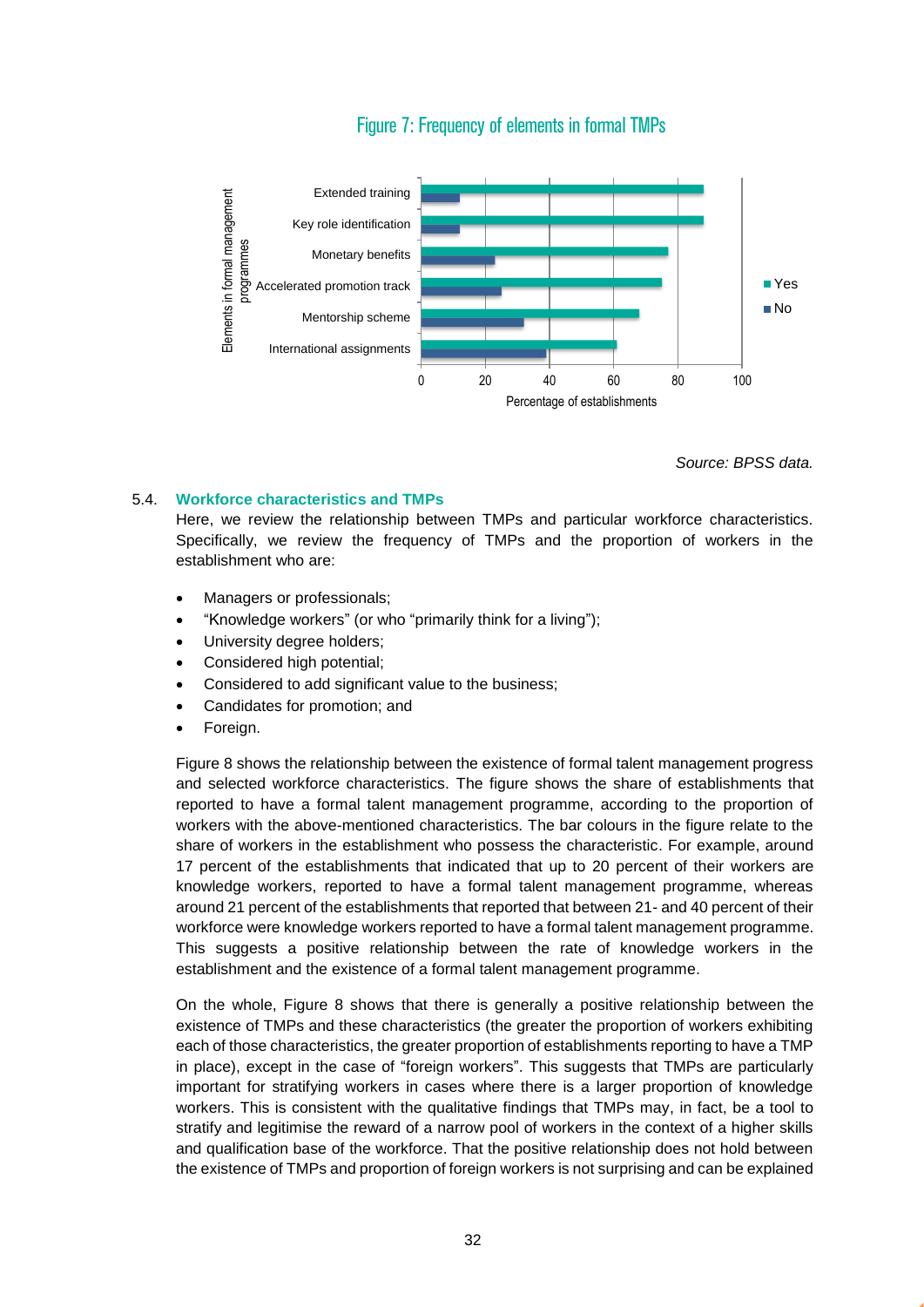Figure 7: Frequency of elements in formal TMPs

*Source: BPSS data.*

### 5.4. Workforce characteristics and TMPs

Here, we review the relationship between TMPs and particular workforce characteristics. Specifically, we review the frequency of TMPs and the proportion of workers in the establishment who are:

- Managers or professionals;
- “Knowledge workers” (or who “primarily think for a living”);
- University degree holders;
- Considered high potential;
- Considered to add significant value to the business;
- Candidates for promotion; and
- Foreign.

Figure 8 shows the relationship between the existence of formal talent management progress and selected workforce characteristics. The figure shows the share of establishments that reported to have a formal talent management programme, according to the proportion of workers with the above-mentioned characteristics. The bar colours in the figure relate to the share of workers in the establishment who possess the characteristic. For example, around 17 percent of the establishments that indicated that up to 20 percent of their workers are knowledge workers, reported to have a formal talent management programme, whereas around 21 percent of the establishments that reported that between 21- and 40 percent of their workforce were knowledge workers reported to have a formal talent management programme. This suggests a positive relationship between the rate of knowledge workers in the establishment and the existence of a formal talent management programme.

On the whole, Figure 8 shows that there is generally a positive relationship between the existence of TMPs and these characteristics (the greater the proportion of workers exhibiting each of those characteristics, the greater proportion of establishments reporting to have a TMP in place), except in the case of “foreign workers”. This suggests that TMPs are particularly important for stratifying workers in cases where there is a larger proportion of knowledge workers. This is consistent with the qualitative findings that TMPs may, in fact, be a tool to stratify and legitimise the reward of a narrow pool of workers in the context of a higher skills and qualification base of the workforce. That the positive relationship does not hold between the existence of TMPs and proportion of foreign workers is not surprising and can be explained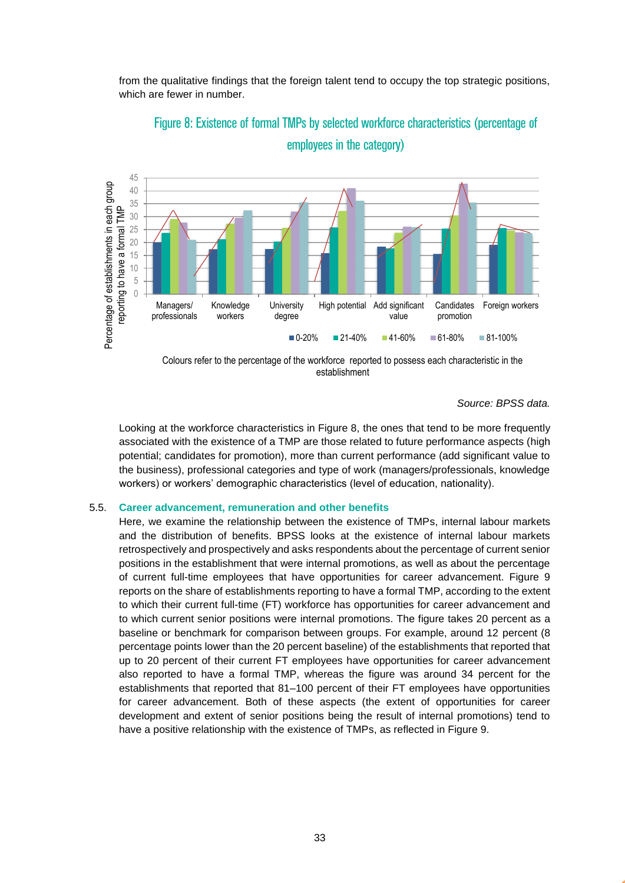from the qualitative findings that the foreign talent tend to occupy the top strategic positions, which are fewer in number.

## Figure 8: Existence of formal TMPs by selected workforce characteristics (percentage of employees in the category)

Colours refer to the percentage of the workforce reported to possess each characteristic in the establishment

*Source: BPSS data.*

Looking at the workforce characteristics in Figure 8, the ones that tend to be more frequently associated with the existence of a TMP are those related to future performance aspects (high potential; candidates for promotion), more than current performance (add significant value to the business), professional categories and type of work (managers/professionals, knowledge workers) or workers' demographic characteristics (level of education, nationality).

### 5.5. Career advancement, remuneration and other benefits

Here, we examine the relationship between the existence of TMPs, internal labour markets and the distribution of benefits. BPSS looks at the existence of internal labour markets retrospectively and prospectively and asks respondents about the percentage of current senior positions in the establishment that were internal promotions, as well as about the percentage of current full-time employees that have opportunities for career advancement. Figure 9 reports on the share of establishments reporting to have a formal TMP, according to the extent to which their current full-time (FT) workforce has opportunities for career advancement and to which current senior positions were internal promotions. The figure takes 20 percent as a baseline or benchmark for comparison between groups. For example, around 12 percent (8 percentage points lower than the 20 percent baseline) of the establishments that reported that up to 20 percent of their current FT employees have opportunities for career advancement also reported to have a formal TMP, whereas the figure was around 34 percent for the establishments that reported that 81–100 percent of their FT employees have opportunities for career advancement. Both of these aspects (the extent of opportunities for career development and extent of senior positions being the result of internal promotions) tend to have a positive relationship with the existence of TMPs, as reflected in Figure 9.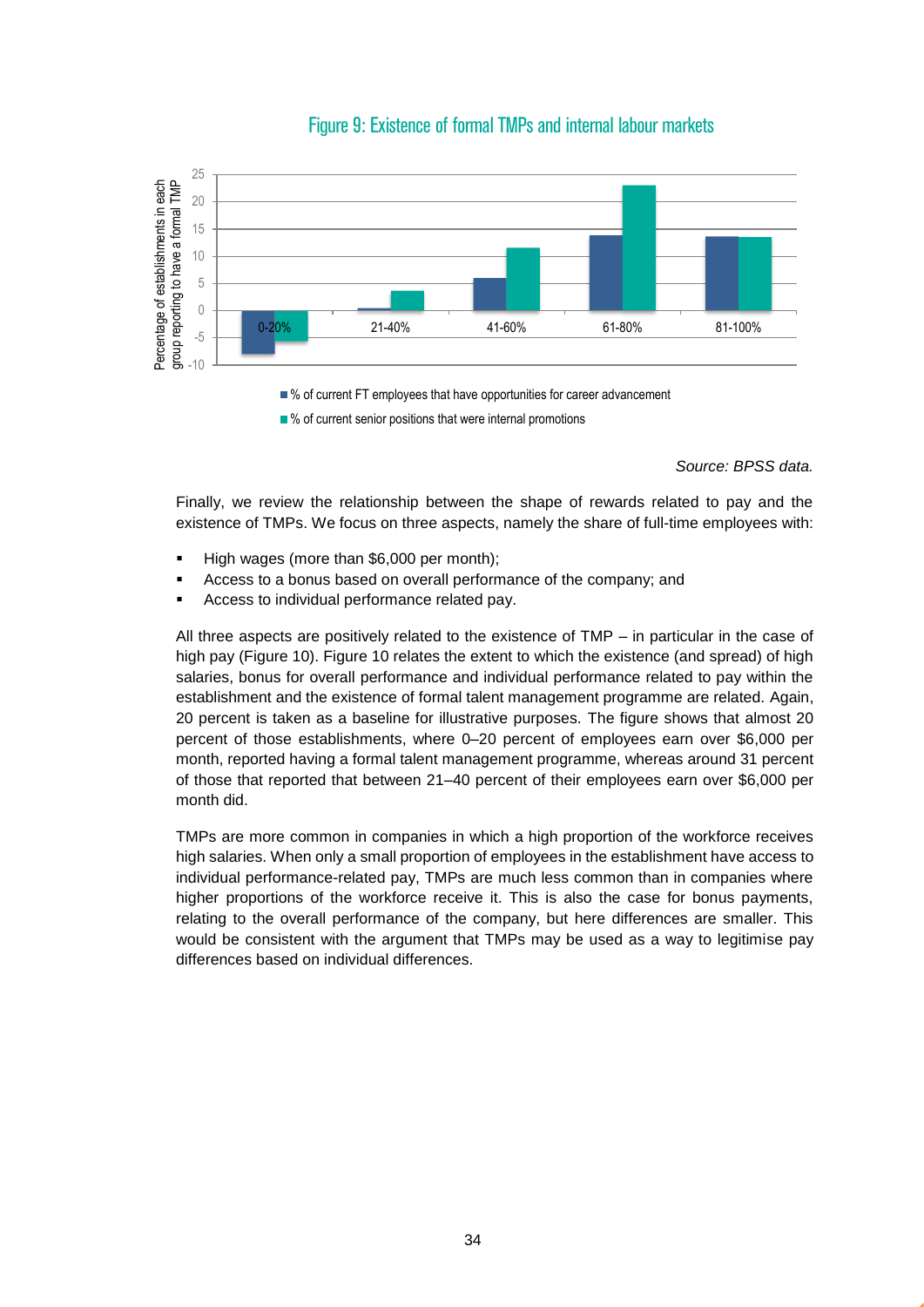Figure 9: Existence of formal TMPs and internal labour markets

*Source: BPSS data.*

Finally, we review the relationship between the shape of rewards related to pay and the existence of TMPs. We focus on three aspects, namely the share of full-time employees with:

- High wages (more than $6,000 per month);
- Access to a bonus based on overall performance of the company; and
- Access to individual performance related pay.

All three aspects are positively related to the existence of TMP – in particular in the case of high pay (Figure 10). Figure 10 relates the extent to which the existence (and spread) of high salaries, bonus for overall performance and individual performance related to pay within the establishment and the existence of formal talent management programme are related. Again, 20 percent is taken as a baseline for illustrative purposes. The figure shows that almost 20 percent of those establishments, where 0–20 percent of employees earn over $6,000 per month, reported having a formal talent management programme, whereas around 31 percent of those that reported that between 21–40 percent of their employees earn over $6,000 per month did.

TMPs are more common in companies in which a high proportion of the workforce receives high salaries. When only a small proportion of employees in the establishment have access to individual performance-related pay, TMPs are much less common than in companies where higher proportions of the workforce receive it. This is also the case for bonus payments, relating to the overall performance of the company, but here differences are smaller. This would be consistent with the argument that TMPs may be used as a way to legitimise pay differences based on individual differences.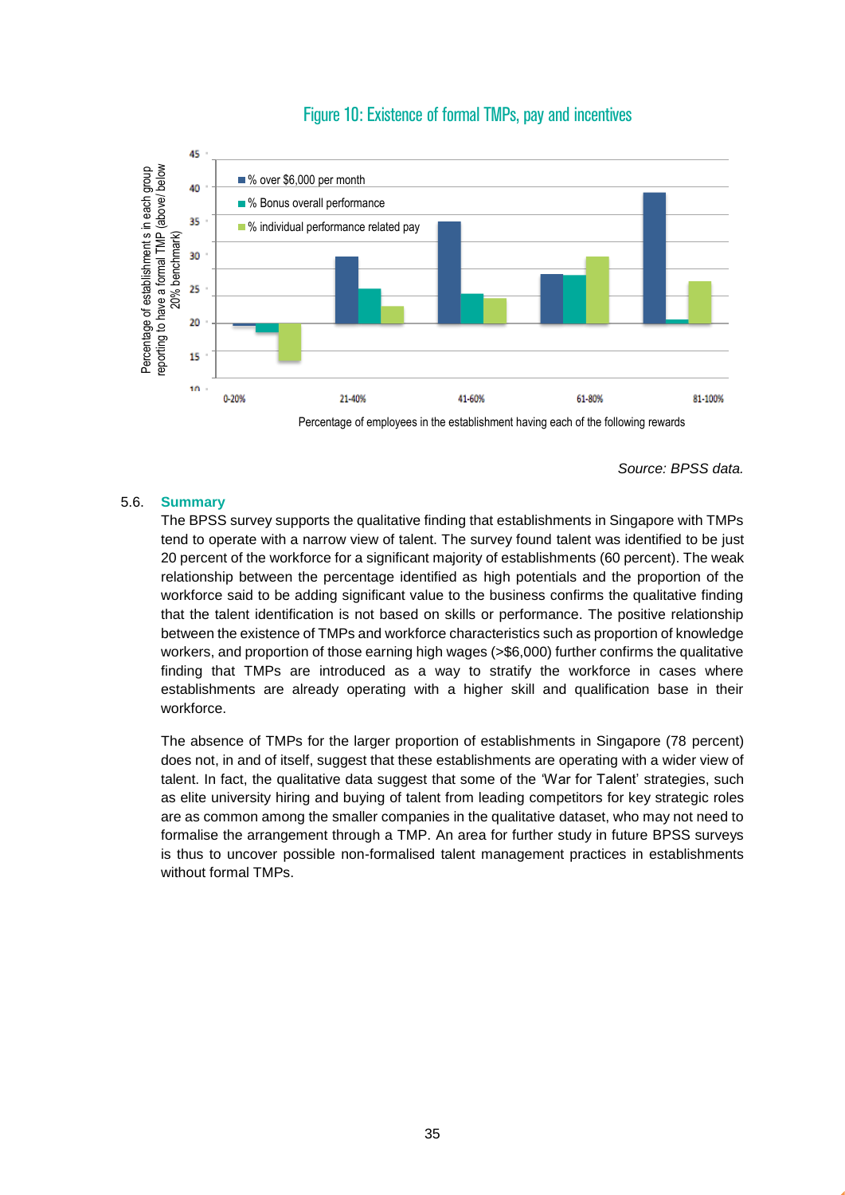Figure 10: Existence of formal TMPs, pay and incentives

*Source: BPSS data.*

### 5.6. Summary

The BPSS survey supports the qualitative finding that establishments in Singapore with TMPs tend to operate with a narrow view of talent. The survey found talent was identified to be just 20 percent of the workforce for a significant majority of establishments (60 percent). The weak relationship between the percentage identified as high potentials and the proportion of the workforce said to be adding significant value to the business confirms the qualitative finding that the talent identification is not based on skills or performance. The positive relationship between the existence of TMPs and workforce characteristics such as proportion of knowledge workers, and proportion of those earning high wages (>$6,000) further confirms the qualitative finding that TMPs are introduced as a way to stratify the workforce in cases where establishments are already operating with a higher skill and qualification base in their workforce.

The absence of TMPs for the larger proportion of establishments in Singapore (78 percent) does not, in and of itself, suggest that these establishments are operating with a wider view of talent. In fact, the qualitative data suggest that some of the 'War for Talent' strategies, such as elite university hiring and buying of talent from leading competitors for key strategic roles are as common among the smaller companies in the qualitative dataset, who may not need to formalise the arrangement through a TMP. An area for further study in future BPSS surveys is thus to uncover possible non-formalised talent management practices in establishments without formal TMPs.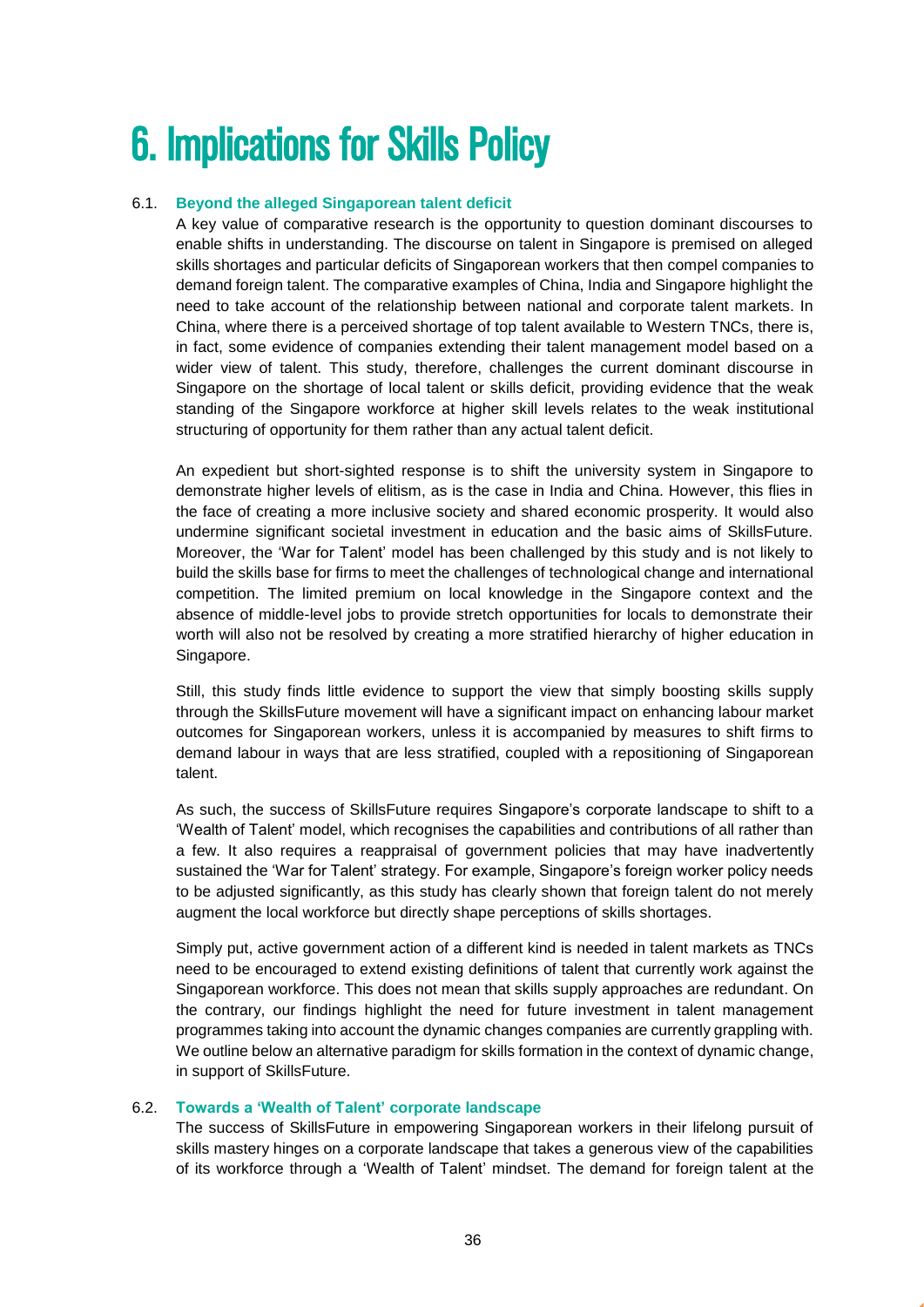# 6. Implications for Skills Policy

## 6.1. Beyond the alleged Singaporean talent deficit

A key value of comparative research is the opportunity to question dominant discourses to enable shifts in understanding. The discourse on talent in Singapore is premised on alleged skills shortages and particular deficits of Singaporean workers that then compel companies to demand foreign talent. The comparative examples of China, India and Singapore highlight the need to take account of the relationship between national and corporate talent markets. In China, where there is a perceived shortage of top talent available to Western TNCs, there is, in fact, some evidence of companies extending their talent management model based on a wider view of talent. This study, therefore, challenges the current dominant discourse in Singapore on the shortage of local talent or skills deficit, providing evidence that the weak standing of the Singapore workforce at higher skill levels relates to the weak institutional structuring of opportunity for them rather than any actual talent deficit.

An expedient but short-sighted response is to shift the university system in Singapore to demonstrate higher levels of elitism, as is the case in India and China. However, this flies in the face of creating a more inclusive society and shared economic prosperity. It would also undermine significant societal investment in education and the basic aims of SkillsFuture. Moreover, the 'War for Talent' model has been challenged by this study and is not likely to build the skills base for firms to meet the challenges of technological change and international competition. The limited premium on local knowledge in the Singapore context and the absence of middle-level jobs to provide stretch opportunities for locals to demonstrate their worth will also not be resolved by creating a more stratified hierarchy of higher education in Singapore.

Still, this study finds little evidence to support the view that simply boosting skills supply through the SkillsFuture movement will have a significant impact on enhancing labour market outcomes for Singaporean workers, unless it is accompanied by measures to shift firms to demand labour in ways that are less stratified, coupled with a repositioning of Singaporean talent.

As such, the success of SkillsFuture requires Singapore's corporate landscape to shift to a 'Wealth of Talent' model, which recognises the capabilities and contributions of all rather than a few. It also requires a reappraisal of government policies that may have inadvertently sustained the 'War for Talent' strategy. For example, Singapore's foreign worker policy needs to be adjusted significantly, as this study has clearly shown that foreign talent do not merely augment the local workforce but directly shape perceptions of skills shortages.

Simply put, active government action of a different kind is needed in talent markets as TNCs need to be encouraged to extend existing definitions of talent that currently work against the Singaporean workforce. This does not mean that skills supply approaches are redundant. On the contrary, our findings highlight the need for future investment in talent management programmes taking into account the dynamic changes companies are currently grappling with. We outline below an alternative paradigm for skills formation in the context of dynamic change, in support of SkillsFuture.

## 6.2. Towards a 'Wealth of Talent' corporate landscape

The success of SkillsFuture in empowering Singaporean workers in their lifelong pursuit of skills mastery hinges on a corporate landscape that takes a generous view of the capabilities of its workforce through a 'Wealth of Talent' mindset. The demand for foreign talent at the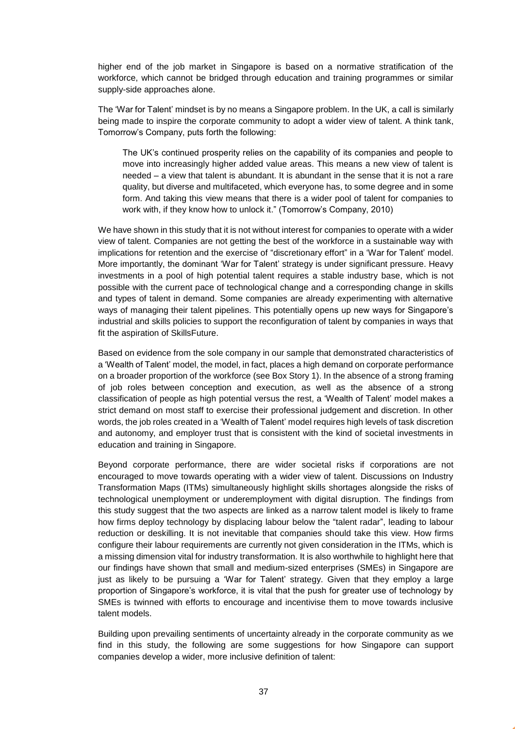higher end of the job market in Singapore is based on a normative stratification of the workforce, which cannot be bridged through education and training programmes or similar supply-side approaches alone.

The 'War for Talent' mindset is by no means a Singapore problem. In the UK, a call is similarly being made to inspire the corporate community to adopt a wider view of talent. A think tank, Tomorrow's Company, puts forth the following:

> The UK's continued prosperity relies on the capability of its companies and people to move into increasingly higher added value areas. This means a new view of talent is needed – a view that talent is abundant. It is abundant in the sense that it is not a rare quality, but diverse and multifaceted, which everyone has, to some degree and in some form. And taking this view means that there is a wider pool of talent for companies to work with, if they know how to unlock it." (Tomorrow's Company, 2010)

We have shown in this study that it is not without interest for companies to operate with a wider view of talent. Companies are not getting the best of the workforce in a sustainable way with implications for retention and the exercise of "discretionary effort" in a 'War for Talent' model. More importantly, the dominant 'War for Talent' strategy is under significant pressure. Heavy investments in a pool of high potential talent requires a stable industry base, which is not possible with the current pace of technological change and a corresponding change in skills and types of talent in demand. Some companies are already experimenting with alternative ways of managing their talent pipelines. This potentially opens up new ways for Singapore's industrial and skills policies to support the reconfiguration of talent by companies in ways that fit the aspiration of SkillsFuture.

Based on evidence from the sole company in our sample that demonstrated characteristics of a 'Wealth of Talent' model, the model, in fact, places a high demand on corporate performance on a broader proportion of the workforce (see Box Story 1). In the absence of a strong framing of job roles between conception and execution, as well as the absence of a strong classification of people as high potential versus the rest, a 'Wealth of Talent' model makes a strict demand on most staff to exercise their professional judgement and discretion. In other words, the job roles created in a 'Wealth of Talent' model requires high levels of task discretion and autonomy, and employer trust that is consistent with the kind of societal investments in education and training in Singapore.

Beyond corporate performance, there are wider societal risks if corporations are not encouraged to move towards operating with a wider view of talent. Discussions on Industry Transformation Maps (ITMs) simultaneously highlight skills shortages alongside the risks of technological unemployment or underemployment with digital disruption. The findings from this study suggest that the two aspects are linked as a narrow talent model is likely to frame how firms deploy technology by displacing labour below the "talent radar", leading to labour reduction or deskilling. It is not inevitable that companies should take this view. How firms configure their labour requirements are currently not given consideration in the ITMs, which is a missing dimension vital for industry transformation. It is also worthwhile to highlight here that our findings have shown that small and medium-sized enterprises (SMEs) in Singapore are just as likely to be pursuing a 'War for Talent' strategy. Given that they employ a large proportion of Singapore's workforce, it is vital that the push for greater use of technology by SMEs is twinned with efforts to encourage and incentivise them to move towards inclusive talent models.

Building upon prevailing sentiments of uncertainty already in the corporate community as we find in this study, the following are some suggestions for how Singapore can support companies develop a wider, more inclusive definition of talent: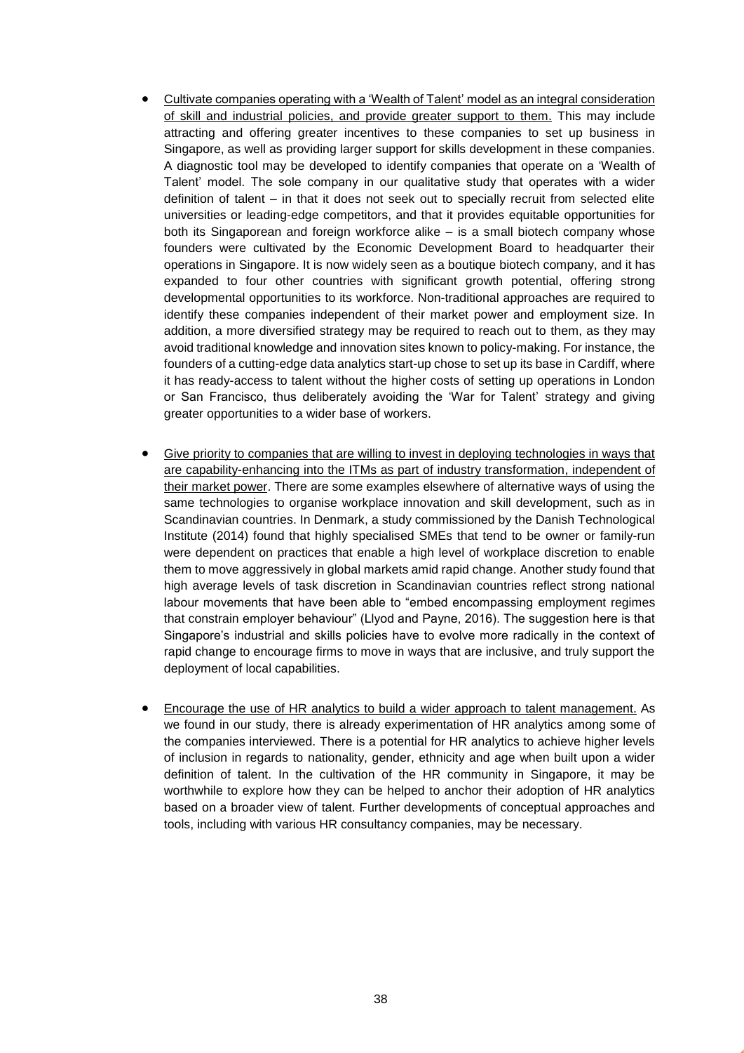- Cultivate companies operating with a 'Wealth of Talent' model as an integral consideration of skill and industrial policies, and provide greater support to them. This may include attracting and offering greater incentives to these companies to set up business in Singapore, as well as providing larger support for skills development in these companies. A diagnostic tool may be developed to identify companies that operate on a 'Wealth of Talent' model. The sole company in our qualitative study that operates with a wider definition of talent – in that it does not seek out to specially recruit from selected elite universities or leading-edge competitors, and that it provides equitable opportunities for both its Singaporean and foreign workforce alike – is a small biotech company whose founders were cultivated by the Economic Development Board to headquarter their operations in Singapore. It is now widely seen as a boutique biotech company, and it has expanded to four other countries with significant growth potential, offering strong developmental opportunities to its workforce. Non-traditional approaches are required to identify these companies independent of their market power and employment size. In addition, a more diversified strategy may be required to reach out to them, as they may avoid traditional knowledge and innovation sites known to policy-making. For instance, the founders of a cutting-edge data analytics start-up chose to set up its base in Cardiff, where it has ready-access to talent without the higher costs of setting up operations in London or San Francisco, thus deliberately avoiding the 'War for Talent' strategy and giving greater opportunities to a wider base of workers.

- Give priority to companies that are willing to invest in deploying technologies in ways that are capability-enhancing into the ITMs as part of industry transformation, independent of their market power. There are some examples elsewhere of alternative ways of using the same technologies to organise workplace innovation and skill development, such as in Scandinavian countries. In Denmark, a study commissioned by the Danish Technological Institute (2014) found that highly specialised SMEs that tend to be owner or family-run were dependent on practices that enable a high level of workplace discretion to enable them to move aggressively in global markets amid rapid change. Another study found that high average levels of task discretion in Scandinavian countries reflect strong national labour movements that have been able to "embed encompassing employment regimes that constrain employer behaviour" (Llyod and Payne, 2016). The suggestion here is that Singapore's industrial and skills policies have to evolve more radically in the context of rapid change to encourage firms to move in ways that are inclusive, and truly support the deployment of local capabilities.

- Encourage the use of HR analytics to build a wider approach to talent management. As we found in our study, there is already experimentation of HR analytics among some of the companies interviewed. There is a potential for HR analytics to achieve higher levels of inclusion in regards to nationality, gender, ethnicity and age when built upon a wider definition of talent. In the cultivation of the HR community in Singapore, it may be worthwhile to explore how they can be helped to anchor their adoption of HR analytics based on a broader view of talent. Further developments of conceptual approaches and tools, including with various HR consultancy companies, may be necessary.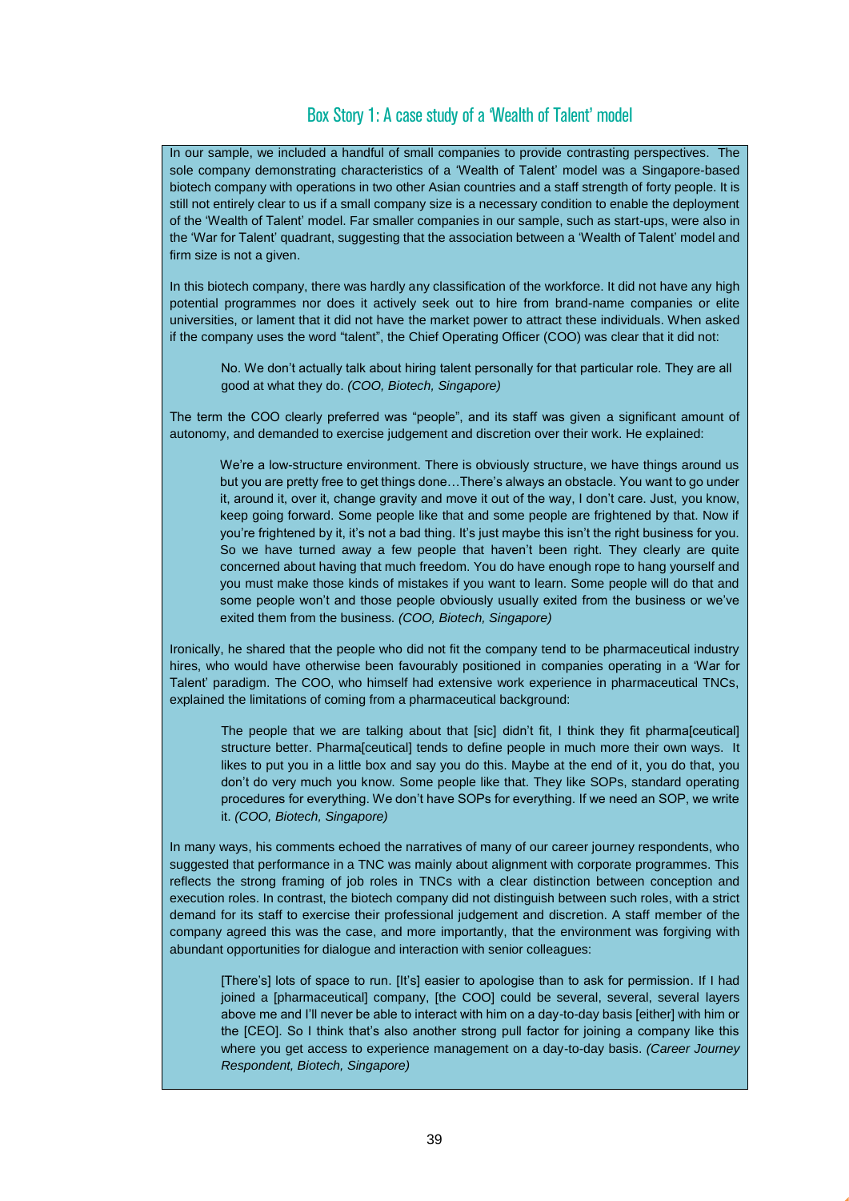## Box Story 1: A case study of a 'Wealth of Talent' model

In our sample, we included a handful of small companies to provide contrasting perspectives. The sole company demonstrating characteristics of a 'Wealth of Talent' model was a Singapore-based biotech company with operations in two other Asian countries and a staff strength of forty people. It is still not entirely clear to us if a small company size is a necessary condition to enable the deployment of the 'Wealth of Talent' model. Far smaller companies in our sample, such as start-ups, were also in the 'War for Talent' quadrant, suggesting that the association between a 'Wealth of Talent' model and firm size is not a given.

In this biotech company, there was hardly any classification of the workforce. It did not have any high potential programmes nor does it actively seek out to hire from brand-name companies or elite universities, or lament that it did not have the market power to attract these individuals. When asked if the company uses the word "talent", the Chief Operating Officer (COO) was clear that it did not:

> No. We don't actually talk about hiring talent personally for that particular role. They are all good at what they do. *(COO, Biotech, Singapore)*

The term the COO clearly preferred was "people", and its staff was given a significant amount of autonomy, and demanded to exercise judgement and discretion over their work. He explained:

> We're a low-structure environment. There is obviously structure, we have things around us but you are pretty free to get things done…There's always an obstacle. You want to go under it, around it, over it, change gravity and move it out of the way, I don't care. Just, you know, keep going forward. Some people like that and some people are frightened by that. Now if you're frightened by it, it's not a bad thing. It's just maybe this isn't the right business for you. So we have turned away a few people that haven't been right. They clearly are quite concerned about having that much freedom. You do have enough rope to hang yourself and you must make those kinds of mistakes if you want to learn. Some people will do that and some people won't and those people obviously usually exited from the business or we've exited them from the business. *(COO, Biotech, Singapore)*

Ironically, he shared that the people who did not fit the company tend to be pharmaceutical industry hires, who would have otherwise been favourably positioned in companies operating in a 'War for Talent' paradigm. The COO, who himself had extensive work experience in pharmaceutical TNCs, explained the limitations of coming from a pharmaceutical background:

> The people that we are talking about that [sic] didn't fit, I think they fit pharma[ceutical] structure better. Pharma[ceutical] tends to define people in much more their own ways. It likes to put you in a little box and say you do this. Maybe at the end of it, you do that, you don't do very much you know. Some people like that. They like SOPs, standard operating procedures for everything. We don't have SOPs for everything. If we need an SOP, we write it. *(COO, Biotech, Singapore)*

In many ways, his comments echoed the narratives of many of our career journey respondents, who suggested that performance in a TNC was mainly about alignment with corporate programmes. This reflects the strong framing of job roles in TNCs with a clear distinction between conception and execution roles. In contrast, the biotech company did not distinguish between such roles, with a strict demand for its staff to exercise their professional judgement and discretion. A staff member of the company agreed this was the case, and more importantly, that the environment was forgiving with abundant opportunities for dialogue and interaction with senior colleagues:

> [There's] lots of space to run. [It's] easier to apologise than to ask for permission. If I had joined a [pharmaceutical] company, [the COO] could be several, several, several layers above me and I'll never be able to interact with him on a day-to-day basis [either] with him or the [CEO]. So I think that's also another strong pull factor for joining a company like this where you get access to experience management on a day-to-day basis. *(Career Journey Respondent, Biotech, Singapore)*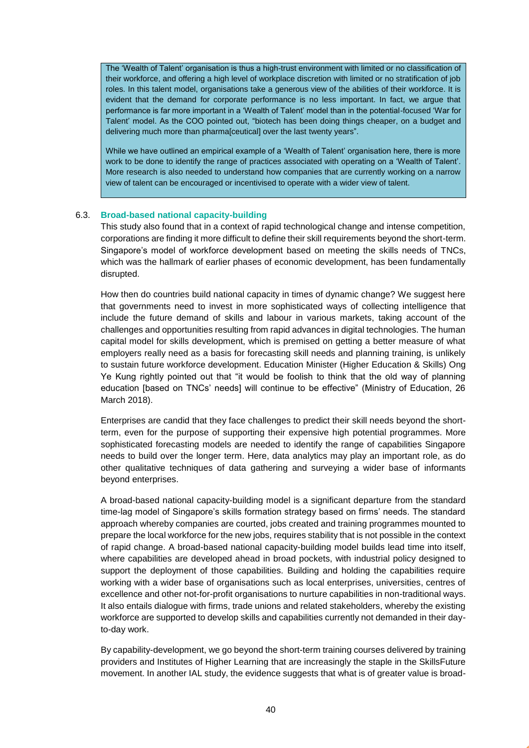The 'Wealth of Talent' organisation is thus a high-trust environment with limited or no classification of their workforce, and offering a high level of workplace discretion with limited or no stratification of job roles. In this talent model, organisations take a generous view of the abilities of their workforce. It is evident that the demand for corporate performance is no less important. In fact, we argue that performance is far more important in a 'Wealth of Talent' model than in the potential-focused 'War for Talent' model. As the COO pointed out, "biotech has been doing things cheaper, on a budget and delivering much more than pharma[ceutical] over the last twenty years".

While we have outlined an empirical example of a 'Wealth of Talent' organisation here, there is more work to be done to identify the range of practices associated with operating on a 'Wealth of Talent'. More research is also needed to understand how companies that are currently working on a narrow view of talent can be encouraged or incentivised to operate with a wider view of talent.

### 6.3. Broad-based national capacity-building

This study also found that in a context of rapid technological change and intense competition, corporations are finding it more difficult to define their skill requirements beyond the short-term. Singapore's model of workforce development based on meeting the skills needs of TNCs, which was the hallmark of earlier phases of economic development, has been fundamentally disrupted.

How then do countries build national capacity in times of dynamic change? We suggest here that governments need to invest in more sophisticated ways of collecting intelligence that include the future demand of skills and labour in various markets, taking account of the challenges and opportunities resulting from rapid advances in digital technologies. The human capital model for skills development, which is premised on getting a better measure of what employers really need as a basis for forecasting skill needs and planning training, is unlikely to sustain future workforce development. Education Minister (Higher Education & Skills) Ong Ye Kung rightly pointed out that "it would be foolish to think that the old way of planning education [based on TNCs' needs] will continue to be effective" (Ministry of Education, 26 March 2018).

Enterprises are candid that they face challenges to predict their skill needs beyond the short-term, even for the purpose of supporting their expensive high potential programmes. More sophisticated forecasting models are needed to identify the range of capabilities Singapore needs to build over the longer term. Here, data analytics may play an important role, as do other qualitative techniques of data gathering and surveying a wider base of informants beyond enterprises.

A broad-based national capacity-building model is a significant departure from the standard time-lag model of Singapore's skills formation strategy based on firms' needs. The standard approach whereby companies are courted, jobs created and training programmes mounted to prepare the local workforce for the new jobs, requires stability that is not possible in the context of rapid change. A broad-based national capacity-building model builds lead time into itself, where capabilities are developed ahead in broad pockets, with industrial policy designed to support the deployment of those capabilities. Building and holding the capabilities require working with a wider base of organisations such as local enterprises, universities, centres of excellence and other not-for-profit organisations to nurture capabilities in non-traditional ways. It also entails dialogue with firms, trade unions and related stakeholders, whereby the existing workforce are supported to develop skills and capabilities currently not demanded in their day-to-day work.

By capability-development, we go beyond the short-term training courses delivered by training providers and Institutes of Higher Learning that are increasingly the staple in the SkillsFuture movement. In another IAL study, the evidence suggests that what is of greater value is broad-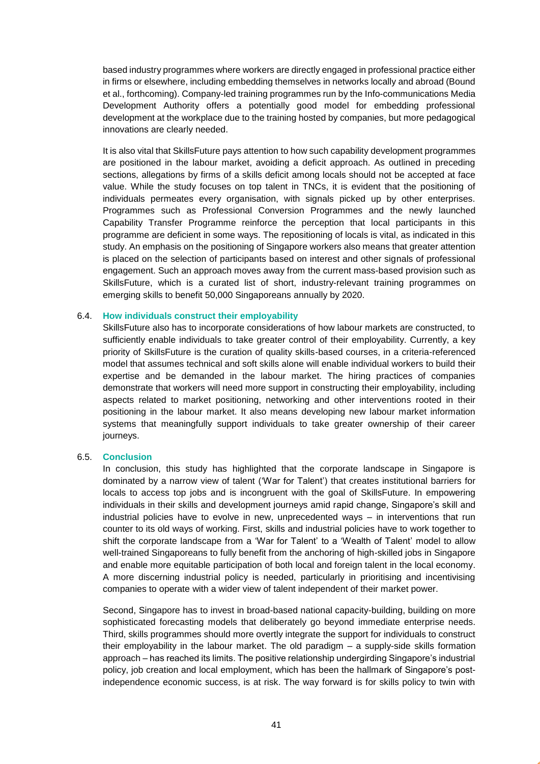based industry programmes where workers are directly engaged in professional practice either in firms or elsewhere, including embedding themselves in networks locally and abroad (Bound et al., forthcoming). Company-led training programmes run by the Info-communications Media Development Authority offers a potentially good model for embedding professional development at the workplace due to the training hosted by companies, but more pedagogical innovations are clearly needed.

It is also vital that SkillsFuture pays attention to how such capability development programmes are positioned in the labour market, avoiding a deficit approach. As outlined in preceding sections, allegations by firms of a skills deficit among locals should not be accepted at face value. While the study focuses on top talent in TNCs, it is evident that the positioning of individuals permeates every organisation, with signals picked up by other enterprises. Programmes such as Professional Conversion Programmes and the newly launched Capability Transfer Programme reinforce the perception that local participants in this programme are deficient in some ways. The repositioning of locals is vital, as indicated in this study. An emphasis on the positioning of Singapore workers also means that greater attention is placed on the selection of participants based on interest and other signals of professional engagement. Such an approach moves away from the current mass-based provision such as SkillsFuture, which is a curated list of short, industry-relevant training programmes on emerging skills to benefit 50,000 Singaporeans annually by 2020.

### 6.4. How individuals construct their employability

SkillsFuture also has to incorporate considerations of how labour markets are constructed, to sufficiently enable individuals to take greater control of their employability. Currently, a key priority of SkillsFuture is the curation of quality skills-based courses, in a criteria-referenced model that assumes technical and soft skills alone will enable individual workers to build their expertise and be demanded in the labour market. The hiring practices of companies demonstrate that workers will need more support in constructing their employability, including aspects related to market positioning, networking and other interventions rooted in their positioning in the labour market. It also means developing new labour market information systems that meaningfully support individuals to take greater ownership of their career journeys.

### 6.5. Conclusion

In conclusion, this study has highlighted that the corporate landscape in Singapore is dominated by a narrow view of talent ('War for Talent') that creates institutional barriers for locals to access top jobs and is incongruent with the goal of SkillsFuture. In empowering individuals in their skills and development journeys amid rapid change, Singapore's skill and industrial policies have to evolve in new, unprecedented ways – in interventions that run counter to its old ways of working. First, skills and industrial policies have to work together to shift the corporate landscape from a 'War for Talent' to a 'Wealth of Talent' model to allow well-trained Singaporeans to fully benefit from the anchoring of high-skilled jobs in Singapore and enable more equitable participation of both local and foreign talent in the local economy. A more discerning industrial policy is needed, particularly in prioritising and incentivising companies to operate with a wider view of talent independent of their market power.

Second, Singapore has to invest in broad-based national capacity-building, building on more sophisticated forecasting models that deliberately go beyond immediate enterprise needs. Third, skills programmes should more overtly integrate the support for individuals to construct their employability in the labour market. The old paradigm – a supply-side skills formation approach – has reached its limits. The positive relationship undergirding Singapore's industrial policy, job creation and local employment, which has been the hallmark of Singapore's post-independence economic success, is at risk. The way forward is for skills policy to twin with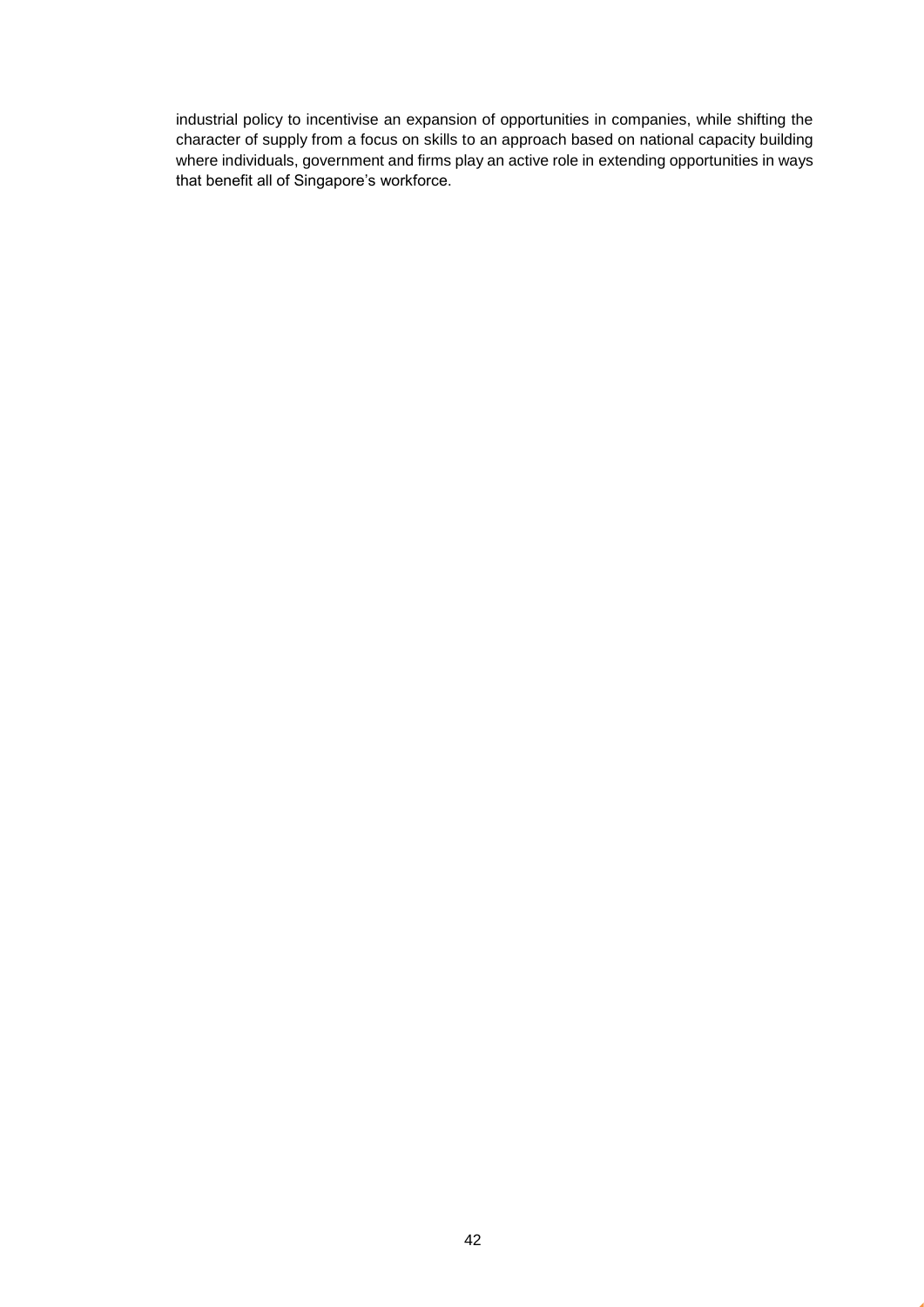industrial policy to incentivise an expansion of opportunities in companies, while shifting the character of supply from a focus on skills to an approach based on national capacity building where individuals, government and firms play an active role in extending opportunities in ways that benefit all of Singapore's workforce.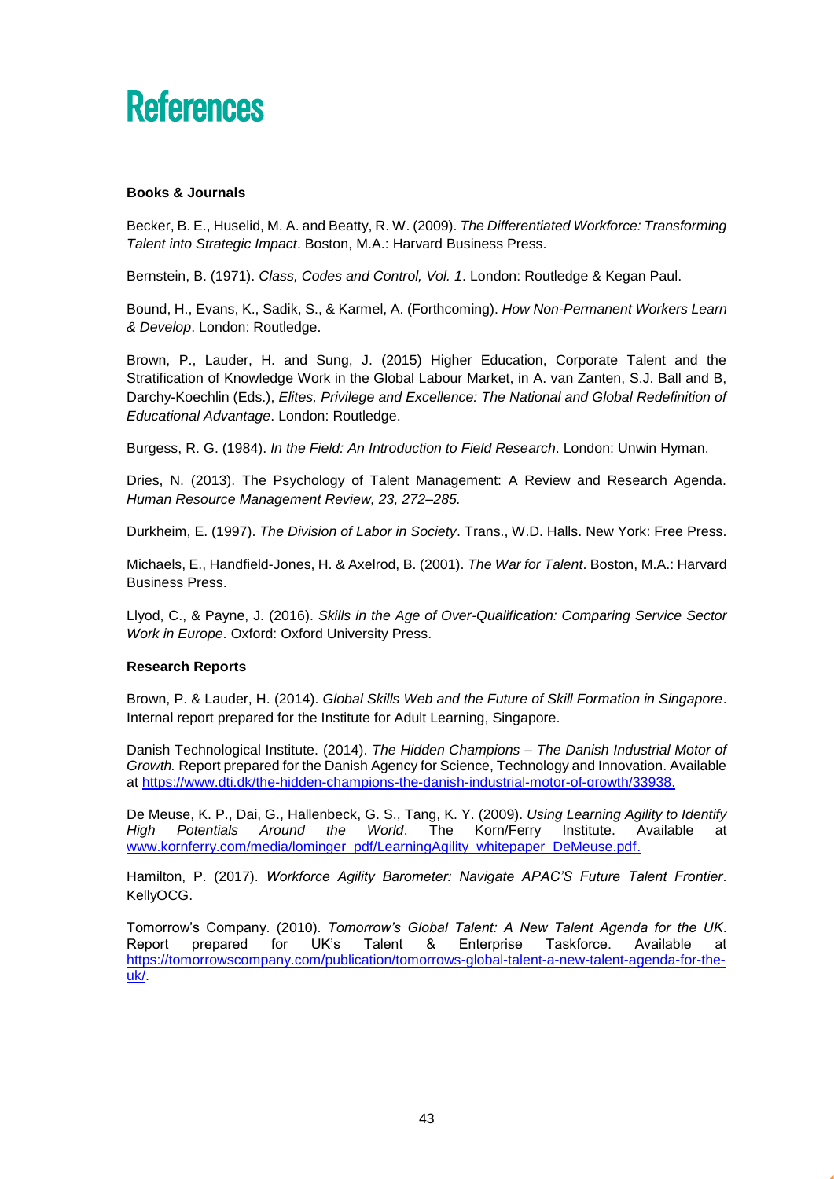# References

**Books & Journals**

Becker, B. E., Huselid, M. A. and Beatty, R. W. (2009). *The Differentiated Workforce: Transforming Talent into Strategic Impact*. Boston, M.A.: Harvard Business Press.

Bernstein, B. (1971). *Class, Codes and Control, Vol. 1*. London: Routledge & Kegan Paul.

Bound, H., Evans, K., Sadik, S., & Karmel, A. (Forthcoming). *How Non-Permanent Workers Learn & Develop*. London: Routledge.

Brown, P., Lauder, H. and Sung, J. (2015) Higher Education, Corporate Talent and the Stratification of Knowledge Work in the Global Labour Market, in A. van Zanten, S.J. Ball and B, Darchy-Koechlin (Eds.), *Elites, Privilege and Excellence: The National and Global Redefinition of Educational Advantage*. London: Routledge.

Burgess, R. G. (1984). *In the Field: An Introduction to Field Research*. London: Unwin Hyman.

Dries, N. (2013). The Psychology of Talent Management: A Review and Research Agenda. *Human Resource Management Review, 23, 272–285.*

Durkheim, E. (1997). *The Division of Labor in Society*. Trans., W.D. Halls. New York: Free Press.

Michaels, E., Handfield-Jones, H. & Axelrod, B. (2001). *The War for Talent*. Boston, M.A.: Harvard Business Press.

Llyod, C., & Payne, J. (2016). *Skills in the Age of Over-Qualification: Comparing Service Sector Work in Europe*. Oxford: Oxford University Press.

**Research Reports**

Brown, P. & Lauder, H. (2014). *Global Skills Web and the Future of Skill Formation in Singapore*. Internal report prepared for the Institute for Adult Learning, Singapore.

Danish Technological Institute. (2014). *The Hidden Champions – The Danish Industrial Motor of Growth.* Report prepared for the Danish Agency for Science, Technology and Innovation. Available at https://www.dti.dk/the-hidden-champions-the-danish-industrial-motor-of-growth/33938.

De Meuse, K. P., Dai, G., Hallenbeck, G. S., Tang, K. Y. (2009). *Using Learning Agility to Identify High Potentials Around the World*. The Korn/Ferry Institute. Available at www.kornferry.com/media/lominger_pdf/LearningAgility_whitepaper_DeMeuse.pdf.

Hamilton, P. (2017). *Workforce Agility Barometer: Navigate APAC'S Future Talent Frontier*. KellyOCG.

Tomorrow's Company. (2010). *Tomorrow's Global Talent: A New Talent Agenda for the UK.* Report prepared for UK's Talent & Enterprise Taskforce. Available at https://tomorrowscompany.com/publication/tomorrows-global-talent-a-new-talent-agenda-for-the-uk/.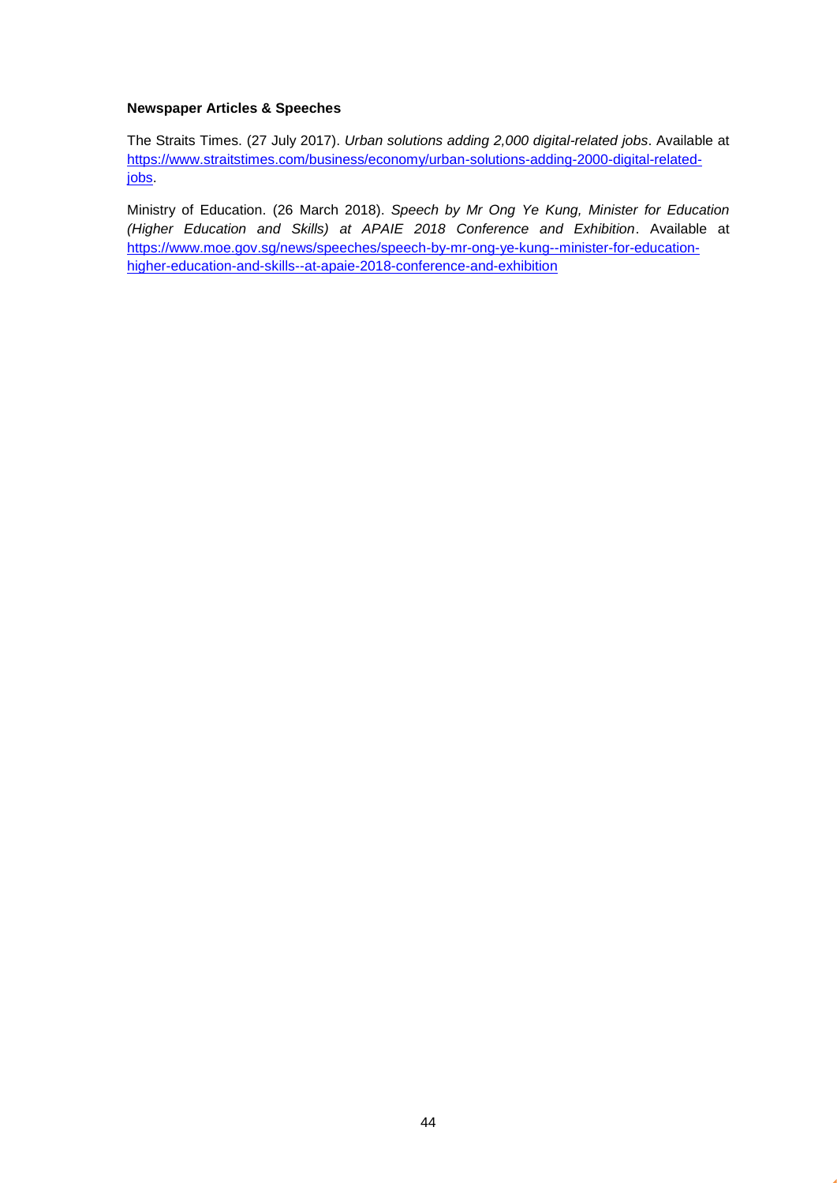**Newspaper Articles & Speeches**

The Straits Times. (27 July 2017). *Urban solutions adding 2,000 digital-related jobs*. Available at [https://www.straitstimes.com/business/economy/urban-solutions-adding-2000-digital-related-jobs](https://www.straitstimes.com/business/economy/urban-solutions-adding-2000-digital-related-jobs).

Ministry of Education. (26 March 2018). *Speech by Mr Ong Ye Kung, Minister for Education (Higher Education and Skills) at APAIE 2018 Conference and Exhibition*. Available at [https://www.moe.gov.sg/news/speeches/speech-by-mr-ong-ye-kung--minister-for-education-higher-education-and-skills--at-apaie-2018-conference-and-exhibition](https://www.moe.gov.sg/news/speeches/speech-by-mr-ong-ye-kung--minister-for-education-higher-education-and-skills--at-apaie-2018-conference-and-exhibition)